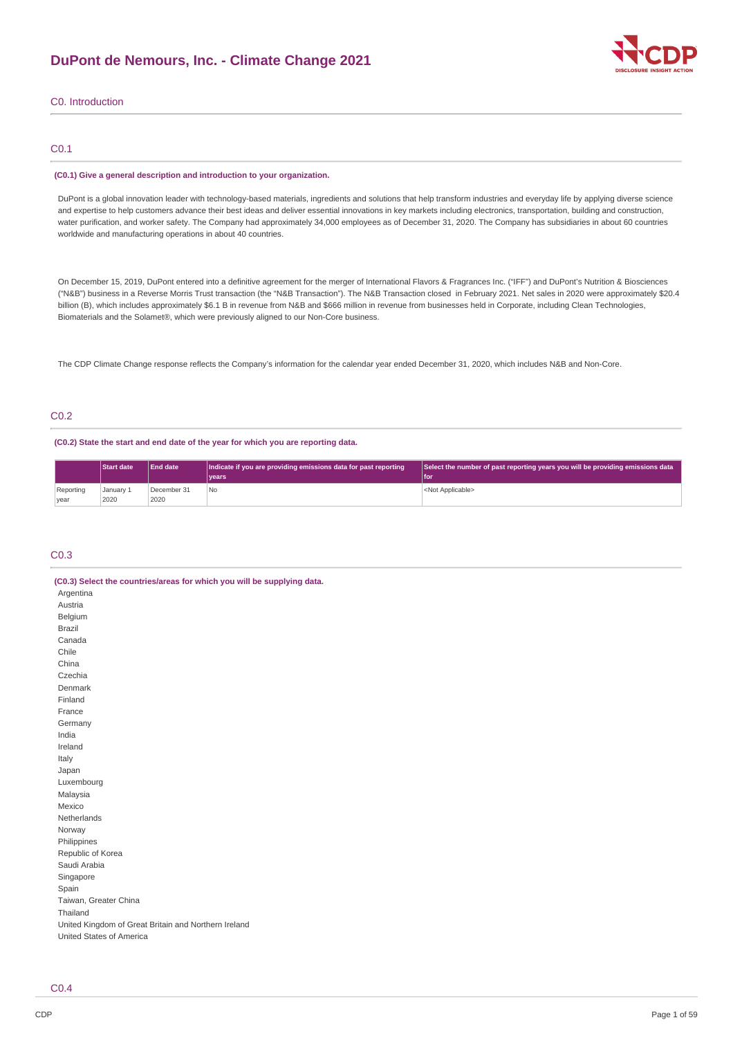# DuPont de Nemours, Inc. - Climate Change 2021

## C0. Introduction

### C0.1

**(C0.1) Give a general description and introduction to your organization.**

DuPont is a global innovation leader with technology-based materials, ingredients and solutions that help transform industries and everyday life by applying diverse science and expertise to help customers advance their best ideas and deliver essential innovations in key markets including electronics, transportation, building and construction, water purification, and worker safety. The Company had approximately 34,000 employees as of December 31, 2020. The Company has subsidiaries in about 60 countries worldwide and manufacturing operations in about 40 countries.

On December 15, 2019, DuPont entered into a definitive agreement for the merger of International Flavors & Fragrances Inc. ("IFF") and DuPont's Nutrition & Biosciences ("N&B") business in a Reverse Morris Trust transaction (the "N&B Transaction"). The N&B Transaction closed in February 2021. Net sales in 2020 were approximately $20.4 billion (B), which includes approximately $6.1 B in revenue from N&B and $666 million in revenue from businesses held in Corporate, including Clean Technologies, Biomaterials and the Solamet®, which were previously aligned to our Non-Core business.

The CDP Climate Change response reflects the Company's information for the calendar year ended December 31, 2020, which includes N&B and Non-Core.

### C0.2

**(C0.2) State the start and end date of the year for which you are reporting data.**

| | Start date | End date | Indicate if you are providing emissions data for past reporting years | Select the number of past reporting years you will be providing emissions data for |
|---|---|---|---|---|
| Reporting year | January 1 2020 | December 31 2020 | No | <Not Applicable> |

### C0.3

**(C0.3) Select the countries/areas for which you will be supplying data.**

Argentina
Austria
Belgium
Brazil
Canada
Chile
China
Czechia
Denmark
Finland
France
Germany
India
Ireland
Italy
Japan
Luxembourg
Malaysia
Mexico
Netherlands
Norway
Philippines
Republic of Korea
Saudi Arabia
Singapore
Spain
Taiwan, Greater China
Thailand
United Kingdom of Great Britain and Northern Ireland
United States of America

### C0.4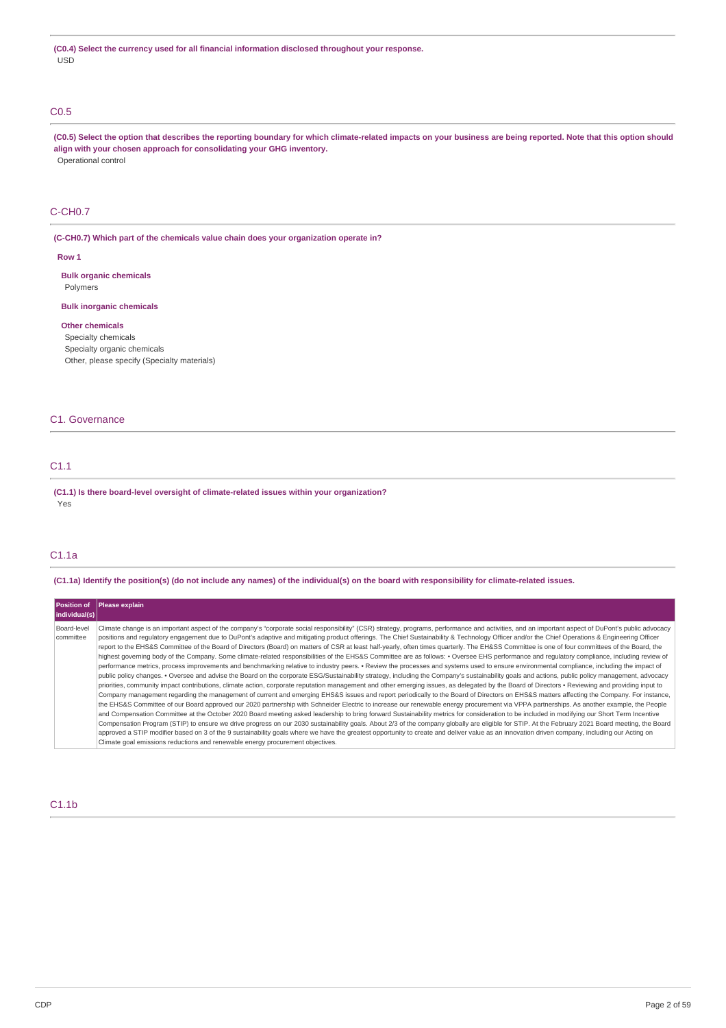**(C0.4) Select the currency used for all financial information disclosed throughout your response.**

USD

## C0.5

**(C0.5) Select the option that describes the reporting boundary for which climate-related impacts on your business are being reported. Note that this option should align with your chosen approach for consolidating your GHG inventory.**

Operational control

## C-CH0.7

**(C-CH0.7) Which part of the chemicals value chain does your organization operate in?**

**Row 1**

**Bulk organic chemicals**

Polymers

**Bulk inorganic chemicals**

**Other chemicals**

Specialty chemicals

Specialty organic chemicals

Other, please specify (Specialty materials)

# C1. Governance

## C1.1

**(C1.1) Is there board-level oversight of climate-related issues within your organization?**

Yes

## C1.1a

**(C1.1a) Identify the position(s) (do not include any names) of the individual(s) on the board with responsibility for climate-related issues.**

| Position of individual(s) | Please explain |
|---|---|
| Board-level committee | Climate change is an important aspect of the company's "corporate social responsibility" (CSR) strategy, programs, performance and activities, and an important aspect of DuPont's public advocacy positions and regulatory engagement due to DuPont's adaptive and mitigating product offerings. The Chief Sustainability & Technology Officer and/or the Chief Operations & Engineering Officer report to the EHS&S Committee of the Board of Directors (Board) on matters of CSR at least half-yearly, often times quarterly. The EH&SS Committee is one of four committees of the Board, the highest governing body of the Company. Some climate-related responsibilities of the EHS&S Committee are as follows: • Oversee EHS performance and regulatory compliance, including review of performance metrics, process improvements and benchmarking relative to industry peers. • Review the processes and systems used to ensure environmental compliance, including the impact of public policy changes. • Oversee and advise the Board on the corporate ESG/Sustainability strategy, including the Company's sustainability goals and actions, public policy management, advocacy priorities, community impact contributions, climate action, corporate reputation management and other emerging issues, as delegated by the Board of Directors • Reviewing and providing input to Company management regarding the management of current and emerging EHS&S issues and report periodically to the Board of Directors on EHS&S matters affecting the Company. For instance, the EHS&S Committee of our Board approved our 2020 partnership with Schneider Electric to increase our renewable energy procurement via VPPA partnerships. As another example, the People and Compensation Committee at the October 2020 Board meeting asked leadership to bring forward Sustainability metrics for consideration to be included in modifying our Short Term Incentive Compensation Program (STIP) to ensure we drive progress on our 2030 sustainability goals. About 2/3 of the company globally are eligible for STIP. At the February 2021 Board meeting, the Board approved a STIP modifier based on 3 of the 9 sustainability goals where we have the greatest opportunity to create and deliver value as an innovation driven company, including our Acting on Climate goal emissions reductions and renewable energy procurement objectives. |

## C1.1b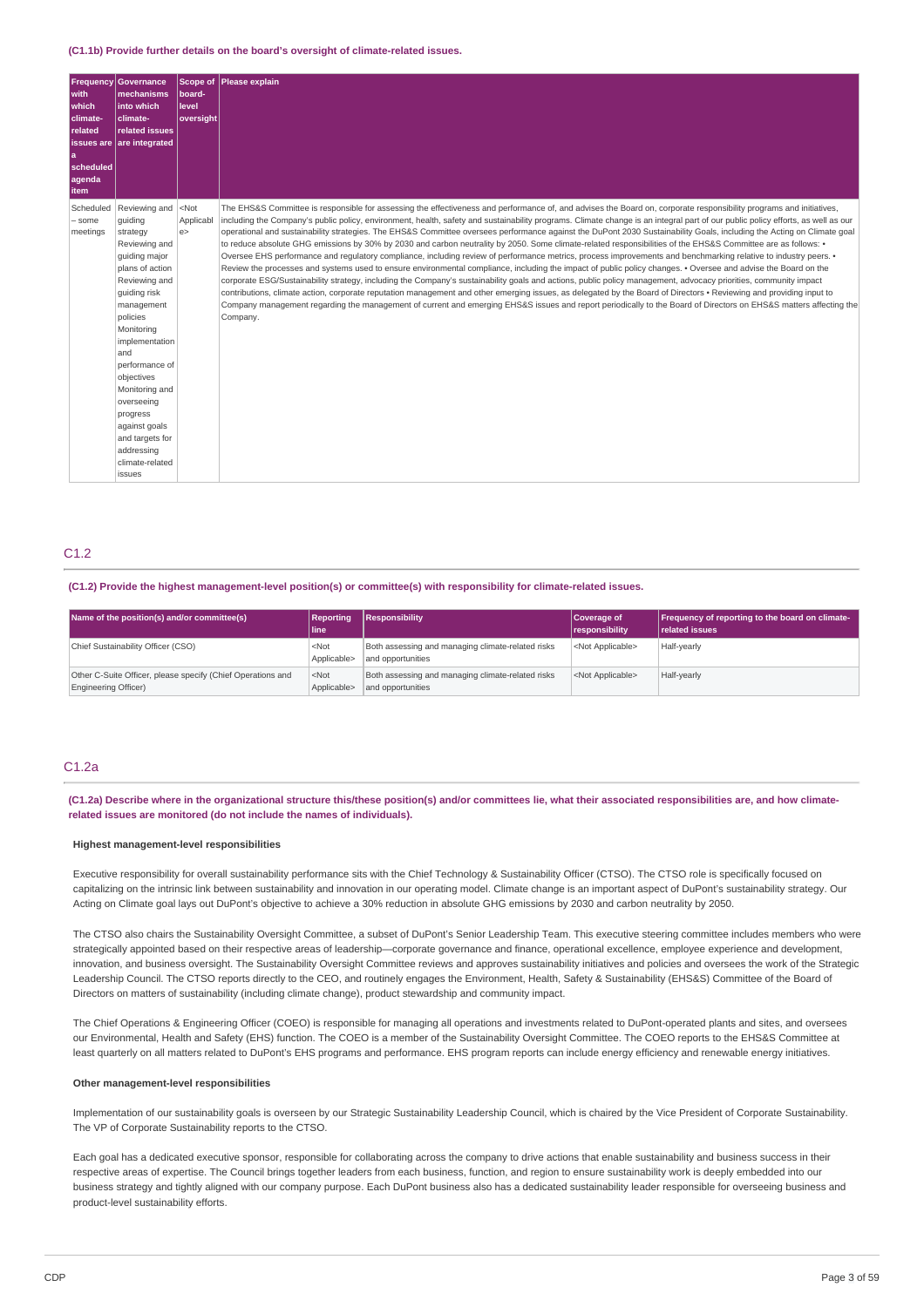**(C1.1b) Provide further details on the board's oversight of climate-related issues.**

| Frequency with which climate-related issues are a scheduled agenda item | Governance mechanisms into which climate-related issues are integrated | Scope of board-level oversight | Please explain |
|---|---|---|---|
| Scheduled – some meetings | Reviewing and guiding strategy Reviewing and guiding major plans of action Reviewing and guiding risk management policies Monitoring implementation and performance of objectives Monitoring and overseeing progress against goals and targets for addressing climate-related issues | <Not Applicable> | The EHS&S Committee is responsible for assessing the effectiveness and performance of, and advises the Board on, corporate responsibility programs and initiatives, including the Company's public policy, environment, health, safety and sustainability programs. Climate change is an integral part of our public policy efforts, as well as our operational and sustainability strategies. The EHS&S Committee oversees performance against the DuPont 2030 Sustainability Goals, including the Acting on Climate goal to reduce absolute GHG emissions by 30% by 2030 and carbon neutrality by 2050. Some climate-related responsibilities of the EHS&S Committee are as follows: • Oversee EHS performance and regulatory compliance, including review of performance metrics, process improvements and benchmarking relative to industry peers. • Review the processes and systems used to ensure environmental compliance, including the impact of public policy changes. • Oversee and advise the Board on the corporate ESG/Sustainability strategy, including the Company's sustainability goals and actions, public policy management, advocacy priorities, community impact contributions, climate action, corporate reputation management and other emerging issues, as delegated by the Board of Directors • Reviewing and providing input to Company management regarding the management of current and emerging EHS&S issues and report periodically to the Board of Directors on EHS&S matters affecting the Company. |

## C1.2

**(C1.2) Provide the highest management-level position(s) or committee(s) with responsibility for climate-related issues.**

| Name of the position(s) and/or committee(s) | Reporting line | Responsibility | Coverage of responsibility | Frequency of reporting to the board on climate-related issues |
|---|---|---|---|---|
| Chief Sustainability Officer (CSO) | <Not Applicable> | Both assessing and managing climate-related risks and opportunities | <Not Applicable> | Half-yearly |
| Other C-Suite Officer, please specify (Chief Operations and Engineering Officer) | <Not Applicable> | Both assessing and managing climate-related risks and opportunities | <Not Applicable> | Half-yearly |

## C1.2a

**(C1.2a) Describe where in the organizational structure this/these position(s) and/or committees lie, what their associated responsibilities are, and how climate-related issues are monitored (do not include the names of individuals).**

**Highest management-level responsibilities**

Executive responsibility for overall sustainability performance sits with the Chief Technology & Sustainability Officer (CTSO). The CTSO role is specifically focused on capitalizing on the intrinsic link between sustainability and innovation in our operating model. Climate change is an important aspect of DuPont's sustainability strategy. Our Acting on Climate goal lays out DuPont's objective to achieve a 30% reduction in absolute GHG emissions by 2030 and carbon neutrality by 2050.

The CTSO also chairs the Sustainability Oversight Committee, a subset of DuPont's Senior Leadership Team. This executive steering committee includes members who were strategically appointed based on their respective areas of leadership—corporate governance and finance, operational excellence, employee experience and development, innovation, and business oversight. The Sustainability Oversight Committee reviews and approves sustainability initiatives and policies and oversees the work of the Strategic Leadership Council. The CTSO reports directly to the CEO, and routinely engages the Environment, Health, Safety & Sustainability (EHS&S) Committee of the Board of Directors on matters of sustainability (including climate change), product stewardship and community impact.

The Chief Operations & Engineering Officer (COEO) is responsible for managing all operations and investments related to DuPont-operated plants and sites, and oversees our Environmental, Health and Safety (EHS) function. The COEO is a member of the Sustainability Oversight Committee. The COEO reports to the EHS&S Committee at least quarterly on all matters related to DuPont's EHS programs and performance. EHS program reports can include energy efficiency and renewable energy initiatives.

**Other management-level responsibilities**

Implementation of our sustainability goals is overseen by our Strategic Sustainability Leadership Council, which is chaired by the Vice President of Corporate Sustainability. The VP of Corporate Sustainability reports to the CTSO.

Each goal has a dedicated executive sponsor, responsible for collaborating across the company to drive actions that enable sustainability and business success in their respective areas of expertise. The Council brings together leaders from each business, function, and region to ensure sustainability work is deeply embedded into our business strategy and tightly aligned with our company purpose. Each DuPont business also has a dedicated sustainability leader responsible for overseeing business and product-level sustainability efforts.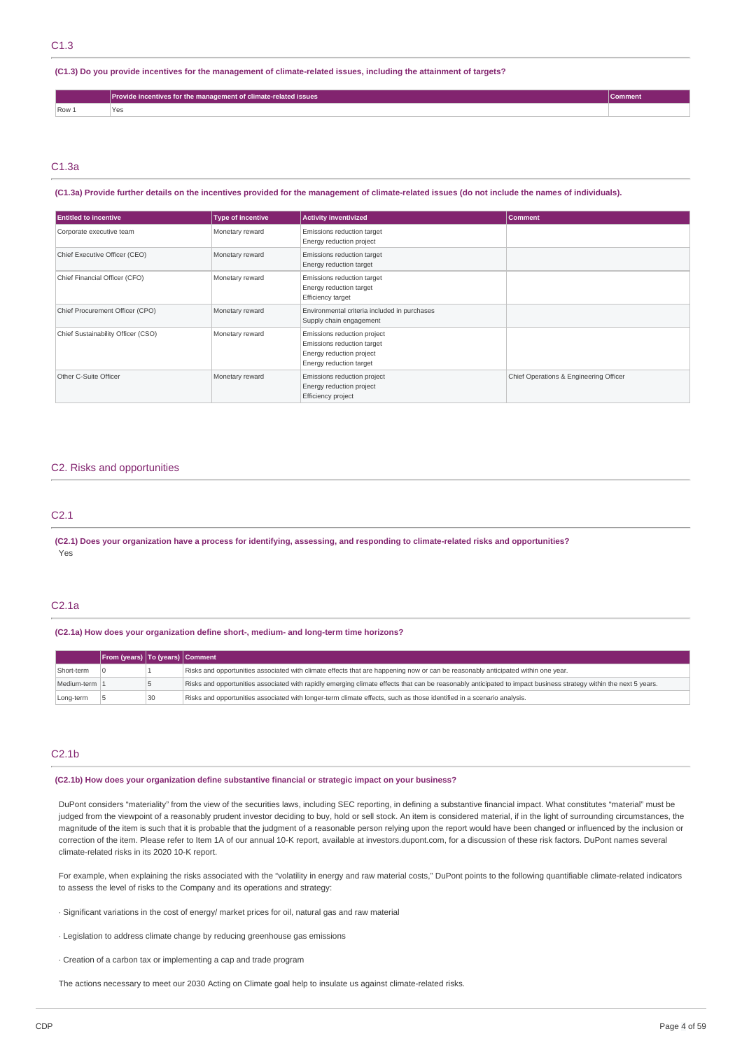## C1.3

**(C1.3) Do you provide incentives for the management of climate-related issues, including the attainment of targets?**

| | Provide incentives for the management of climate-related issues | Comment |
|---|---|---|
| Row 1 | Yes | |

## C1.3a

**(C1.3a) Provide further details on the incentives provided for the management of climate-related issues (do not include the names of individuals).**

| Entitled to incentive | Type of incentive | Activity inventivized | Comment |
|---|---|---|---|
| Corporate executive team | Monetary reward | Emissions reduction target<br>Energy reduction project | |
| Chief Executive Officer (CEO) | Monetary reward | Emissions reduction target<br>Energy reduction target | |
| Chief Financial Officer (CFO) | Monetary reward | Emissions reduction target<br>Energy reduction target<br>Efficiency target | |
| Chief Procurement Officer (CPO) | Monetary reward | Environmental criteria included in purchases<br>Supply chain engagement | |
| Chief Sustainability Officer (CSO) | Monetary reward | Emissions reduction project<br>Emissions reduction target<br>Energy reduction project<br>Energy reduction target | |
| Other C-Suite Officer | Monetary reward | Emissions reduction project<br>Energy reduction project<br>Efficiency project | Chief Operations & Engineering Officer |

# C2. Risks and opportunities

## C2.1

**(C2.1) Does your organization have a process for identifying, assessing, and responding to climate-related risks and opportunities?**

Yes

## C2.1a

**(C2.1a) How does your organization define short-, medium- and long-term time horizons?**

| | From (years) | To (years) | Comment |
|---|---|---|---|
| Short-term | 0 | 1 | Risks and opportunities associated with climate effects that are happening now or can be reasonably anticipated within one year. |
| Medium-term | 1 | 5 | Risks and opportunities associated with rapidly emerging climate effects that can be reasonably anticipated to impact business strategy within the next 5 years. |
| Long-term | 5 | 30 | Risks and opportunities associated with longer-term climate effects, such as those identified in a scenario analysis. |

## C2.1b

**(C2.1b) How does your organization define substantive financial or strategic impact on your business?**

DuPont considers "materiality" from the view of the securities laws, including SEC reporting, in defining a substantive financial impact. What constitutes "material" must be judged from the viewpoint of a reasonably prudent investor deciding to buy, hold or sell stock. An item is considered material, if in the light of surrounding circumstances, the magnitude of the item is such that it is probable that the judgment of a reasonable person relying upon the report would have been changed or influenced by the inclusion or correction of the item. Please refer to Item 1A of our annual 10-K report, available at investors.dupont.com, for a discussion of these risk factors. DuPont names several climate-related risks in its 2020 10-K report.

For example, when explaining the risks associated with the "volatility in energy and raw material costs," DuPont points to the following quantifiable climate-related indicators to assess the level of risks to the Company and its operations and strategy:

· Significant variations in the cost of energy/ market prices for oil, natural gas and raw material

· Legislation to address climate change by reducing greenhouse gas emissions

· Creation of a carbon tax or implementing a cap and trade program

The actions necessary to meet our 2030 Acting on Climate goal help to insulate us against climate-related risks.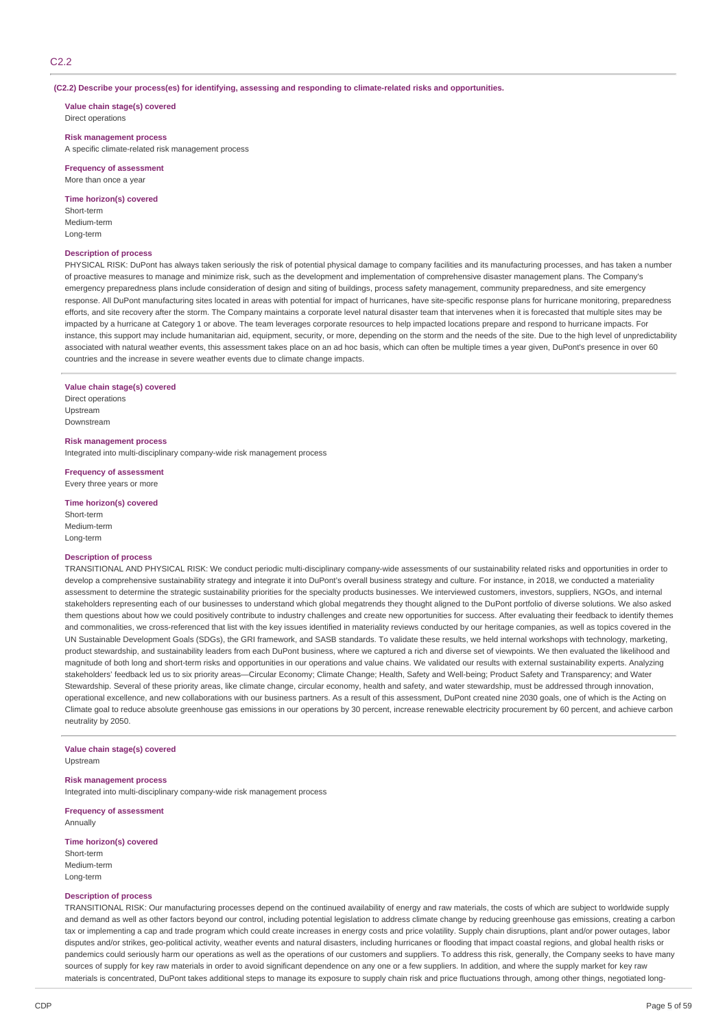## C2.2

**(C2.2) Describe your process(es) for identifying, assessing and responding to climate-related risks and opportunities.**

**Value chain stage(s) covered**
Direct operations

**Risk management process**
A specific climate-related risk management process

**Frequency of assessment**
More than once a year

**Time horizon(s) covered**
Short-term
Medium-term
Long-term

**Description of process**
PHYSICAL RISK: DuPont has always taken seriously the risk of potential physical damage to company facilities and its manufacturing processes, and has taken a number of proactive measures to manage and minimize risk, such as the development and implementation of comprehensive disaster management plans. The Company's emergency preparedness plans include consideration of design and siting of buildings, process safety management, community preparedness, and site emergency response. All DuPont manufacturing sites located in areas with potential for impact of hurricanes, have site-specific response plans for hurricane monitoring, preparedness efforts, and site recovery after the storm. The Company maintains a corporate level natural disaster team that intervenes when it is forecasted that multiple sites may be impacted by a hurricane at Category 1 or above. The team leverages corporate resources to help impacted locations prepare and respond to hurricane impacts. For instance, this support may include humanitarian aid, equipment, security, or more, depending on the storm and the needs of the site. Due to the high level of unpredictability associated with natural weather events, this assessment takes place on an ad hoc basis, which can often be multiple times a year given, DuPont's presence in over 60 countries and the increase in severe weather events due to climate change impacts.

**Value chain stage(s) covered**
Direct operations
Upstream
Downstream

**Risk management process**
Integrated into multi-disciplinary company-wide risk management process

**Frequency of assessment**
Every three years or more

**Time horizon(s) covered**
Short-term
Medium-term
Long-term

**Description of process**
TRANSITIONAL AND PHYSICAL RISK: We conduct periodic multi-disciplinary company-wide assessments of our sustainability related risks and opportunities in order to develop a comprehensive sustainability strategy and integrate it into DuPont's overall business strategy and culture. For instance, in 2018, we conducted a materiality assessment to determine the strategic sustainability priorities for the specialty products businesses. We interviewed customers, investors, suppliers, NGOs, and internal stakeholders representing each of our businesses to understand which global megatrends they thought aligned to the DuPont portfolio of diverse solutions. We also asked them questions about how we could positively contribute to industry challenges and create new opportunities for success. After evaluating their feedback to identify themes and commonalities, we cross-referenced that list with the key issues identified in materiality reviews conducted by our heritage companies, as well as topics covered in the UN Sustainable Development Goals (SDGs), the GRI framework, and SASB standards. To validate these results, we held internal workshops with technology, marketing, product stewardship, and sustainability leaders from each DuPont business, where we captured a rich and diverse set of viewpoints. We then evaluated the likelihood and magnitude of both long and short-term risks and opportunities in our operations and value chains. We validated our results with external sustainability experts. Analyzing stakeholders' feedback led us to six priority areas—Circular Economy; Climate Change; Health, Safety and Well-being; Product Safety and Transparency; and Water Stewardship. Several of these priority areas, like climate change, circular economy, health and safety, and water stewardship, must be addressed through innovation, operational excellence, and new collaborations with our business partners. As a result of this assessment, DuPont created nine 2030 goals, one of which is the Acting on Climate goal to reduce absolute greenhouse gas emissions in our operations by 30 percent, increase renewable electricity procurement by 60 percent, and achieve carbon neutrality by 2050.

**Value chain stage(s) covered**
Upstream

**Risk management process**
Integrated into multi-disciplinary company-wide risk management process

**Frequency of assessment**
Annually

**Time horizon(s) covered**
Short-term
Medium-term
Long-term

**Description of process**
TRANSITIONAL RISK: Our manufacturing processes depend on the continued availability of energy and raw materials, the costs of which are subject to worldwide supply and demand as well as other factors beyond our control, including potential legislation to address climate change by reducing greenhouse gas emissions, creating a carbon tax or implementing a cap and trade program which could create increases in energy costs and price volatility. Supply chain disruptions, plant and/or power outages, labor disputes and/or strikes, geo-political activity, weather events and natural disasters, including hurricanes or flooding that impact coastal regions, and global health risks or pandemics could seriously harm our operations as well as the operations of our customers and suppliers. To address this risk, generally, the Company seeks to have many sources of supply for key raw materials in order to avoid significant dependence on any one or a few suppliers. In addition, and where the supply market for key raw materials is concentrated, DuPont takes additional steps to manage its exposure to supply chain risk and price fluctuations through, among other things, negotiated long-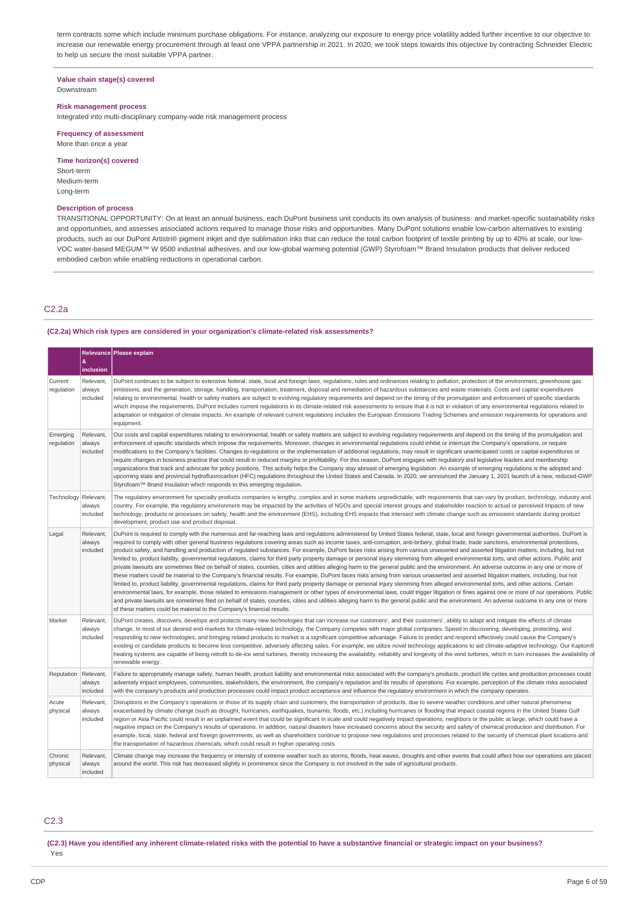term contracts some which include minimum purchase obligations. For instance, analyzing our exposure to energy price volatility added further incentive to our objective to increase our renewable energy procurement through at least one VPPA partnership in 2021. In 2020, we took steps towards this objective by contracting Schneider Electric to help us secure the most suitable VPPA partner.

**Value chain stage(s) covered**
Downstream

**Risk management process**
Integrated into multi-disciplinary company-wide risk management process

**Frequency of assessment**
More than once a year

**Time horizon(s) covered**
Short-term
Medium-term
Long-term

**Description of process**
TRANSITIONAL OPPORTUNITY: On at least an annual business, each DuPont business unit conducts its own analysis of business- and market-specific sustainability risks and opportunities, and assesses associated actions required to manage those risks and opportunities. Many DuPont solutions enable low-carbon alternatives to existing products, such as our DuPont Artistri® pigment inkjet and dye sublimation inks that can reduce the total carbon footprint of textile printing by up to 40% at scale, our low-VOC water-based MEGUM™ W 9500 industrial adhesives, and our low-global warming potential (GWP) Styrofoam™ Brand Insulation products that deliver reduced embodied carbon while enabling reductions in operational carbon.

## C2.2a

**(C2.2a) Which risk types are considered in your organization's climate-related risk assessments?**

| | Relevance & inclusion | Please explain |
|---|---|---|
| Current regulation | Relevant, always included | DuPont continues to be subject to extensive federal, state, local and foreign laws, regulations, rules and ordinances relating to pollution, protection of the environment, greenhouse gas emissions, and the generation, storage, handling, transportation, treatment, disposal and remediation of hazardous substances and waste materials. Costs and capital expenditures relating to environmental, health or safety matters are subject to evolving regulatory requirements and depend on the timing of the promulgation and enforcement of specific standards which impose the requirements. DuPont includes current regulations in its climate-related risk assessments to ensure that it is not in violation of any environmental regulations related to adaptation or mitigation of climate impacts. An example of relevant current regulations includes the European Emissions Trading Schemes and emission requirements for operations and equipment. |
| Emerging regulation | Relevant, always included | Our costs and capital expenditures relating to environmental, health or safety matters are subject to evolving regulatory requirements and depend on the timing of the promulgation and enforcement of specific standards which impose the requirements. Moreover, changes in environmental regulations could inhibit or interrupt the Company's operations, or require modifications to the Company's facilities. Changes to regulations or the implementation of additional regulations, may result in significant unanticipated costs or capital expenditures or require changes in business practice that could result in reduced margins or profitability. For this reason, DuPont engages with regulatory and legislative leaders and membership organizations that track and advocate for policy positions. This activity helps the Company stay abreast of emerging legislation. An example of emerging regulations is the adopted and upcoming state and provincial hydrofluorocarbon (HFC) regulations throughout the United States and Canada. In 2020, we announced the January 1, 2021 launch of a new, reduced-GWP Styrofoam™ Brand Insulation which responds to this emerging regulation. |
| Technology | Relevant, always included | The regulatory environment for specialty products companies is lengthy, complex and in some markets unpredictable, with requirements that can vary by product, technology, industry and country. For example, the regulatory environment may be impacted by the activities of NGOs and special interest groups and stakeholder reaction to actual or perceived impacts of new technology, products or processes on safety, health and the environment (EHS), including EHS impacts that intersect with climate change such as emissions standards during product development, product use and product disposal. |
| Legal | Relevant, always included | DuPont is required to comply with the numerous and far-reaching laws and regulations administered by United States federal, state, local and foreign governmental authorities. DuPont is required to comply with other general business regulations covering areas such as income taxes, anti-corruption, anti-bribery, global trade, trade sanctions, environmental protections, product safety, and handling and production of regulated substances. For example, DuPont faces risks arising from various unasserted and asserted litigation matters, including, but not limited to, product liability, governmental regulations, claims for third party property damage or personal injury stemming from alleged environmental torts, and other actions. Public and private lawsuits are sometimes filed on behalf of states, counties, cities and utilities alleging harm to the general public and the environment. An adverse outcome in any one or more of these matters could be material to the Company's financial results. For example, DuPont faces risks arising from various unasserted and asserted litigation matters, including, but not limited to, product liability, governmental regulations, claims for third party property damage or personal injury stemming from alleged environmental torts, and other actions. Certain environmental laws, for example, those related to emissions management or other types of environmental laws, could trigger litigation or fines against one or more of our operations. Public and private lawsuits are sometimes filed on behalf of states, counties, cities and utilities alleging harm to the general public and the environment. An adverse outcome in any one or more of these matters could be material to the Company's financial results. |
| Market | Relevant, always included | DuPont creates, discovers, develops and protects many new technologies that can increase our customers', and their customers', ability to adapt and mitigate the effects of climate change. In most of our desired end-markets for climate-related technology, the Company competes with major global companies. Speed in discovering, developing, protecting, and responding to new technologies, and bringing related products to market is a significant competitive advantage. Failure to predict and respond effectively could cause the Company's existing or candidate products to become less competitive, adversely affecting sales. For example, we utilize novel technology applications to aid climate-adaptive technology. Our Kapton® heating systems are capable of being retrofit to de-ice wind turbines, thereby increasing the availability, reliability and longevity of the wind turbines, which in turn increases the availability of renewable energy. |
| Reputation | Relevant, always included | Failure to appropriately manage safety, human health, product liability and environmental risks associated with the company's products, product life cycles and production processes could adversely impact employees, communities, stakeholders, the environment, the company's reputation and its results of operations. For example, perception of the climate risks associated with the company's products and production processes could impact product acceptance and influence the regulatory environment in which the company operates. |
| Acute physical | Relevant, always included | Disruptions in the Company's operations or those of its supply chain and customers, the transportation of products, due to severe weather conditions and other natural phenomena exacerbated by climate change (such as drought, hurricanes, earthquakes, tsunamis, floods, etc.) including hurricanes or flooding that impact coastal regions in the United States Gulf region or Asia Pacific could result in an unplanned event that could be significant in scale and could negatively impact operations, neighbors or the public at large, which could have a negative impact on the Company's results of operations. In addition, natural disasters have increased concerns about the security and safety of chemical production and distribution. For example, local, state, federal and foreign governments, as well as shareholders continue to propose new regulations and processes related to the security of chemical plant locations and the transportation of hazardous chemicals, which could result in higher operating costs. |
| Chronic physical | Relevant, always included | Climate change may increase the frequency or intensity of extreme weather such as storms, floods, heat waves, droughts and other events that could affect how our operations are placed around the world. This risk has decreased slightly in prominence since the Company is not involved in the sale of agricultural products. |

## C2.3

**(C2.3) Have you identified any inherent climate-related risks with the potential to have a substantive financial or strategic impact on your business?**
Yes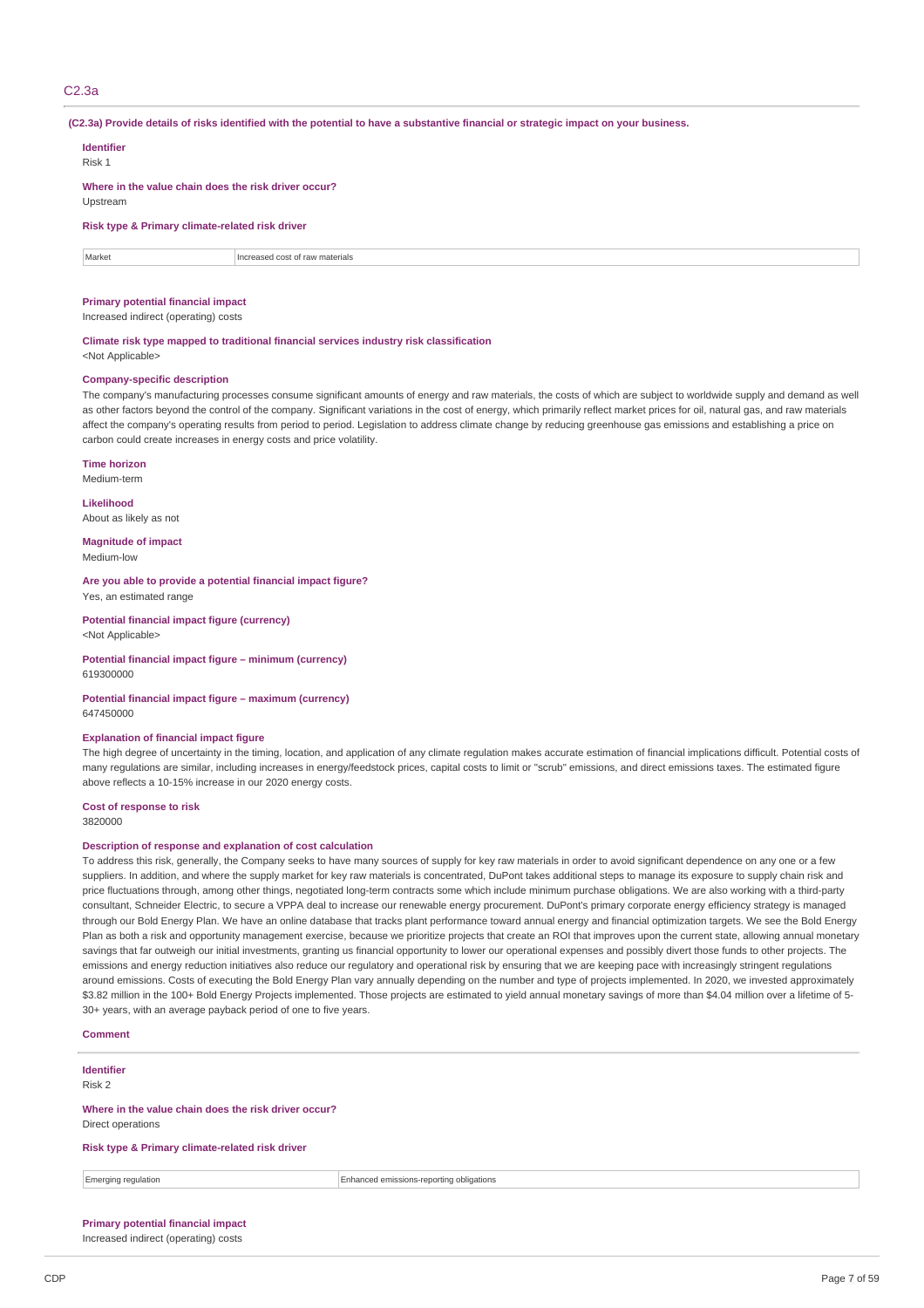## C2.3a

**(C2.3a) Provide details of risks identified with the potential to have a substantive financial or strategic impact on your business.**

**Identifier**
Risk 1

**Where in the value chain does the risk driver occur?**
Upstream

**Risk type & Primary climate-related risk driver**

| Market | Increased cost of raw materials |
|---|---|

**Primary potential financial impact**
Increased indirect (operating) costs

**Climate risk type mapped to traditional financial services industry risk classification**
<Not Applicable>

**Company-specific description**
The company's manufacturing processes consume significant amounts of energy and raw materials, the costs of which are subject to worldwide supply and demand as well as other factors beyond the control of the company. Significant variations in the cost of energy, which primarily reflect market prices for oil, natural gas, and raw materials affect the company's operating results from period to period. Legislation to address climate change by reducing greenhouse gas emissions and establishing a price on carbon could create increases in energy costs and price volatility.

**Time horizon**
Medium-term

**Likelihood**
About as likely as not

**Magnitude of impact**
Medium-low

**Are you able to provide a potential financial impact figure?**
Yes, an estimated range

**Potential financial impact figure (currency)**
<Not Applicable>

**Potential financial impact figure – minimum (currency)**
619300000

**Potential financial impact figure – maximum (currency)**
647450000

**Explanation of financial impact figure**
The high degree of uncertainty in the timing, location, and application of any climate regulation makes accurate estimation of financial implications difficult. Potential costs of many regulations are similar, including increases in energy/feedstock prices, capital costs to limit or "scrub" emissions, and direct emissions taxes. The estimated figure above reflects a 10-15% increase in our 2020 energy costs.

**Cost of response to risk**
3820000

**Description of response and explanation of cost calculation**
To address this risk, generally, the Company seeks to have many sources of supply for key raw materials in order to avoid significant dependence on any one or a few suppliers. In addition, and where the supply market for key raw materials is concentrated, DuPont takes additional steps to manage its exposure to supply chain risk and price fluctuations through, among other things, negotiated long-term contracts some which include minimum purchase obligations. We are also working with a third-party consultant, Schneider Electric, to secure a VPPA deal to increase our renewable energy procurement. DuPont's primary corporate energy efficiency strategy is managed through our Bold Energy Plan. We have an online database that tracks plant performance toward annual energy and financial optimization targets. We see the Bold Energy Plan as both a risk and opportunity management exercise, because we prioritize projects that create an ROI that improves upon the current state, allowing annual monetary savings that far outweigh our initial investments, granting us financial opportunity to lower our operational expenses and possibly divert those funds to other projects. The emissions and energy reduction initiatives also reduce our regulatory and operational risk by ensuring that we are keeping pace with increasingly stringent regulations around emissions. Costs of executing the Bold Energy Plan vary annually depending on the number and type of projects implemented. In 2020, we invested approximately $3.82 million in the 100+ Bold Energy Projects implemented. Those projects are estimated to yield annual monetary savings of more than $4.04 million over a lifetime of 5-30+ years, with an average payback period of one to five years.

**Comment**

**Identifier**
Risk 2

**Where in the value chain does the risk driver occur?**
Direct operations

**Risk type & Primary climate-related risk driver**

| Emerging regulation | Enhanced emissions-reporting obligations |
|---|---|

**Primary potential financial impact**
Increased indirect (operating) costs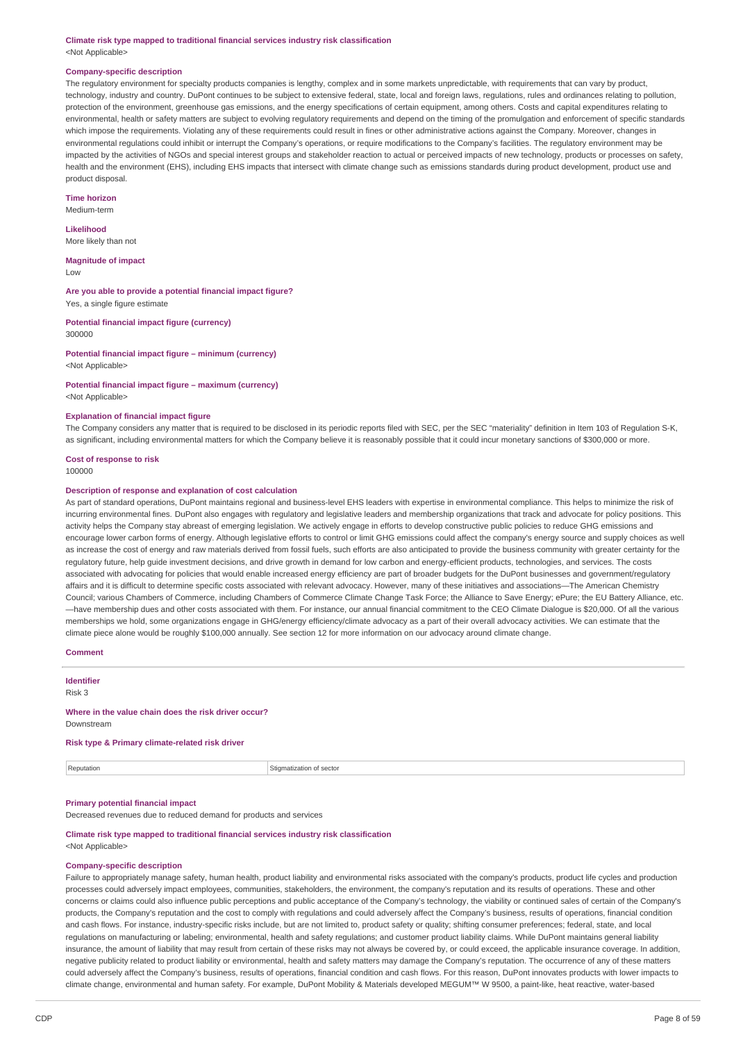**Climate risk type mapped to traditional financial services industry risk classification**
<Not Applicable>

**Company-specific description**
The regulatory environment for specialty products companies is lengthy, complex and in some markets unpredictable, with requirements that can vary by product, technology, industry and country. DuPont continues to be subject to extensive federal, state, local and foreign laws, regulations, rules and ordinances relating to pollution, protection of the environment, greenhouse gas emissions, and the energy specifications of certain equipment, among others. Costs and capital expenditures relating to environmental, health or safety matters are subject to evolving regulatory requirements and depend on the timing of the promulgation and enforcement of specific standards which impose the requirements. Violating any of these requirements could result in fines or other administrative actions against the Company. Moreover, changes in environmental regulations could inhibit or interrupt the Company's operations, or require modifications to the Company's facilities. The regulatory environment may be impacted by the activities of NGOs and special interest groups and stakeholder reaction to actual or perceived impacts of new technology, products or processes on safety, health and the environment (EHS), including EHS impacts that intersect with climate change such as emissions standards during product development, product use and product disposal.

**Time horizon**
Medium-term

**Likelihood**
More likely than not

**Magnitude of impact**
Low

**Are you able to provide a potential financial impact figure?**
Yes, a single figure estimate

**Potential financial impact figure (currency)**
300000

**Potential financial impact figure – minimum (currency)**
<Not Applicable>

**Potential financial impact figure – maximum (currency)**
<Not Applicable>

**Explanation of financial impact figure**
The Company considers any matter that is required to be disclosed in its periodic reports filed with SEC, per the SEC "materiality" definition in Item 103 of Regulation S-K, as significant, including environmental matters for which the Company believe it is reasonably possible that it could incur monetary sanctions of $300,000 or more.

**Cost of response to risk**
100000

**Description of response and explanation of cost calculation**
As part of standard operations, DuPont maintains regional and business-level EHS leaders with expertise in environmental compliance. This helps to minimize the risk of incurring environmental fines. DuPont also engages with regulatory and legislative leaders and membership organizations that track and advocate for policy positions. This activity helps the Company stay abreast of emerging legislation. We actively engage in efforts to develop constructive public policies to reduce GHG emissions and encourage lower carbon forms of energy. Although legislative efforts to control or limit GHG emissions could affect the company's energy source and supply choices as well as increase the cost of energy and raw materials derived from fossil fuels, such efforts are also anticipated to provide the business community with greater certainty for the regulatory future, help guide investment decisions, and drive growth in demand for low carbon and energy-efficient products, technologies, and services. The costs associated with advocating for policies that would enable increased energy efficiency are part of broader budgets for the DuPont businesses and government/regulatory affairs and it is difficult to determine specific costs associated with relevant advocacy. However, many of these initiatives and associations—The American Chemistry Council; various Chambers of Commerce, including Chambers of Commerce Climate Change Task Force; the Alliance to Save Energy; ePure; the EU Battery Alliance, etc. —have membership dues and other costs associated with them. For instance, our annual financial commitment to the CEO Climate Dialogue is $20,000. Of all the various memberships we hold, some organizations engage in GHG/energy efficiency/climate advocacy as a part of their overall advocacy activities. We can estimate that the climate piece alone would be roughly $100,000 annually. See section 12 for more information on our advocacy around climate change.

**Comment**

---

**Identifier**
Risk 3

**Where in the value chain does the risk driver occur?**
Downstream

**Risk type & Primary climate-related risk driver**

| Reputation | Stigmatization of sector |
|---|---|

**Primary potential financial impact**
Decreased revenues due to reduced demand for products and services

**Climate risk type mapped to traditional financial services industry risk classification**
<Not Applicable>

**Company-specific description**
Failure to appropriately manage safety, human health, product liability and environmental risks associated with the company's products, product life cycles and production processes could adversely impact employees, communities, stakeholders, the environment, the company's reputation and its results of operations. These and other concerns or claims could also influence public perceptions and public acceptance of the Company's technology, the viability or continued sales of certain of the Company's products, the Company's reputation and the cost to comply with regulations and could adversely affect the Company's business, results of operations, financial condition and cash flows. For instance, industry-specific risks include, but are not limited to, product safety or quality; shifting consumer preferences; federal, state, and local regulations on manufacturing or labeling; environmental, health and safety regulations; and customer product liability claims. While DuPont maintains general liability insurance, the amount of liability that may result from certain of these risks may not always be covered by, or could exceed, the applicable insurance coverage. In addition, negative publicity related to product liability or environmental, health and safety matters may damage the Company's reputation. The occurrence of any of these matters could adversely affect the Company's business, results of operations, financial condition and cash flows. For this reason, DuPont innovates products with lower impacts to climate change, environmental and human safety. For example, DuPont Mobility & Materials developed MEGUM™ W 9500, a paint-like, heat reactive, water-based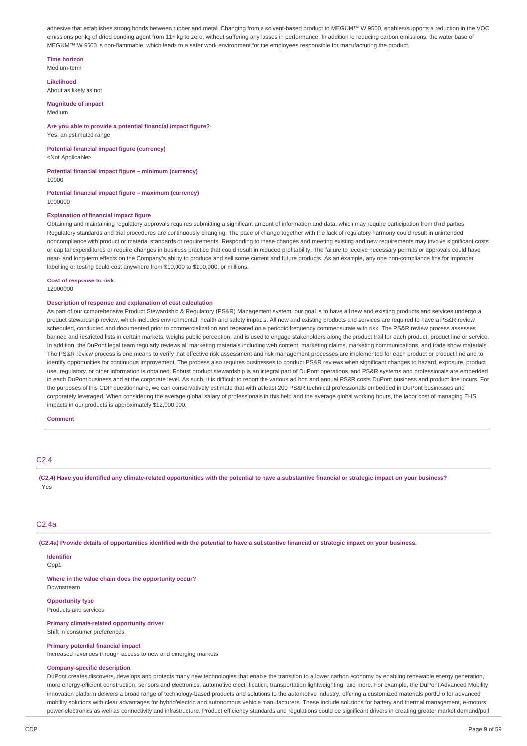adhesive that establishes strong bonds between rubber and metal. Changing from a solvent-based product to MEGUM™ W 9500, enables/supports a reduction in the VOC emissions per kg of dried bonding agent from 11+ kg to zero, without suffering any losses in performance. In addition to reducing carbon emissions, the water base of MEGUM™ W 9500 is non-flammable, which leads to a safer work environment for the employees responsible for manufacturing the product.

**Time horizon**
Medium-term

**Likelihood**
About as likely as not

**Magnitude of impact**
Medium

**Are you able to provide a potential financial impact figure?**
Yes, an estimated range

**Potential financial impact figure (currency)**
<Not Applicable>

**Potential financial impact figure – minimum (currency)**
10000

**Potential financial impact figure – maximum (currency)**
1000000

**Explanation of financial impact figure**
Obtaining and maintaining regulatory approvals requires submitting a significant amount of information and data, which may require participation from third parties. Regulatory standards and trial procedures are continuously changing. The pace of change together with the lack of regulatory harmony could result in unintended noncompliance with product or material standards or requirements. Responding to these changes and meeting existing and new requirements may involve significant costs or capital expenditures or require changes in business practice that could result in reduced profitability. The failure to receive necessary permits or approvals could have near- and long-term effects on the Company's ability to produce and sell some current and future products. As an example, any one non-compliance fine for improper labelling or testing could cost anywhere from $10,000 to $100,000, or millions.

**Cost of response to risk**
12000000

**Description of response and explanation of cost calculation**
As part of our comprehensive Product Stewardship & Regulatory (PS&R) Management system, our goal is to have all new and existing products and services undergo a product stewardship review, which includes environmental, health and safety impacts. All new and existing products and services are required to have a PS&R review scheduled, conducted and documented prior to commercialization and repeated on a periodic frequency commensurate with risk. The PS&R review process assesses banned and restricted lists in certain markets, weighs public perception, and is used to engage stakeholders along the product trail for each product, product line or service. In addition, the DuPont legal team regularly reviews all marketing materials including web content, marketing claims, marketing communications, and trade show materials. The PS&R review process is one means to verify that effective risk assessment and risk management processes are implemented for each product or product line and to identify opportunities for continuous improvement. The process also requires businesses to conduct PS&R reviews when significant changes to hazard, exposure, product use, regulatory, or other information is obtained. Robust product stewardship is an integral part of DuPont operations, and PS&R systems and professionals are embedded in each DuPont business and at the corporate level. As such, it is difficult to report the various ad hoc and annual PS&R costs DuPont business and product line incurs. For the purposes of this CDP questionnaire, we can conservatively estimate that with at least 200 PS&R technical professionals embedded in DuPont businesses and corporately leveraged. When considering the average global salary of professionals in this field and the average global working hours, the labor cost of managing EHS impacts in our products is approximately $12,000,000.

**Comment**

## C2.4

**(C2.4) Have you identified any climate-related opportunities with the potential to have a substantive financial or strategic impact on your business?**
Yes

## C2.4a

**(C2.4a) Provide details of opportunities identified with the potential to have a substantive financial or strategic impact on your business.**

**Identifier**
Opp1

**Where in the value chain does the opportunity occur?**
Downstream

**Opportunity type**
Products and services

**Primary climate-related opportunity driver**
Shift in consumer preferences

**Primary potential financial impact**
Increased revenues through access to new and emerging markets

**Company-specific description**
DuPont creates discovers, develops and protects many new technologies that enable the transition to a lower carbon economy by enabling renewable energy generation, more energy-efficient construction, sensors and electronics, automotive electrification, transportation lightweighting, and more. For example, the DuPont Advanced Mobility innovation platform delivers a broad range of technology-based products and solutions to the automotive industry, offering a customized materials portfolio for advanced mobility solutions with clear advantages for hybrid/electric and autonomous vehicle manufacturers. These include solutions for battery and thermal management, e-motors, power electronics as well as connectivity and infrastructure. Product efficiency standards and regulations could be significant drivers in creating greater market demand/pull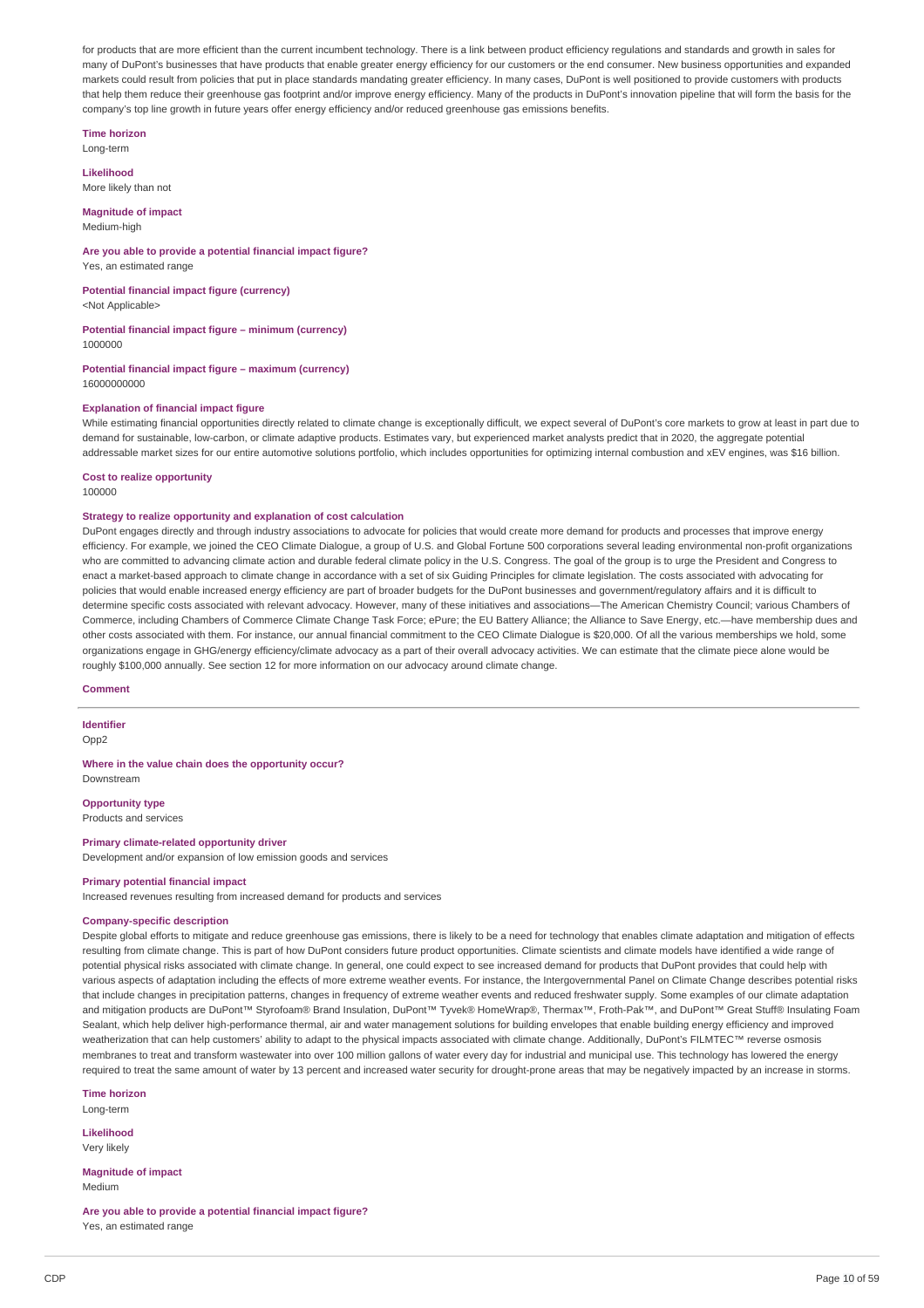for products that are more efficient than the current incumbent technology. There is a link between product efficiency regulations and standards and growth in sales for many of DuPont's businesses that have products that enable greater energy efficiency for our customers or the end consumer. New business opportunities and expanded markets could result from policies that put in place standards mandating greater efficiency. In many cases, DuPont is well positioned to provide customers with products that help them reduce their greenhouse gas footprint and/or improve energy efficiency. Many of the products in DuPont's innovation pipeline that will form the basis for the company's top line growth in future years offer energy efficiency and/or reduced greenhouse gas emissions benefits.

**Time horizon**

Long-term

**Likelihood**

More likely than not

**Magnitude of impact**

Medium-high

**Are you able to provide a potential financial impact figure?**

Yes, an estimated range

**Potential financial impact figure (currency)**

<Not Applicable>

**Potential financial impact figure – minimum (currency)**

1000000

**Potential financial impact figure – maximum (currency)**

16000000000

**Explanation of financial impact figure**

While estimating financial opportunities directly related to climate change is exceptionally difficult, we expect several of DuPont's core markets to grow at least in part due to demand for sustainable, low-carbon, or climate adaptive products. Estimates vary, but experienced market analysts predict that in 2020, the aggregate potential addressable market sizes for our entire automotive solutions portfolio, which includes opportunities for optimizing internal combustion and xEV engines, was $16 billion.

**Cost to realize opportunity**

100000

**Strategy to realize opportunity and explanation of cost calculation**

DuPont engages directly and through industry associations to advocate for policies that would create more demand for products and processes that improve energy efficiency. For example, we joined the CEO Climate Dialogue, a group of U.S. and Global Fortune 500 corporations several leading environmental non-profit organizations who are committed to advancing climate action and durable federal climate policy in the U.S. Congress. The goal of the group is to urge the President and Congress to enact a market-based approach to climate change in accordance with a set of six Guiding Principles for climate legislation. The costs associated with advocating for policies that would enable increased energy efficiency are part of broader budgets for the DuPont businesses and government/regulatory affairs and it is difficult to determine specific costs associated with relevant advocacy. However, many of these initiatives and associations—The American Chemistry Council; various Chambers of Commerce, including Chambers of Commerce Climate Change Task Force; ePure; the EU Battery Alliance; the Alliance to Save Energy, etc.—have membership dues and other costs associated with them. For instance, our annual financial commitment to the CEO Climate Dialogue is $20,000. Of all the various memberships we hold, some organizations engage in GHG/energy efficiency/climate advocacy as a part of their overall advocacy activities. We can estimate that the climate piece alone would be roughly $100,000 annually. See section 12 for more information on our advocacy around climate change.

**Comment**

---

**Identifier**

Opp2

**Where in the value chain does the opportunity occur?**

Downstream

**Opportunity type**

Products and services

**Primary climate-related opportunity driver**

Development and/or expansion of low emission goods and services

**Primary potential financial impact**

Increased revenues resulting from increased demand for products and services

**Company-specific description**

Despite global efforts to mitigate and reduce greenhouse gas emissions, there is likely to be a need for technology that enables climate adaptation and mitigation of effects resulting from climate change. This is part of how DuPont considers future product opportunities. Climate scientists and climate models have identified a wide range of potential physical risks associated with climate change. In general, one could expect to see increased demand for products that DuPont provides that could help with various aspects of adaptation including the effects of more extreme weather events. For instance, the Intergovernmental Panel on Climate Change describes potential risks that include changes in precipitation patterns, changes in frequency of extreme weather events and reduced freshwater supply. Some examples of our climate adaptation and mitigation products are DuPont™ Styrofoam® Brand Insulation, DuPont™ Tyvek® HomeWrap®, Thermax™, Froth-Pak™, and DuPont™ Great Stuff® Insulating Foam Sealant, which help deliver high-performance thermal, air and water management solutions for building envelopes that enable building energy efficiency and improved weatherization that can help customers' ability to adapt to the physical impacts associated with climate change. Additionally, DuPont's FILMTEC™ reverse osmosis membranes to treat and transform wastewater into over 100 million gallons of water every day for industrial and municipal use. This technology has lowered the energy required to treat the same amount of water by 13 percent and increased water security for drought-prone areas that may be negatively impacted by an increase in storms.

**Time horizon**

Long-term

**Likelihood**

Very likely

**Magnitude of impact**

Medium

**Are you able to provide a potential financial impact figure?**

Yes, an estimated range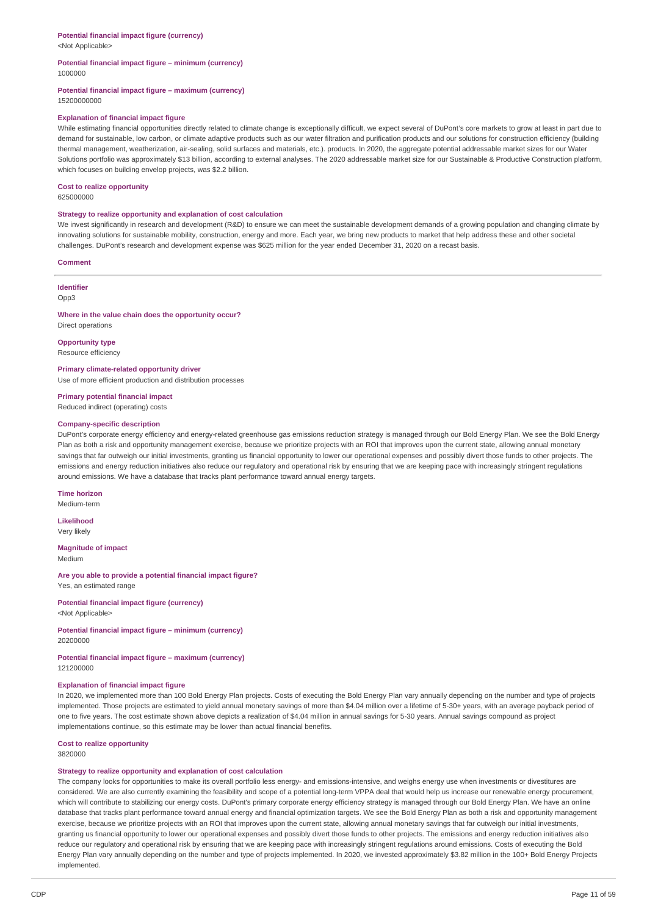**Potential financial impact figure (currency)**
<Not Applicable>

**Potential financial impact figure – minimum (currency)**
1000000

**Potential financial impact figure – maximum (currency)**
15200000000

**Explanation of financial impact figure**
While estimating financial opportunities directly related to climate change is exceptionally difficult, we expect several of DuPont's core markets to grow at least in part due to demand for sustainable, low carbon, or climate adaptive products such as our water filtration and purification products and our solutions for construction efficiency (building thermal management, weatherization, air-sealing, solid surfaces and materials, etc.). products. In 2020, the aggregate potential addressable market sizes for our Water Solutions portfolio was approximately $13 billion, according to external analyses. The 2020 addressable market size for our Sustainable & Productive Construction platform, which focuses on building envelop projects, was $2.2 billion.

**Cost to realize opportunity**
625000000

**Strategy to realize opportunity and explanation of cost calculation**
We invest significantly in research and development (R&D) to ensure we can meet the sustainable development demands of a growing population and changing climate by innovating solutions for sustainable mobility, construction, energy and more. Each year, we bring new products to market that help address these and other societal challenges. DuPont's research and development expense was $625 million for the year ended December 31, 2020 on a recast basis.

**Comment**

---

**Identifier**
Opp3

**Where in the value chain does the opportunity occur?**
Direct operations

**Opportunity type**
Resource efficiency

**Primary climate-related opportunity driver**
Use of more efficient production and distribution processes

**Primary potential financial impact**
Reduced indirect (operating) costs

**Company-specific description**
DuPont's corporate energy efficiency and energy-related greenhouse gas emissions reduction strategy is managed through our Bold Energy Plan. We see the Bold Energy Plan as both a risk and opportunity management exercise, because we prioritize projects with an ROI that improves upon the current state, allowing annual monetary savings that far outweigh our initial investments, granting us financial opportunity to lower our operational expenses and possibly divert those funds to other projects. The emissions and energy reduction initiatives also reduce our regulatory and operational risk by ensuring that we are keeping pace with increasingly stringent regulations around emissions. We have a database that tracks plant performance toward annual energy targets.

**Time horizon**
Medium-term

**Likelihood**
Very likely

**Magnitude of impact**
Medium

**Are you able to provide a potential financial impact figure?**
Yes, an estimated range

**Potential financial impact figure (currency)**
<Not Applicable>

**Potential financial impact figure – minimum (currency)**
20200000

**Potential financial impact figure – maximum (currency)**
121200000

**Explanation of financial impact figure**
In 2020, we implemented more than 100 Bold Energy Plan projects. Costs of executing the Bold Energy Plan vary annually depending on the number and type of projects implemented. Those projects are estimated to yield annual monetary savings of more than $4.04 million over a lifetime of 5-30+ years, with an average payback period of one to five years. The cost estimate shown above depicts a realization of $4.04 million in annual savings for 5-30 years. Annual savings compound as project implementations continue, so this estimate may be lower than actual financial benefits.

**Cost to realize opportunity**
3820000

**Strategy to realize opportunity and explanation of cost calculation**
The company looks for opportunities to make its overall portfolio less energy- and emissions-intensive, and weighs energy use when investments or divestitures are considered. We are also currently examining the feasibility and scope of a potential long-term VPPA deal that would help us increase our renewable energy procurement, which will contribute to stabilizing our energy costs. DuPont's primary corporate energy efficiency strategy is managed through our Bold Energy Plan. We have an online database that tracks plant performance toward annual energy and financial optimization targets. We see the Bold Energy Plan as both a risk and opportunity management exercise, because we prioritize projects with an ROI that improves upon the current state, allowing annual monetary savings that far outweigh our initial investments, granting us financial opportunity to lower our operational expenses and possibly divert those funds to other projects. The emissions and energy reduction initiatives also reduce our regulatory and operational risk by ensuring that we are keeping pace with increasingly stringent regulations around emissions. Costs of executing the Bold Energy Plan vary annually depending on the number and type of projects implemented. In 2020, we invested approximately $3.82 million in the 100+ Bold Energy Projects implemented.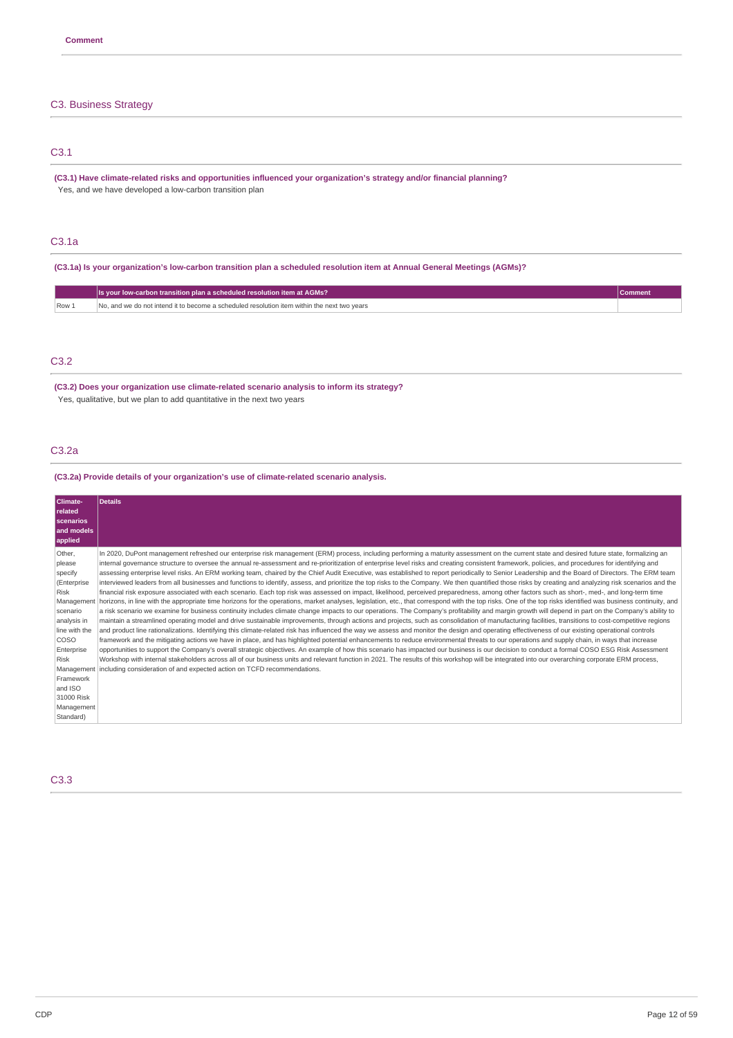**Comment**

## C3. Business Strategy

### C3.1

**(C3.1) Have climate-related risks and opportunities influenced your organization's strategy and/or financial planning?**

Yes, and we have developed a low-carbon transition plan

### C3.1a

**(C3.1a) Is your organization's low-carbon transition plan a scheduled resolution item at Annual General Meetings (AGMs)?**

| | Is your low-carbon transition plan a scheduled resolution item at AGMs? | Comment |
|---|---|---|
| Row 1 | No, and we do not intend it to become a scheduled resolution item within the next two years | |

### C3.2

**(C3.2) Does your organization use climate-related scenario analysis to inform its strategy?**

Yes, qualitative, but we plan to add quantitative in the next two years

### C3.2a

**(C3.2a) Provide details of your organization's use of climate-related scenario analysis.**

| Climate-related scenarios and models applied | Details |
|---|---|
| Other, please specify (Enterprise Risk Management scenario analysis in line with the COSO Enterprise Risk Management Framework and ISO 31000 Risk Management Standard) | In 2020, DuPont management refreshed our enterprise risk management (ERM) process, including performing a maturity assessment on the current state and desired future state, formalizing an internal governance structure to oversee the annual re-assessment and re-prioritization of enterprise level risks and creating consistent framework, policies, and procedures for identifying and assessing enterprise level risks. An ERM working team, chaired by the Chief Audit Executive, was established to report periodically to Senior Leadership and the Board of Directors. The ERM team interviewed leaders from all businesses and functions to identify, assess, and prioritize the top risks to the Company. We then quantified those risks by creating and analyzing risk scenarios and the financial risk exposure associated with each scenario. Each top risk was assessed on impact, likelihood, perceived preparedness, among other factors such as short-, med-, and long-term time horizons, in line with the appropriate time horizons for the operations, market analyses, legislation, etc., that correspond with the top risks. One of the top risks identified was business continuity, and a risk scenario we examine for business continuity includes climate change impacts to our operations. The Company's profitability and margin growth will depend in part on the Company's ability to maintain a streamlined operating model and drive sustainable improvements, through actions and projects, such as consolidation of manufacturing facilities, transitions to cost-competitive regions and product line rationalizations. Identifying this climate-related risk has influenced the way we assess and monitor the design and operating effectiveness of our existing operational controls framework and the mitigating actions we have in place, and has highlighted potential enhancements to reduce environmental threats to our operations and supply chain, in ways that increase opportunities to support the Company's overall strategic objectives. An example of how this scenario has impacted our business is our decision to conduct a formal COSO ESG Risk Assessment Workshop with internal stakeholders across all of our business units and relevant function in 2021. The results of this workshop will be integrated into our overarching corporate ERM process, including consideration of and expected action on TCFD recommendations. |

### C3.3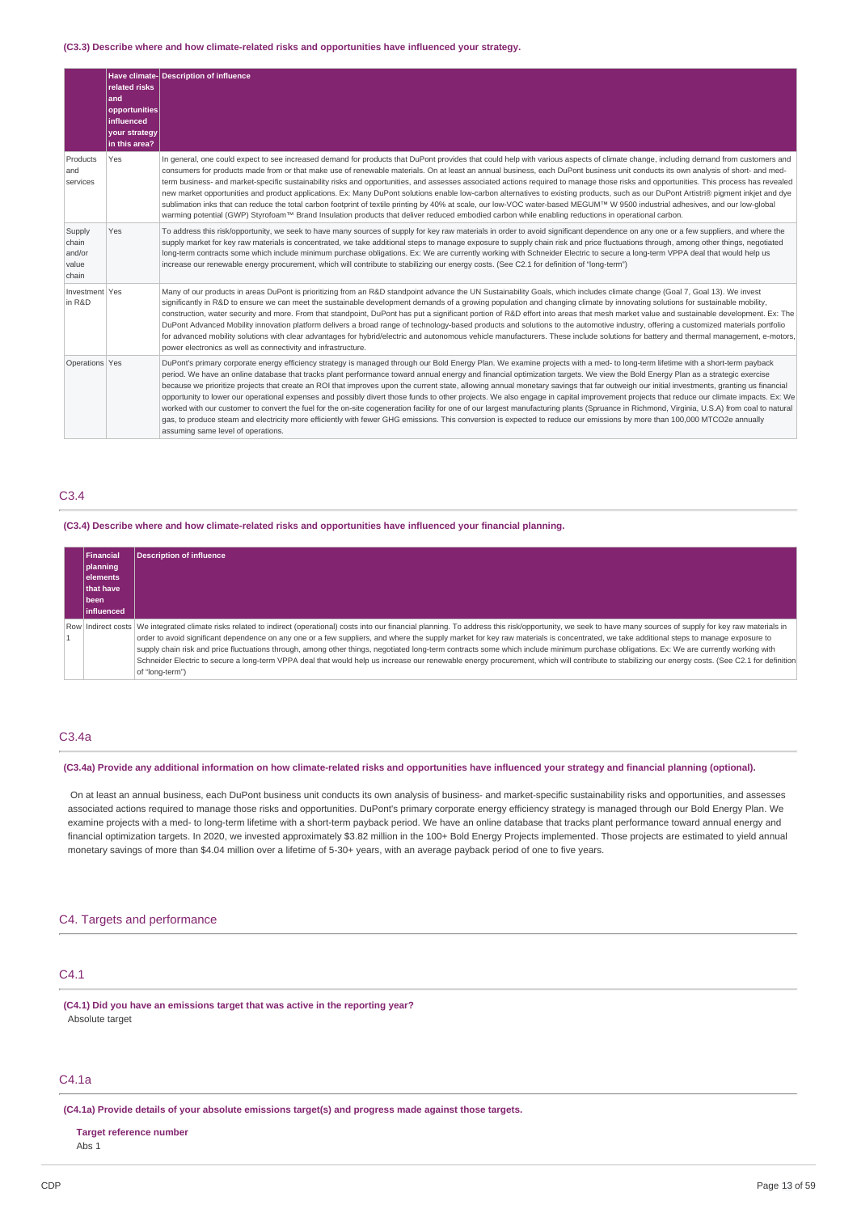**(C3.3) Describe where and how climate-related risks and opportunities have influenced your strategy.**

| | Have climate-related risks and opportunities influenced your strategy in this area? | Description of influence |
|---|---|---|
| Products and services | Yes | In general, one could expect to see increased demand for products that DuPont provides that could help with various aspects of climate change, including demand from customers and consumers for products made from or that make use of renewable materials. On at least an annual business, each DuPont business unit conducts its own analysis of short- and med-term business- and market-specific sustainability risks and opportunities, and assesses associated actions required to manage those risks and opportunities. This process has revealed new market opportunities and product applications. Ex: Many DuPont solutions enable low-carbon alternatives to existing products, such as our DuPont Artistri® pigment inkjet and dye sublimation inks that can reduce the total carbon footprint of textile printing by 40% at scale, our low-VOC water-based MEGUM™ W 9500 industrial adhesives, and our low-global warming potential (GWP) Styrofoam™ Brand Insulation products that deliver reduced embodied carbon while enabling reductions in operational carbon. |
| Supply chain and/or value chain | Yes | To address this risk/opportunity, we seek to have many sources of supply for key raw materials in order to avoid significant dependence on any one or a few suppliers, and where the supply market for key raw materials is concentrated, we take additional steps to manage exposure to supply chain risk and price fluctuations through, among other things, negotiated long-term contracts some which include minimum purchase obligations. Ex: We are currently working with Schneider Electric to secure a long-term VPPA deal that would help us increase our renewable energy procurement, which will contribute to stabilizing our energy costs. (See C2.1 for definition of "long-term") |
| Investment in R&D | Yes | Many of our products in areas DuPont is prioritizing from an R&D standpoint advance the UN Sustainability Goals, which includes climate change (Goal 7, Goal 13). We invest significantly in R&D to ensure we can meet the sustainable development demands of a growing population and changing climate by innovating solutions for sustainable mobility, construction, water security and more. From that standpoint, DuPont has put a significant portion of R&D effort into areas that mesh market value and sustainable development. Ex: The DuPont Advanced Mobility innovation platform delivers a broad range of technology-based products and solutions to the automotive industry, offering a customized materials portfolio for advanced mobility solutions with clear advantages for hybrid/electric and autonomous vehicle manufacturers. These include solutions for battery and thermal management, e-motors, power electronics as well as connectivity and infrastructure. |
| Operations | Yes | DuPont's primary corporate energy efficiency strategy is managed through our Bold Energy Plan. We examine projects with a med- to long-term lifetime with a short-term payback period. We have an online database that tracks plant performance toward annual energy and financial optimization targets. We view the Bold Energy Plan as a strategic exercise because we prioritize projects that create an ROI that improves upon the current state, allowing annual monetary savings that far outweigh our initial investments, granting us financial opportunity to lower our operational expenses and possibly divert those funds to other projects. We also engage in capital improvement projects that reduce our climate impacts. Ex: We worked with our customer to convert the fuel for the on-site cogeneration facility for one of our largest manufacturing plants (Spruance in Richmond, Virginia, U.S.A) from coal to natural gas, to produce steam and electricity more efficiently with fewer GHG emissions. This conversion is expected to reduce our emissions by more than 100,000 MTCO2e annually assuming same level of operations. |

## C3.4

**(C3.4) Describe where and how climate-related risks and opportunities have influenced your financial planning.**

| | Financial planning elements that have been influenced | Description of influence |
|---|---|---|
| Row 1 | Indirect costs | We integrated climate risks related to indirect (operational) costs into our financial planning. To address this risk/opportunity, we seek to have many sources of supply for key raw materials in order to avoid significant dependence on any one or a few suppliers, and where the supply market for key raw materials is concentrated, we take additional steps to manage exposure to supply chain risk and price fluctuations through, among other things, negotiated long-term contracts some which include minimum purchase obligations. Ex: We are currently working with Schneider Electric to secure a long-term VPPA deal that would help us increase our renewable energy procurement, which will contribute to stabilizing our energy costs. (See C2.1 for definition of "long-term") |

## C3.4a

**(C3.4a) Provide any additional information on how climate-related risks and opportunities have influenced your strategy and financial planning (optional).**

On at least an annual business, each DuPont business unit conducts its own analysis of business- and market-specific sustainability risks and opportunities, and assesses associated actions required to manage those risks and opportunities. DuPont's primary corporate energy efficiency strategy is managed through our Bold Energy Plan. We examine projects with a med- to long-term lifetime with a short-term payback period. We have an online database that tracks plant performance toward annual energy and financial optimization targets. In 2020, we invested approximately $3.82 million in the 100+ Bold Energy Projects implemented. Those projects are estimated to yield annual monetary savings of more than $4.04 million over a lifetime of 5-30+ years, with an average payback period of one to five years.

# C4. Targets and performance

## C4.1

**(C4.1) Did you have an emissions target that was active in the reporting year?**

Absolute target

## C4.1a

**(C4.1a) Provide details of your absolute emissions target(s) and progress made against those targets.**

**Target reference number**

Abs 1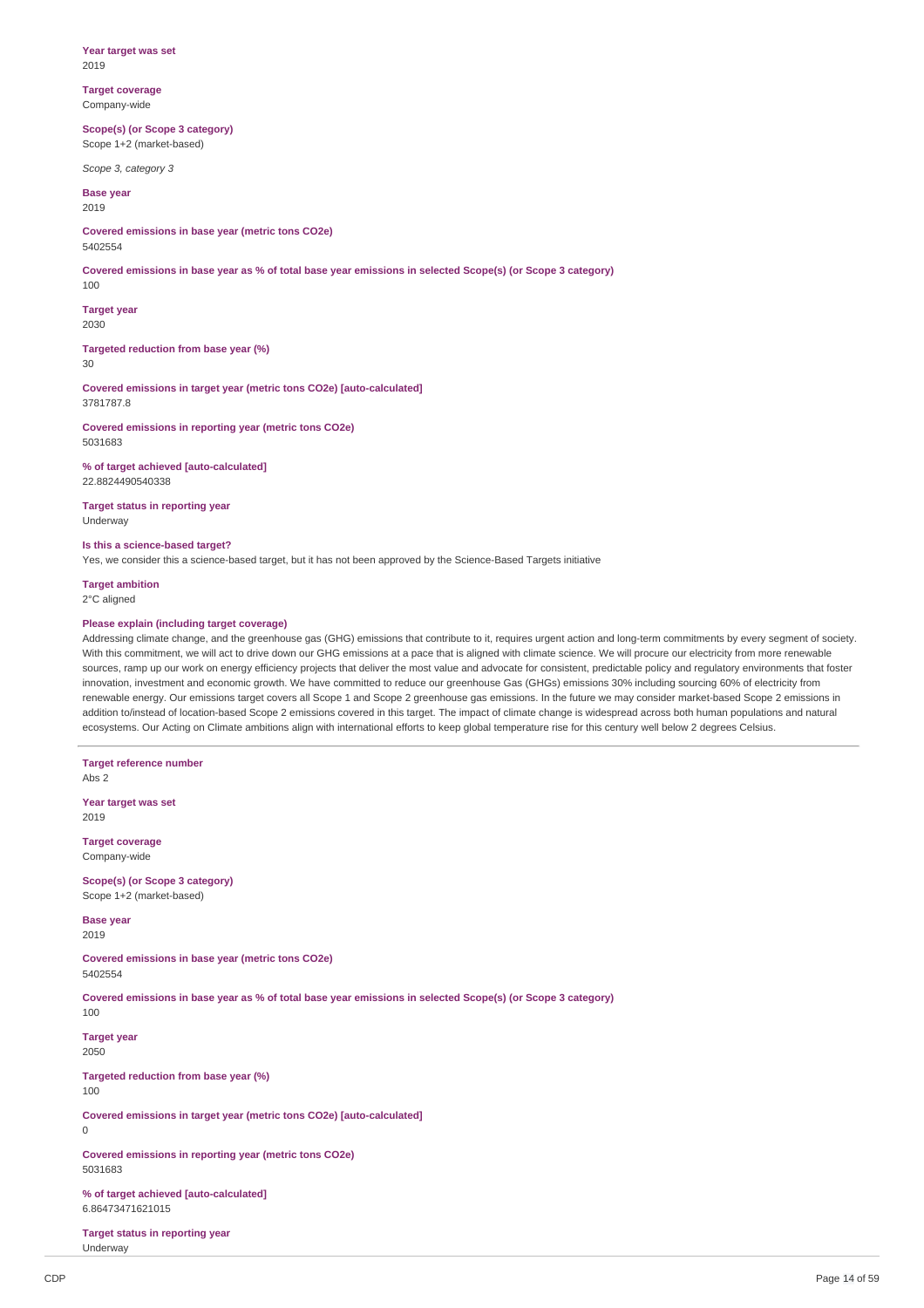**Year target was set**
2019

**Target coverage**
Company-wide

**Scope(s) (or Scope 3 category)**
Scope 1+2 (market-based)

*Scope 3, category 3*

**Base year**
2019

**Covered emissions in base year (metric tons CO2e)**
5402554

**Covered emissions in base year as % of total base year emissions in selected Scope(s) (or Scope 3 category)**
100

**Target year**
2030

**Targeted reduction from base year (%)**
30

**Covered emissions in target year (metric tons CO2e) [auto-calculated]**
3781787.8

**Covered emissions in reporting year (metric tons CO2e)**
5031683

**% of target achieved [auto-calculated]**
22.8824490540338

**Target status in reporting year**
Underway

**Is this a science-based target?**
Yes, we consider this a science-based target, but it has not been approved by the Science-Based Targets initiative

**Target ambition**
2°C aligned

**Please explain (including target coverage)**
Addressing climate change, and the greenhouse gas (GHG) emissions that contribute to it, requires urgent action and long-term commitments by every segment of society. With this commitment, we will act to drive down our GHG emissions at a pace that is aligned with climate science. We will procure our electricity from more renewable sources, ramp up our work on energy efficiency projects that deliver the most value and advocate for consistent, predictable policy and regulatory environments that foster innovation, investment and economic growth. We have committed to reduce our greenhouse Gas (GHGs) emissions 30% including sourcing 60% of electricity from renewable energy. Our emissions target covers all Scope 1 and Scope 2 greenhouse gas emissions. In the future we may consider market-based Scope 2 emissions in addition to/instead of location-based Scope 2 emissions covered in this target. The impact of climate change is widespread across both human populations and natural ecosystems. Our Acting on Climate ambitions align with international efforts to keep global temperature rise for this century well below 2 degrees Celsius.

---

**Target reference number**
Abs 2

**Year target was set**
2019

**Target coverage**
Company-wide

**Scope(s) (or Scope 3 category)**
Scope 1+2 (market-based)

**Base year**
2019

**Covered emissions in base year (metric tons CO2e)**
5402554

**Covered emissions in base year as % of total base year emissions in selected Scope(s) (or Scope 3 category)**
100

**Target year**
2050

**Targeted reduction from base year (%)**
100

**Covered emissions in target year (metric tons CO2e) [auto-calculated]**
0

**Covered emissions in reporting year (metric tons CO2e)**
5031683

**% of target achieved [auto-calculated]**
6.86473471621015

**Target status in reporting year**
Underway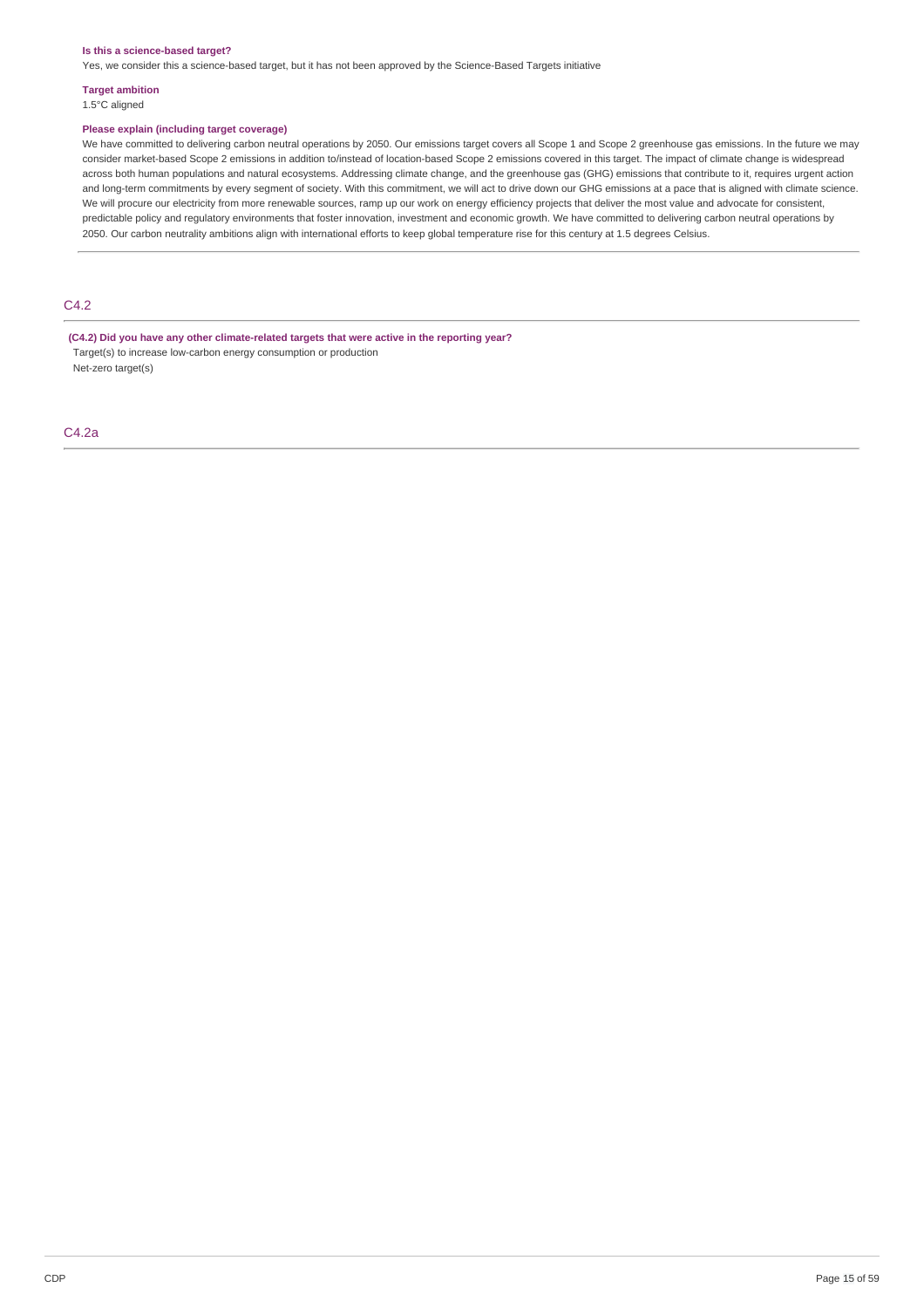**Is this a science-based target?**

Yes, we consider this a science-based target, but it has not been approved by the Science-Based Targets initiative

**Target ambition**

1.5°C aligned

**Please explain (including target coverage)**

We have committed to delivering carbon neutral operations by 2050. Our emissions target covers all Scope 1 and Scope 2 greenhouse gas emissions. In the future we may consider market-based Scope 2 emissions in addition to/instead of location-based Scope 2 emissions covered in this target. The impact of climate change is widespread across both human populations and natural ecosystems. Addressing climate change, and the greenhouse gas (GHG) emissions that contribute to it, requires urgent action and long-term commitments by every segment of society. With this commitment, we will act to drive down our GHG emissions at a pace that is aligned with climate science. We will procure our electricity from more renewable sources, ramp up our work on energy efficiency projects that deliver the most value and advocate for consistent, predictable policy and regulatory environments that foster innovation, investment and economic growth. We have committed to delivering carbon neutral operations by 2050. Our carbon neutrality ambitions align with international efforts to keep global temperature rise for this century at 1.5 degrees Celsius.

## C4.2

**(C4.2) Did you have any other climate-related targets that were active in the reporting year?**

Target(s) to increase low-carbon energy consumption or production

Net-zero target(s)

## C4.2a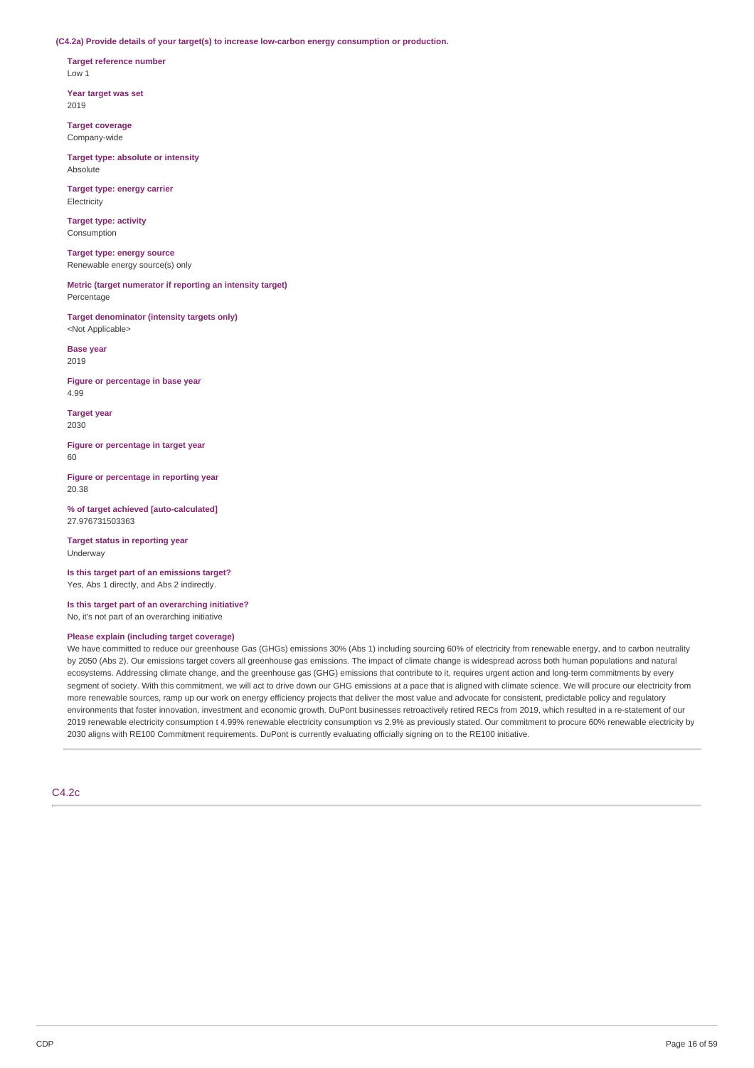**(C4.2a) Provide details of your target(s) to increase low-carbon energy consumption or production.**

**Target reference number**
Low 1

**Year target was set**
2019

**Target coverage**
Company-wide

**Target type: absolute or intensity**
Absolute

**Target type: energy carrier**
Electricity

**Target type: activity**
Consumption

**Target type: energy source**
Renewable energy source(s) only

**Metric (target numerator if reporting an intensity target)**
Percentage

**Target denominator (intensity targets only)**
<Not Applicable>

**Base year**
2019

**Figure or percentage in base year**
4.99

**Target year**
2030

**Figure or percentage in target year**
60

**Figure or percentage in reporting year**
20.38

**% of target achieved [auto-calculated]**
27.976731503363

**Target status in reporting year**
Underway

**Is this target part of an emissions target?**
Yes, Abs 1 directly, and Abs 2 indirectly.

**Is this target part of an overarching initiative?**
No, it's not part of an overarching initiative

**Please explain (including target coverage)**
We have committed to reduce our greenhouse Gas (GHGs) emissions 30% (Abs 1) including sourcing 60% of electricity from renewable energy, and to carbon neutrality by 2050 (Abs 2). Our emissions target covers all greenhouse gas emissions. The impact of climate change is widespread across both human populations and natural ecosystems. Addressing climate change, and the greenhouse gas (GHG) emissions that contribute to it, requires urgent action and long-term commitments by every segment of society. With this commitment, we will act to drive down our GHG emissions at a pace that is aligned with climate science. We will procure our electricity from more renewable sources, ramp up our work on energy efficiency projects that deliver the most value and advocate for consistent, predictable policy and regulatory environments that foster innovation, investment and economic growth. DuPont businesses retroactively retired RECs from 2019, which resulted in a re-statement of our 2019 renewable electricity consumption t 4.99% renewable electricity consumption vs 2.9% as previously stated. Our commitment to procure 60% renewable electricity by 2030 aligns with RE100 Commitment requirements. DuPont is currently evaluating officially signing on to the RE100 initiative.

## C4.2c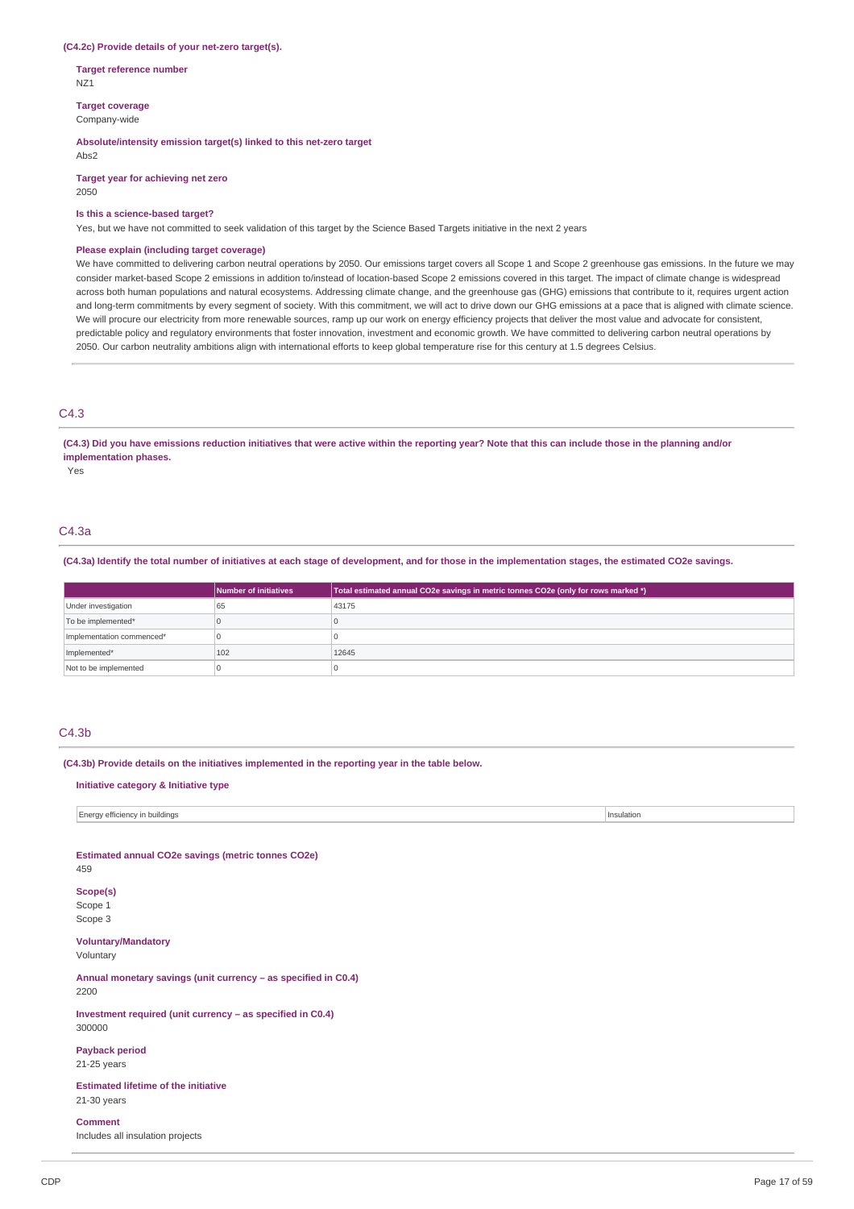**(C4.2c) Provide details of your net-zero target(s).**

**Target reference number**
NZ1

**Target coverage**
Company-wide

**Absolute/intensity emission target(s) linked to this net-zero target**
Abs2

**Target year for achieving net zero**
2050

**Is this a science-based target?**
Yes, but we have not committed to seek validation of this target by the Science Based Targets initiative in the next 2 years

**Please explain (including target coverage)**
We have committed to delivering carbon neutral operations by 2050. Our emissions target covers all Scope 1 and Scope 2 greenhouse gas emissions. In the future we may consider market-based Scope 2 emissions in addition to/instead of location-based Scope 2 emissions covered in this target. The impact of climate change is widespread across both human populations and natural ecosystems. Addressing climate change, and the greenhouse gas (GHG) emissions that contribute to it, requires urgent action and long-term commitments by every segment of society. With this commitment, we will act to drive down our GHG emissions at a pace that is aligned with climate science. We will procure our electricity from more renewable sources, ramp up our work on energy efficiency projects that deliver the most value and advocate for consistent, predictable policy and regulatory environments that foster innovation, investment and economic growth. We have committed to delivering carbon neutral operations by 2050. Our carbon neutrality ambitions align with international efforts to keep global temperature rise for this century at 1.5 degrees Celsius.

## C4.3

**(C4.3) Did you have emissions reduction initiatives that were active within the reporting year? Note that this can include those in the planning and/or implementation phases.**
Yes

## C4.3a

**(C4.3a) Identify the total number of initiatives at each stage of development, and for those in the implementation stages, the estimated CO2e savings.**

| | Number of initiatives | Total estimated annual CO2e savings in metric tonnes CO2e (only for rows marked *) |
|---|---|---|
| Under investigation | 65 | 43175 |
| To be implemented* | 0 | 0 |
| Implementation commenced* | 0 | 0 |
| Implemented* | 102 | 12645 |
| Not to be implemented | 0 | 0 |

## C4.3b

**(C4.3b) Provide details on the initiatives implemented in the reporting year in the table below.**

**Initiative category & Initiative type**

| | |
|---|---|
| Energy efficiency in buildings | Insulation |

**Estimated annual CO2e savings (metric tonnes CO2e)**
459

**Scope(s)**
Scope 1
Scope 3

**Voluntary/Mandatory**
Voluntary

**Annual monetary savings (unit currency – as specified in C0.4)**
2200

**Investment required (unit currency – as specified in C0.4)**
300000

**Payback period**
21-25 years

**Estimated lifetime of the initiative**
21-30 years

**Comment**
Includes all insulation projects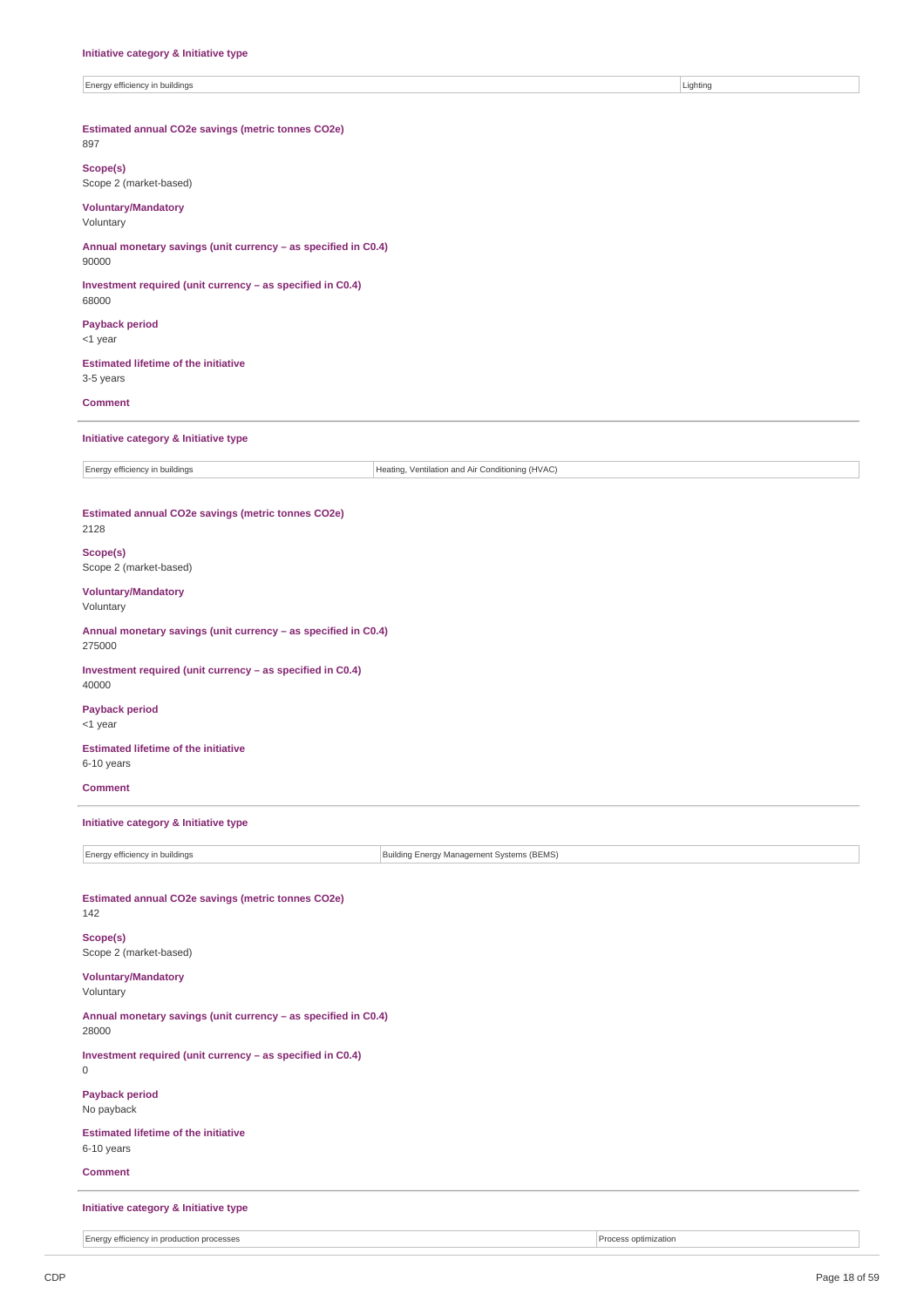**Initiative category & Initiative type**

| Energy efficiency in buildings | Lighting |
|---|---|

**Estimated annual CO2e savings (metric tonnes CO2e)**
897

**Scope(s)**
Scope 2 (market-based)

**Voluntary/Mandatory**
Voluntary

**Annual monetary savings (unit currency – as specified in C0.4)**
90000

**Investment required (unit currency – as specified in C0.4)**
68000

**Payback period**
<1 year

**Estimated lifetime of the initiative**
3-5 years

**Comment**

---

**Initiative category & Initiative type**

| Energy efficiency in buildings | Heating, Ventilation and Air Conditioning (HVAC) |
|---|---|

**Estimated annual CO2e savings (metric tonnes CO2e)**
2128

**Scope(s)**
Scope 2 (market-based)

**Voluntary/Mandatory**
Voluntary

**Annual monetary savings (unit currency – as specified in C0.4)**
275000

**Investment required (unit currency – as specified in C0.4)**
40000

**Payback period**
<1 year

**Estimated lifetime of the initiative**
6-10 years

**Comment**

---

**Initiative category & Initiative type**

| Energy efficiency in buildings | Building Energy Management Systems (BEMS) |
|---|---|

**Estimated annual CO2e savings (metric tonnes CO2e)**
142

**Scope(s)**
Scope 2 (market-based)

**Voluntary/Mandatory**
Voluntary

**Annual monetary savings (unit currency – as specified in C0.4)**
28000

**Investment required (unit currency – as specified in C0.4)**
0

**Payback period**
No payback

**Estimated lifetime of the initiative**
6-10 years

**Comment**

---

**Initiative category & Initiative type**

| Energy efficiency in production processes | Process optimization |
|---|---|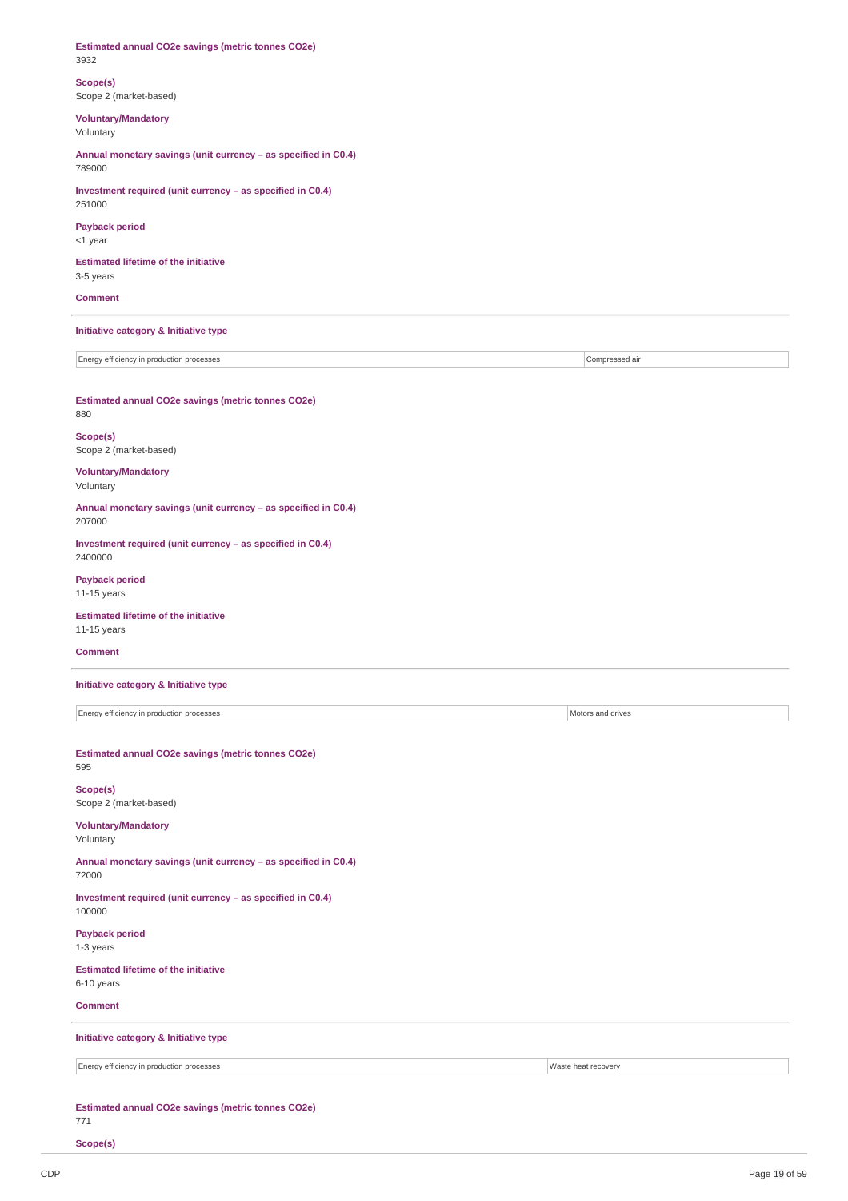**Estimated annual CO2e savings (metric tonnes CO2e)**
3932

**Scope(s)**
Scope 2 (market-based)

**Voluntary/Mandatory**
Voluntary

**Annual monetary savings (unit currency – as specified in C0.4)**
789000

**Investment required (unit currency – as specified in C0.4)**
251000

**Payback period**
<1 year

**Estimated lifetime of the initiative**
3-5 years

**Comment**

---

**Initiative category & Initiative type**

| Energy efficiency in production processes | Compressed air |
|---|---|

**Estimated annual CO2e savings (metric tonnes CO2e)**
880

**Scope(s)**
Scope 2 (market-based)

**Voluntary/Mandatory**
Voluntary

**Annual monetary savings (unit currency – as specified in C0.4)**
207000

**Investment required (unit currency – as specified in C0.4)**
2400000

**Payback period**
11-15 years

**Estimated lifetime of the initiative**
11-15 years

**Comment**

---

**Initiative category & Initiative type**

| Energy efficiency in production processes | Motors and drives |
|---|---|

**Estimated annual CO2e savings (metric tonnes CO2e)**
595

**Scope(s)**
Scope 2 (market-based)

**Voluntary/Mandatory**
Voluntary

**Annual monetary savings (unit currency – as specified in C0.4)**
72000

**Investment required (unit currency – as specified in C0.4)**
100000

**Payback period**
1-3 years

**Estimated lifetime of the initiative**
6-10 years

**Comment**

---

**Initiative category & Initiative type**

| Energy efficiency in production processes | Waste heat recovery |
|---|---|

**Estimated annual CO2e savings (metric tonnes CO2e)**
771

**Scope(s)**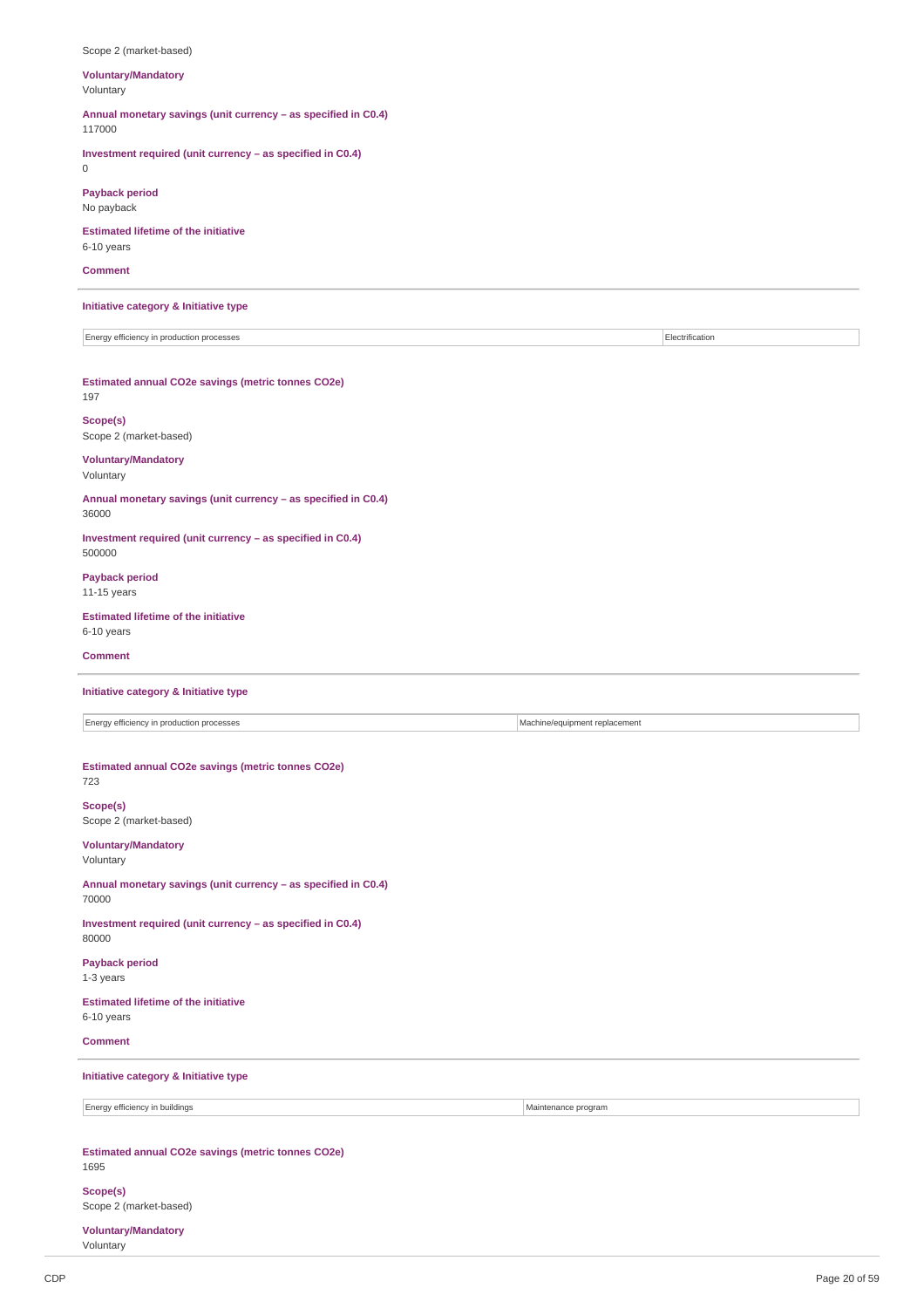Scope 2 (market-based)

**Voluntary/Mandatory**
Voluntary

**Annual monetary savings (unit currency – as specified in C0.4)**
117000

**Investment required (unit currency – as specified in C0.4)**
0

**Payback period**
No payback

**Estimated lifetime of the initiative**
6-10 years

**Comment**

---

**Initiative category & Initiative type**

| Energy efficiency in production processes | Electrification |
|---|---|

**Estimated annual CO2e savings (metric tonnes CO2e)**
197

**Scope(s)**
Scope 2 (market-based)

**Voluntary/Mandatory**
Voluntary

**Annual monetary savings (unit currency – as specified in C0.4)**
36000

**Investment required (unit currency – as specified in C0.4)**
500000

**Payback period**
11-15 years

**Estimated lifetime of the initiative**
6-10 years

**Comment**

---

**Initiative category & Initiative type**

| Energy efficiency in production processes | Machine/equipment replacement |
|---|---|

**Estimated annual CO2e savings (metric tonnes CO2e)**
723

**Scope(s)**
Scope 2 (market-based)

**Voluntary/Mandatory**
Voluntary

**Annual monetary savings (unit currency – as specified in C0.4)**
70000

**Investment required (unit currency – as specified in C0.4)**
80000

**Payback period**
1-3 years

**Estimated lifetime of the initiative**
6-10 years

**Comment**

---

**Initiative category & Initiative type**

| Energy efficiency in buildings | Maintenance program |
|---|---|

**Estimated annual CO2e savings (metric tonnes CO2e)**
1695

**Scope(s)**
Scope 2 (market-based)

**Voluntary/Mandatory**
Voluntary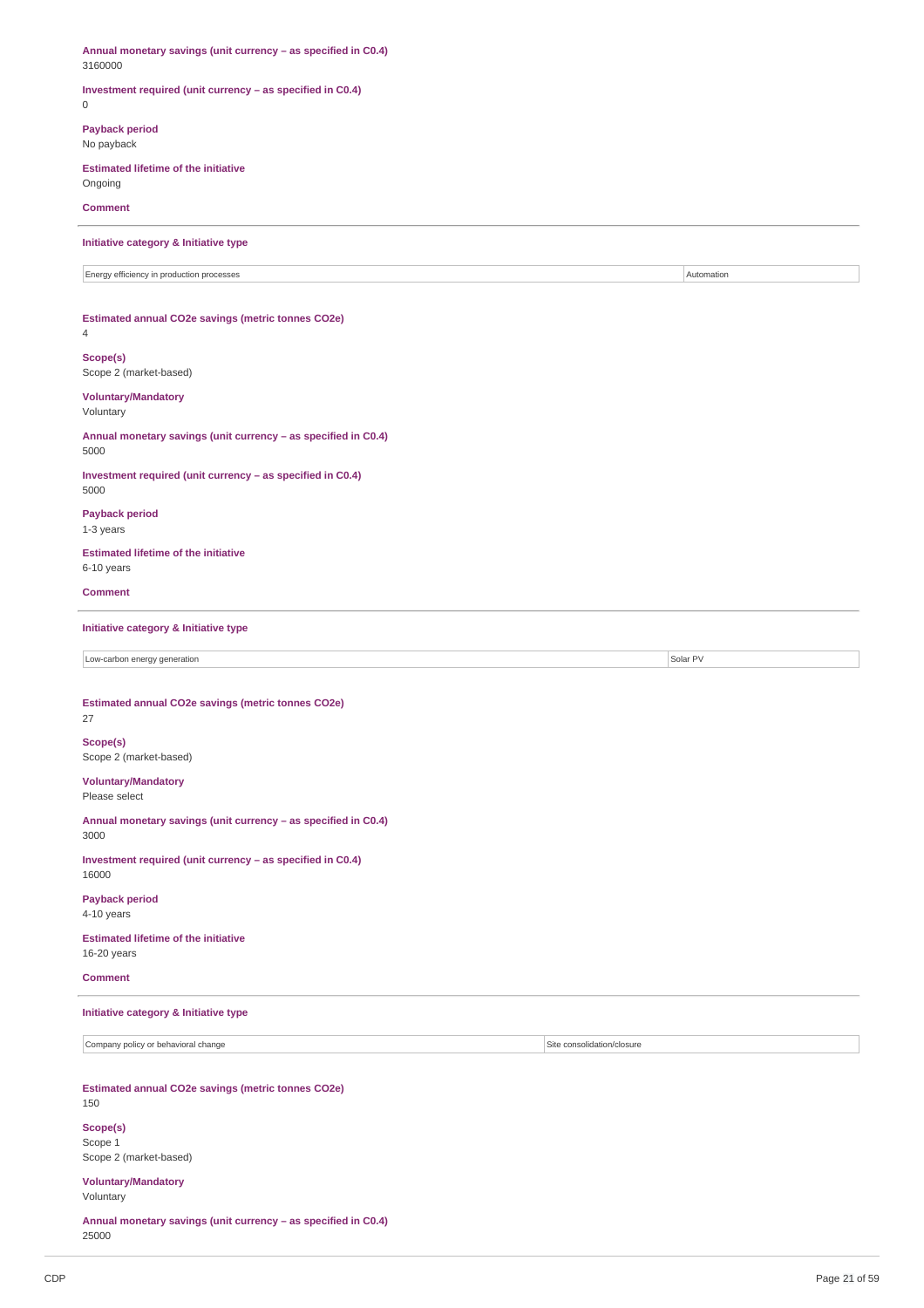**Annual monetary savings (unit currency – as specified in C0.4)**
3160000

**Investment required (unit currency – as specified in C0.4)**
0

**Payback period**
No payback

**Estimated lifetime of the initiative**
Ongoing

**Comment**

---

**Initiative category & Initiative type**

| Energy efficiency in production processes | Automation |
|---|---|

**Estimated annual CO2e savings (metric tonnes CO2e)**
4

**Scope(s)**
Scope 2 (market-based)

**Voluntary/Mandatory**
Voluntary

**Annual monetary savings (unit currency – as specified in C0.4)**
5000

**Investment required (unit currency – as specified in C0.4)**
5000

**Payback period**
1-3 years

**Estimated lifetime of the initiative**
6-10 years

**Comment**

---

**Initiative category & Initiative type**

| Low-carbon energy generation | Solar PV |
|---|---|

**Estimated annual CO2e savings (metric tonnes CO2e)**
27

**Scope(s)**
Scope 2 (market-based)

**Voluntary/Mandatory**
Please select

**Annual monetary savings (unit currency – as specified in C0.4)**
3000

**Investment required (unit currency – as specified in C0.4)**
16000

**Payback period**
4-10 years

**Estimated lifetime of the initiative**
16-20 years

**Comment**

---

**Initiative category & Initiative type**

| Company policy or behavioral change | Site consolidation/closure |
|---|---|

**Estimated annual CO2e savings (metric tonnes CO2e)**
150

**Scope(s)**
Scope 1
Scope 2 (market-based)

**Voluntary/Mandatory**
Voluntary

**Annual monetary savings (unit currency – as specified in C0.4)**
25000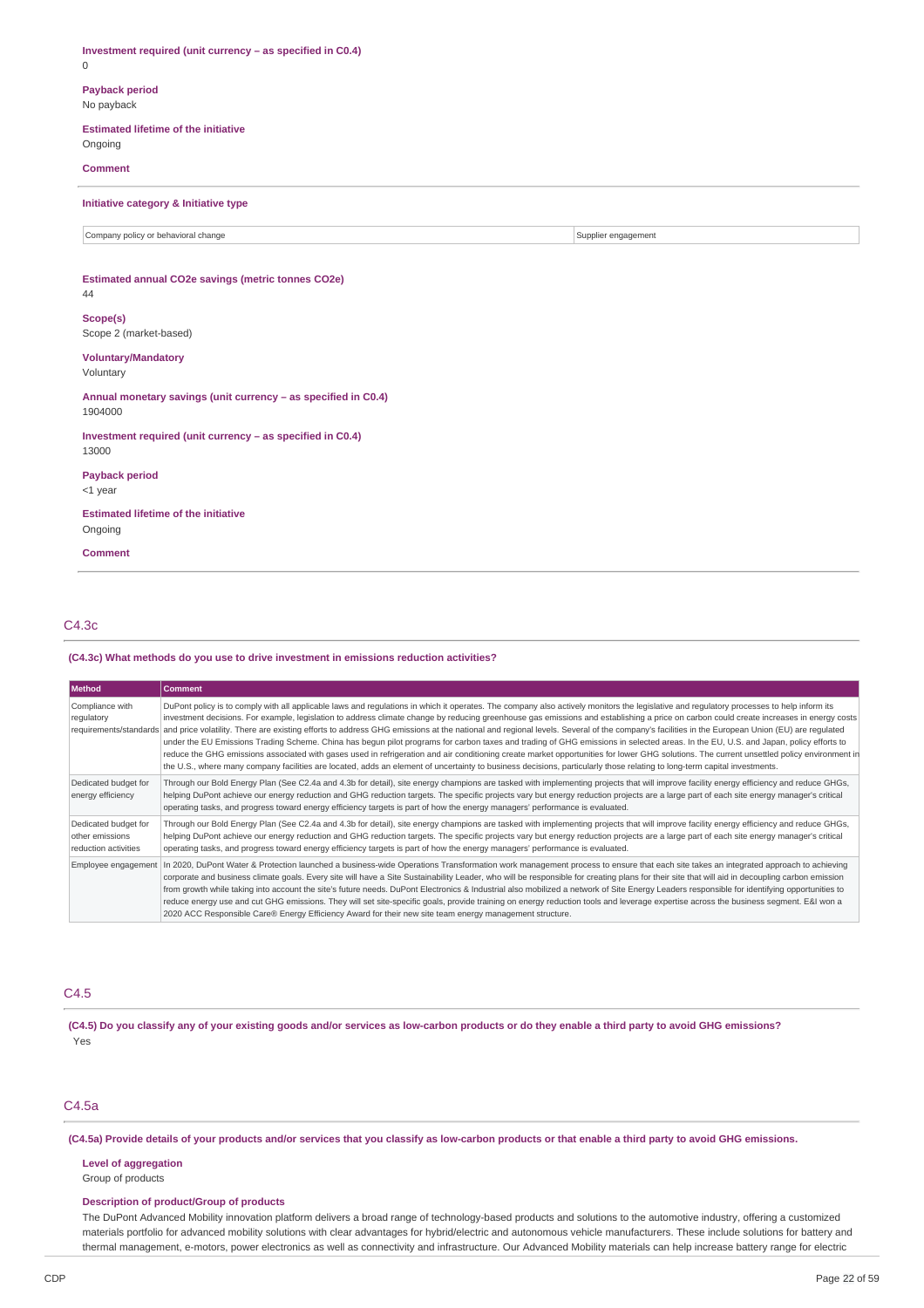**Investment required (unit currency – as specified in C0.4)**
0

**Payback period**
No payback

**Estimated lifetime of the initiative**
Ongoing

**Comment**

---

**Initiative category & Initiative type**

| Company policy or behavioral change | Supplier engagement |
|---|---|

**Estimated annual CO2e savings (metric tonnes CO2e)**
44

**Scope(s)**
Scope 2 (market-based)

**Voluntary/Mandatory**
Voluntary

**Annual monetary savings (unit currency – as specified in C0.4)**
1904000

**Investment required (unit currency – as specified in C0.4)**
13000

**Payback period**
<1 year

**Estimated lifetime of the initiative**
Ongoing

**Comment**

---

## C4.3c

**(C4.3c) What methods do you use to drive investment in emissions reduction activities?**

| Method | Comment |
|---|---|
| Compliance with regulatory requirements/standards | DuPont policy is to comply with all applicable laws and regulations in which it operates. The company also actively monitors the legislative and regulatory processes to help inform its investment decisions. For example, legislation to address climate change by reducing greenhouse gas emissions and establishing a price on carbon could create increases in energy costs and price volatility. There are existing efforts to address GHG emissions at the national and regional levels. Several of the company's facilities in the European Union (EU) are regulated under the EU Emissions Trading Scheme. China has begun pilot programs for carbon taxes and trading of GHG emissions in selected areas. In the EU, U.S. and Japan, policy efforts to reduce the GHG emissions associated with gases used in refrigeration and air conditioning create market opportunities for lower GHG solutions. The current unsettled policy environment in the U.S., where many company facilities are located, adds an element of uncertainty to business decisions, particularly those relating to long-term capital investments. |
| Dedicated budget for energy efficiency | Through our Bold Energy Plan (See C2.4a and 4.3b for detail), site energy champions are tasked with implementing projects that will improve facility energy efficiency and reduce GHGs, helping DuPont achieve our energy reduction and GHG reduction targets. The specific projects vary but energy reduction projects are a large part of each site energy manager's critical operating tasks, and progress toward energy efficiency targets is part of how the energy managers' performance is evaluated. |
| Dedicated budget for other emissions reduction activities | Through our Bold Energy Plan (See C2.4a and 4.3b for detail), site energy champions are tasked with implementing projects that will improve facility energy efficiency and reduce GHGs, helping DuPont achieve our energy reduction and GHG reduction targets. The specific projects vary but energy reduction projects are a large part of each site energy manager's critical operating tasks, and progress toward energy efficiency targets is part of how the energy managers' performance is evaluated. |
| Employee engagement | In 2020, DuPont Water & Protection launched a business-wide Operations Transformation work management process to ensure that each site takes an integrated approach to achieving corporate and business climate goals. Every site will have a Site Sustainability Leader, who will be responsible for creating plans for their site that will aid in decoupling carbon emission from growth while taking into account the site's future needs. DuPont Electronics & Industrial also mobilized a network of Site Energy Leaders responsible for identifying opportunities to reduce energy use and cut GHG emissions. They will set site-specific goals, provide training on energy reduction tools and leverage expertise across the business segment. E&I won a 2020 ACC Responsible Care® Energy Efficiency Award for their new site team energy management structure. |

## C4.5

**(C4.5) Do you classify any of your existing goods and/or services as low-carbon products or do they enable a third party to avoid GHG emissions?**
Yes

## C4.5a

**(C4.5a) Provide details of your products and/or services that you classify as low-carbon products or that enable a third party to avoid GHG emissions.**

**Level of aggregation**
Group of products

**Description of product/Group of products**
The DuPont Advanced Mobility innovation platform delivers a broad range of technology-based products and solutions to the automotive industry, offering a customized materials portfolio for advanced mobility solutions with clear advantages for hybrid/electric and autonomous vehicle manufacturers. These include solutions for battery and thermal management, e-motors, power electronics as well as connectivity and infrastructure. Our Advanced Mobility materials can help increase battery range for electric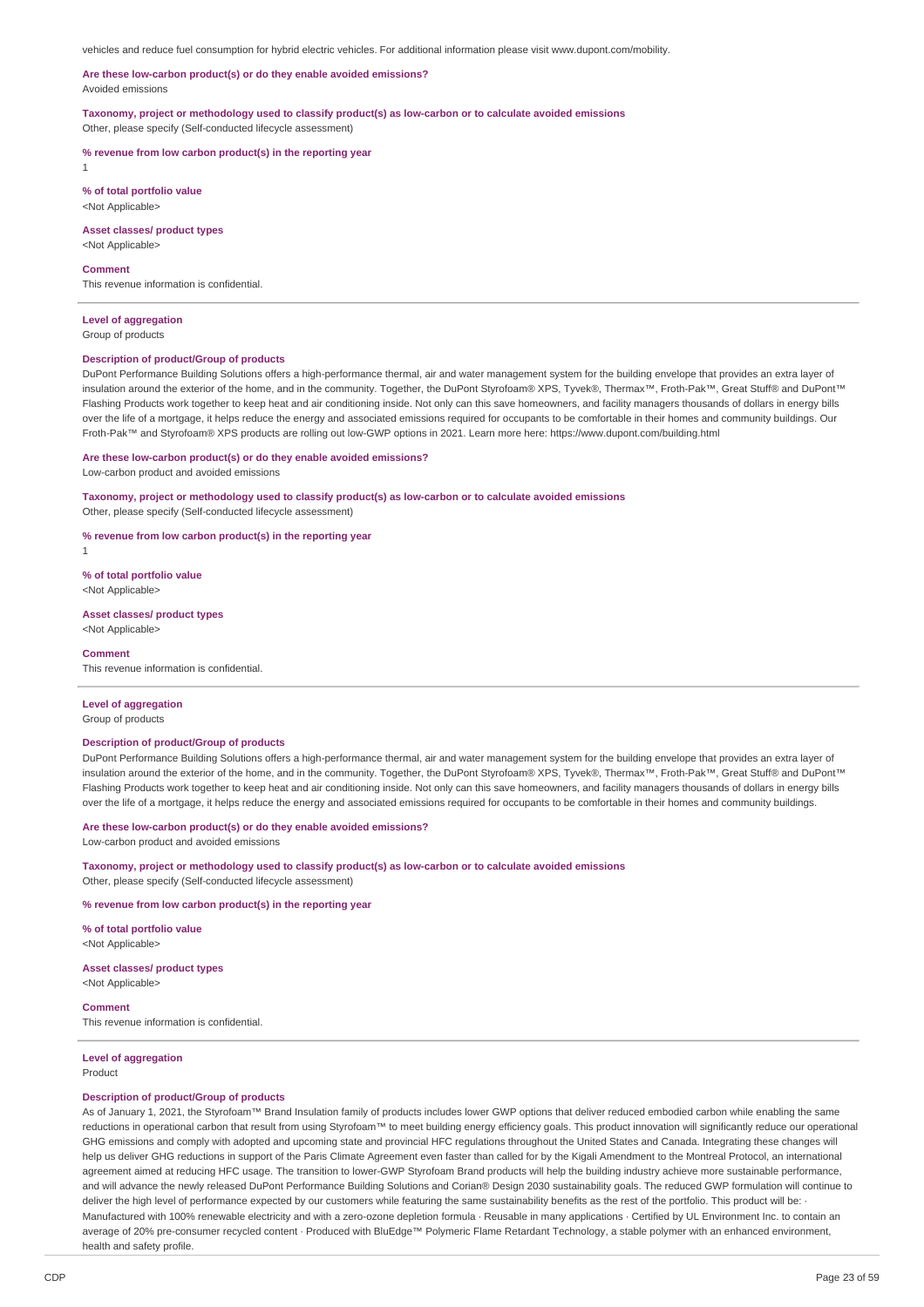vehicles and reduce fuel consumption for hybrid electric vehicles. For additional information please visit www.dupont.com/mobility.

**Are these low-carbon product(s) or do they enable avoided emissions?**
Avoided emissions

**Taxonomy, project or methodology used to classify product(s) as low-carbon or to calculate avoided emissions**
Other, please specify (Self-conducted lifecycle assessment)

**% revenue from low carbon product(s) in the reporting year**
1

**% of total portfolio value**
<Not Applicable>

**Asset classes/ product types**
<Not Applicable>

**Comment**
This revenue information is confidential.

---

**Level of aggregation**
Group of products

**Description of product/Group of products**
DuPont Performance Building Solutions offers a high-performance thermal, air and water management system for the building envelope that provides an extra layer of insulation around the exterior of the home, and in the community. Together, the DuPont Styrofoam® XPS, Tyvek®, Thermax™, Froth-Pak™, Great Stuff® and DuPont™ Flashing Products work together to keep heat and air conditioning inside. Not only can this save homeowners, and facility managers thousands of dollars in energy bills over the life of a mortgage, it helps reduce the energy and associated emissions required for occupants to be comfortable in their homes and community buildings. Our Froth-Pak™ and Styrofoam® XPS products are rolling out low-GWP options in 2021. Learn more here: https://www.dupont.com/building.html

**Are these low-carbon product(s) or do they enable avoided emissions?**
Low-carbon product and avoided emissions

**Taxonomy, project or methodology used to classify product(s) as low-carbon or to calculate avoided emissions**
Other, please specify (Self-conducted lifecycle assessment)

**% revenue from low carbon product(s) in the reporting year**
1

**% of total portfolio value**
<Not Applicable>

**Asset classes/ product types**
<Not Applicable>

**Comment**
This revenue information is confidential.

---

**Level of aggregation**
Group of products

**Description of product/Group of products**
DuPont Performance Building Solutions offers a high-performance thermal, air and water management system for the building envelope that provides an extra layer of insulation around the exterior of the home, and in the community. Together, the DuPont Styrofoam® XPS, Tyvek®, Thermax™, Froth-Pak™, Great Stuff® and DuPont™ Flashing Products work together to keep heat and air conditioning inside. Not only can this save homeowners, and facility managers thousands of dollars in energy bills over the life of a mortgage, it helps reduce the energy and associated emissions required for occupants to be comfortable in their homes and community buildings.

**Are these low-carbon product(s) or do they enable avoided emissions?**
Low-carbon product and avoided emissions

**Taxonomy, project or methodology used to classify product(s) as low-carbon or to calculate avoided emissions**
Other, please specify (Self-conducted lifecycle assessment)

**% revenue from low carbon product(s) in the reporting year**

**% of total portfolio value**
<Not Applicable>

**Asset classes/ product types**
<Not Applicable>

**Comment**
This revenue information is confidential.

---

**Level of aggregation**
Product

**Description of product/Group of products**
As of January 1, 2021, the Styrofoam™ Brand Insulation family of products includes lower GWP options that deliver reduced embodied carbon while enabling the same reductions in operational carbon that result from using Styrofoam™ to meet building energy efficiency goals. This product innovation will significantly reduce our operational GHG emissions and comply with adopted and upcoming state and provincial HFC regulations throughout the United States and Canada. Integrating these changes will help us deliver GHG reductions in support of the Paris Climate Agreement even faster than called for by the Kigali Amendment to the Montreal Protocol, an international agreement aimed at reducing HFC usage. The transition to lower-GWP Styrofoam Brand products will help the building industry achieve more sustainable performance, and will advance the newly released DuPont Performance Building Solutions and Corian® Design 2030 sustainability goals. The reduced GWP formulation will continue to deliver the high level of performance expected by our customers while featuring the same sustainability benefits as the rest of the portfolio. This product will be: · Manufactured with 100% renewable electricity and with a zero-ozone depletion formula · Reusable in many applications · Certified by UL Environment Inc. to contain an average of 20% pre-consumer recycled content · Produced with BluEdge™ Polymeric Flame Retardant Technology, a stable polymer with an enhanced environment, health and safety profile.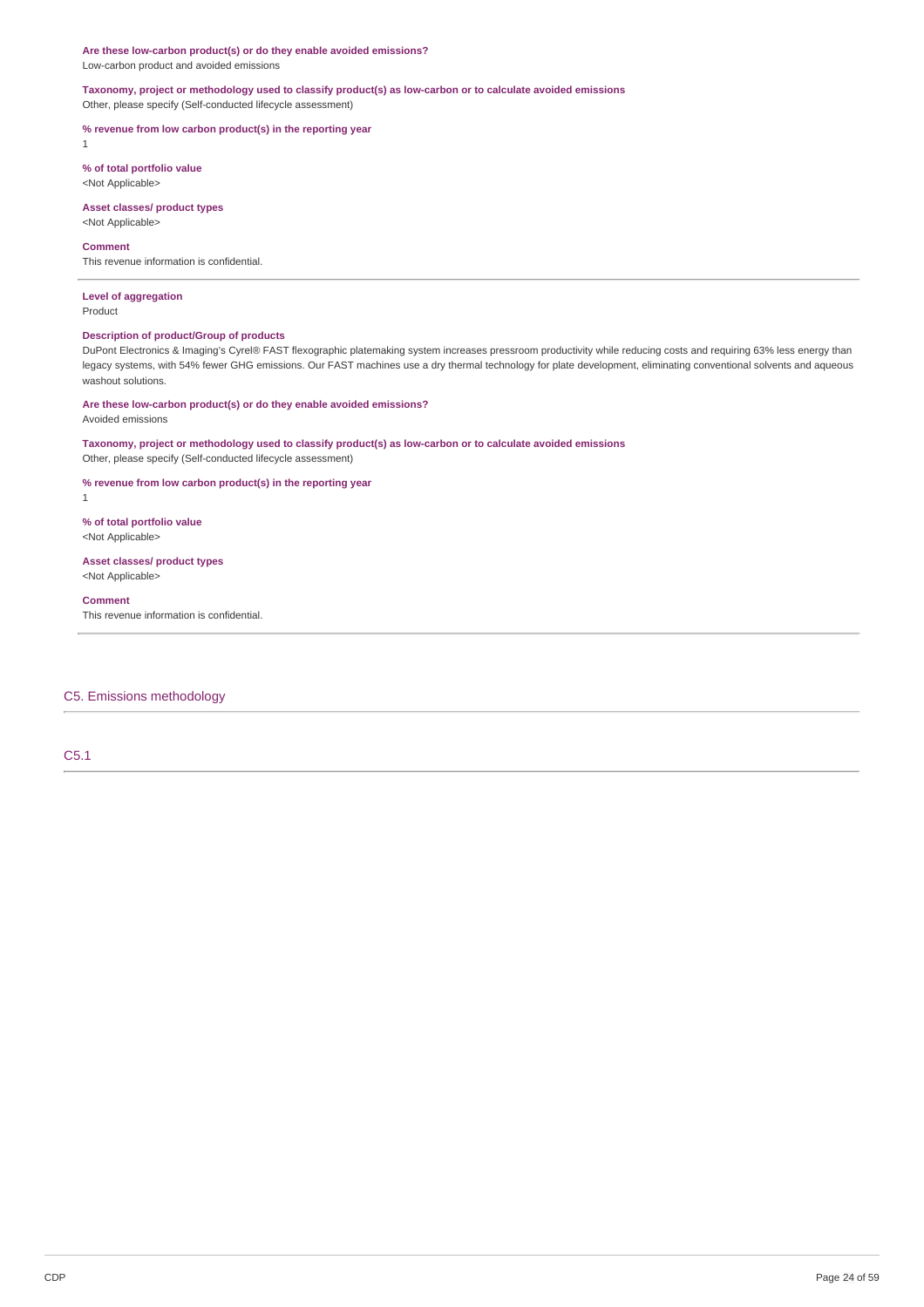**Are these low-carbon product(s) or do they enable avoided emissions?**
Low-carbon product and avoided emissions

**Taxonomy, project or methodology used to classify product(s) as low-carbon or to calculate avoided emissions**
Other, please specify (Self-conducted lifecycle assessment)

**% revenue from low carbon product(s) in the reporting year**
1

**% of total portfolio value**
<Not Applicable>

**Asset classes/ product types**
<Not Applicable>

**Comment**
This revenue information is confidential.

---

**Level of aggregation**
Product

**Description of product/Group of products**
DuPont Electronics & Imaging's Cyrel® FAST flexographic platemaking system increases pressroom productivity while reducing costs and requiring 63% less energy than legacy systems, with 54% fewer GHG emissions. Our FAST machines use a dry thermal technology for plate development, eliminating conventional solvents and aqueous washout solutions.

**Are these low-carbon product(s) or do they enable avoided emissions?**
Avoided emissions

**Taxonomy, project or methodology used to classify product(s) as low-carbon or to calculate avoided emissions**
Other, please specify (Self-conducted lifecycle assessment)

**% revenue from low carbon product(s) in the reporting year**
1

**% of total portfolio value**
<Not Applicable>

**Asset classes/ product types**
<Not Applicable>

**Comment**
This revenue information is confidential.

---

## C5. Emissions methodology

### C5.1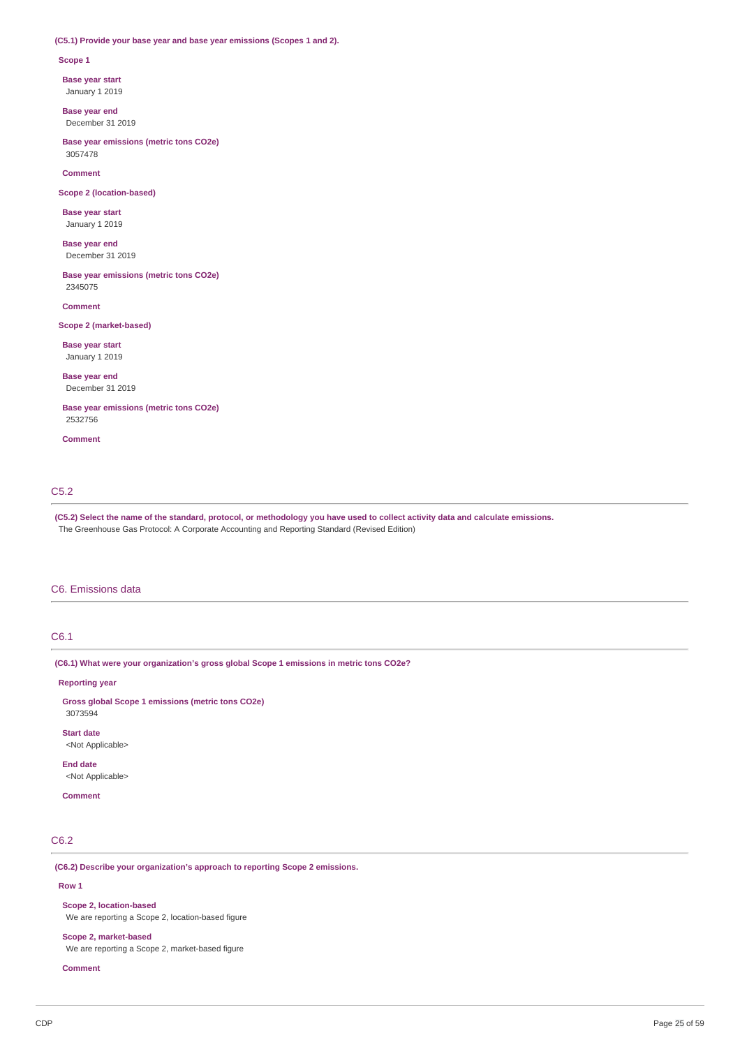**(C5.1) Provide your base year and base year emissions (Scopes 1 and 2).**

**Scope 1**

**Base year start**
January 1 2019

**Base year end**
December 31 2019

**Base year emissions (metric tons CO2e)**
3057478

**Comment**

**Scope 2 (location-based)**

**Base year start**
January 1 2019

**Base year end**
December 31 2019

**Base year emissions (metric tons CO2e)**
2345075

**Comment**

**Scope 2 (market-based)**

**Base year start**
January 1 2019

**Base year end**
December 31 2019

**Base year emissions (metric tons CO2e)**
2532756

**Comment**

## C5.2

**(C5.2) Select the name of the standard, protocol, or methodology you have used to collect activity data and calculate emissions.**
The Greenhouse Gas Protocol: A Corporate Accounting and Reporting Standard (Revised Edition)

# C6. Emissions data

## C6.1

**(C6.1) What were your organization's gross global Scope 1 emissions in metric tons CO2e?**

**Reporting year**

**Gross global Scope 1 emissions (metric tons CO2e)**
3073594

**Start date**
<Not Applicable>

**End date**
<Not Applicable>

**Comment**

## C6.2

**(C6.2) Describe your organization's approach to reporting Scope 2 emissions.**

**Row 1**

**Scope 2, location-based**
We are reporting a Scope 2, location-based figure

**Scope 2, market-based**
We are reporting a Scope 2, market-based figure

**Comment**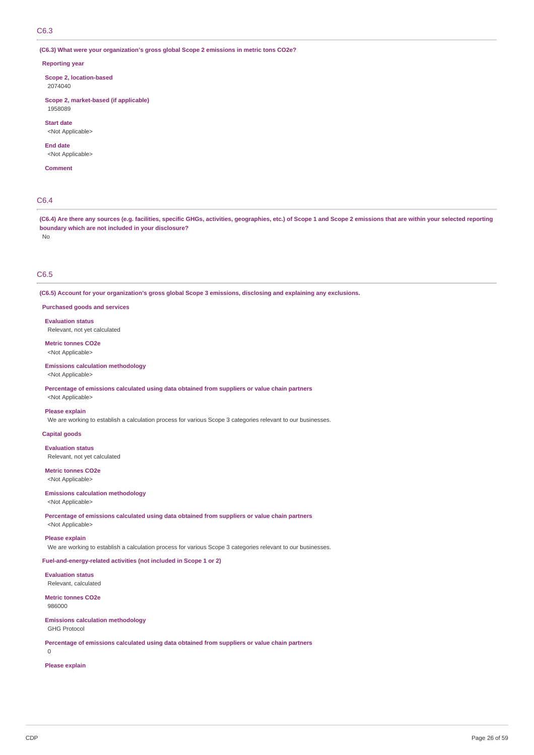## C6.3

**(C6.3) What were your organization's gross global Scope 2 emissions in metric tons CO2e?**

**Reporting year**

**Scope 2, location-based**
2074040

**Scope 2, market-based (if applicable)**
1958089

**Start date**
<Not Applicable>

**End date**
<Not Applicable>

**Comment**

## C6.4

**(C6.4) Are there any sources (e.g. facilities, specific GHGs, activities, geographies, etc.) of Scope 1 and Scope 2 emissions that are within your selected reporting boundary which are not included in your disclosure?**
No

## C6.5

**(C6.5) Account for your organization's gross global Scope 3 emissions, disclosing and explaining any exclusions.**

**Purchased goods and services**

**Evaluation status**
Relevant, not yet calculated

**Metric tonnes CO2e**
<Not Applicable>

**Emissions calculation methodology**
<Not Applicable>

**Percentage of emissions calculated using data obtained from suppliers or value chain partners**
<Not Applicable>

**Please explain**
We are working to establish a calculation process for various Scope 3 categories relevant to our businesses.

**Capital goods**

**Evaluation status**
Relevant, not yet calculated

**Metric tonnes CO2e**
<Not Applicable>

**Emissions calculation methodology**
<Not Applicable>

**Percentage of emissions calculated using data obtained from suppliers or value chain partners**
<Not Applicable>

**Please explain**
We are working to establish a calculation process for various Scope 3 categories relevant to our businesses.

**Fuel-and-energy-related activities (not included in Scope 1 or 2)**

**Evaluation status**
Relevant, calculated

**Metric tonnes CO2e**
986000

**Emissions calculation methodology**
GHG Protocol

**Percentage of emissions calculated using data obtained from suppliers or value chain partners**
0

**Please explain**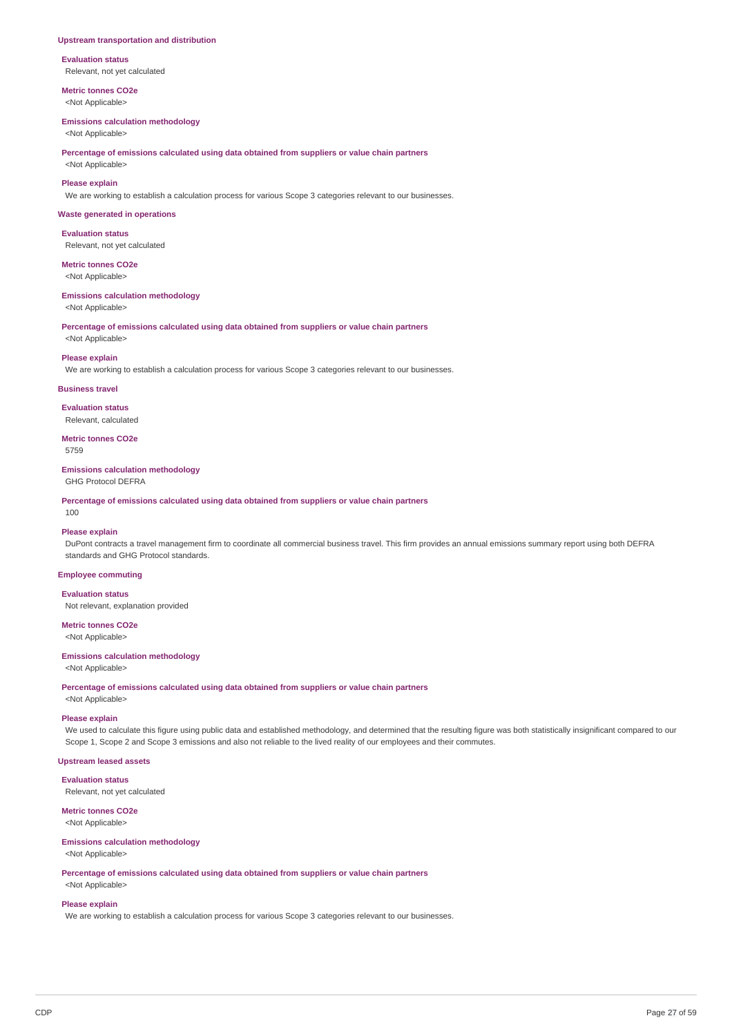### Upstream transportation and distribution

**Evaluation status**
Relevant, not yet calculated

**Metric tonnes CO2e**
<Not Applicable>

**Emissions calculation methodology**
<Not Applicable>

**Percentage of emissions calculated using data obtained from suppliers or value chain partners**
<Not Applicable>

**Please explain**
We are working to establish a calculation process for various Scope 3 categories relevant to our businesses.

### Waste generated in operations

**Evaluation status**
Relevant, not yet calculated

**Metric tonnes CO2e**
<Not Applicable>

**Emissions calculation methodology**
<Not Applicable>

**Percentage of emissions calculated using data obtained from suppliers or value chain partners**
<Not Applicable>

**Please explain**
We are working to establish a calculation process for various Scope 3 categories relevant to our businesses.

### Business travel

**Evaluation status**
Relevant, calculated

**Metric tonnes CO2e**
5759

**Emissions calculation methodology**
GHG Protocol DEFRA

**Percentage of emissions calculated using data obtained from suppliers or value chain partners**
100

**Please explain**
DuPont contracts a travel management firm to coordinate all commercial business travel. This firm provides an annual emissions summary report using both DEFRA standards and GHG Protocol standards.

### Employee commuting

**Evaluation status**
Not relevant, explanation provided

**Metric tonnes CO2e**
<Not Applicable>

**Emissions calculation methodology**
<Not Applicable>

**Percentage of emissions calculated using data obtained from suppliers or value chain partners**
<Not Applicable>

**Please explain**
We used to calculate this figure using public data and established methodology, and determined that the resulting figure was both statistically insignificant compared to our Scope 1, Scope 2 and Scope 3 emissions and also not reliable to the lived reality of our employees and their commutes.

### Upstream leased assets

**Evaluation status**
Relevant, not yet calculated

**Metric tonnes CO2e**
<Not Applicable>

**Emissions calculation methodology**
<Not Applicable>

**Percentage of emissions calculated using data obtained from suppliers or value chain partners**
<Not Applicable>

**Please explain**
We are working to establish a calculation process for various Scope 3 categories relevant to our businesses.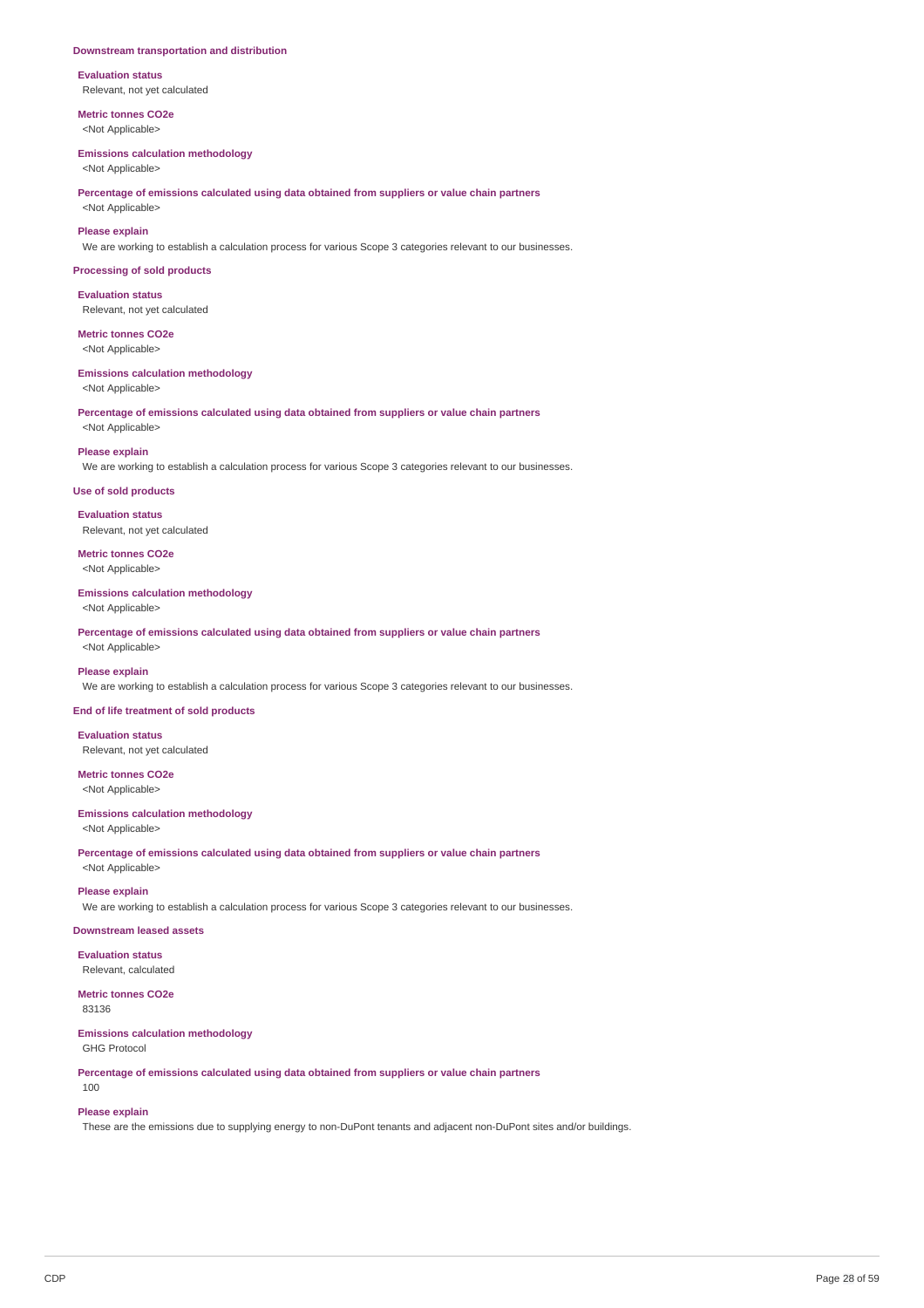### Downstream transportation and distribution

**Evaluation status**
Relevant, not yet calculated

**Metric tonnes CO2e**
<Not Applicable>

**Emissions calculation methodology**
<Not Applicable>

**Percentage of emissions calculated using data obtained from suppliers or value chain partners**
<Not Applicable>

**Please explain**
We are working to establish a calculation process for various Scope 3 categories relevant to our businesses.

### Processing of sold products

**Evaluation status**
Relevant, not yet calculated

**Metric tonnes CO2e**
<Not Applicable>

**Emissions calculation methodology**
<Not Applicable>

**Percentage of emissions calculated using data obtained from suppliers or value chain partners**
<Not Applicable>

**Please explain**
We are working to establish a calculation process for various Scope 3 categories relevant to our businesses.

### Use of sold products

**Evaluation status**
Relevant, not yet calculated

**Metric tonnes CO2e**
<Not Applicable>

**Emissions calculation methodology**
<Not Applicable>

**Percentage of emissions calculated using data obtained from suppliers or value chain partners**
<Not Applicable>

**Please explain**
We are working to establish a calculation process for various Scope 3 categories relevant to our businesses.

### End of life treatment of sold products

**Evaluation status**
Relevant, not yet calculated

**Metric tonnes CO2e**
<Not Applicable>

**Emissions calculation methodology**
<Not Applicable>

**Percentage of emissions calculated using data obtained from suppliers or value chain partners**
<Not Applicable>

**Please explain**
We are working to establish a calculation process for various Scope 3 categories relevant to our businesses.

### Downstream leased assets

**Evaluation status**
Relevant, calculated

**Metric tonnes CO2e**
83136

**Emissions calculation methodology**
GHG Protocol

**Percentage of emissions calculated using data obtained from suppliers or value chain partners**
100

**Please explain**
These are the emissions due to supplying energy to non-DuPont tenants and adjacent non-DuPont sites and/or buildings.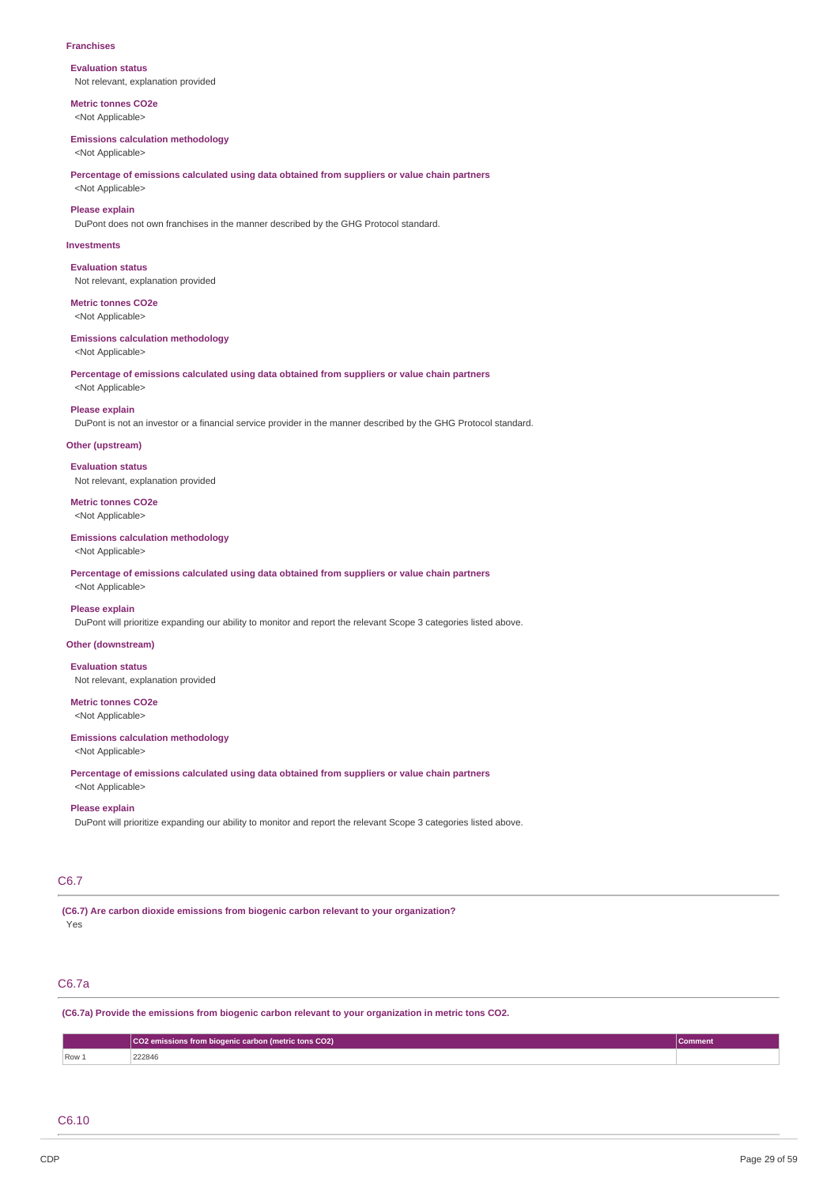**Franchises**

**Evaluation status**
Not relevant, explanation provided

**Metric tonnes CO2e**
<Not Applicable>

**Emissions calculation methodology**
<Not Applicable>

**Percentage of emissions calculated using data obtained from suppliers or value chain partners**
<Not Applicable>

**Please explain**
DuPont does not own franchises in the manner described by the GHG Protocol standard.

**Investments**

**Evaluation status**
Not relevant, explanation provided

**Metric tonnes CO2e**
<Not Applicable>

**Emissions calculation methodology**
<Not Applicable>

**Percentage of emissions calculated using data obtained from suppliers or value chain partners**
<Not Applicable>

**Please explain**
DuPont is not an investor or a financial service provider in the manner described by the GHG Protocol standard.

**Other (upstream)**

**Evaluation status**
Not relevant, explanation provided

**Metric tonnes CO2e**
<Not Applicable>

**Emissions calculation methodology**
<Not Applicable>

**Percentage of emissions calculated using data obtained from suppliers or value chain partners**
<Not Applicable>

**Please explain**
DuPont will prioritize expanding our ability to monitor and report the relevant Scope 3 categories listed above.

**Other (downstream)**

**Evaluation status**
Not relevant, explanation provided

**Metric tonnes CO2e**
<Not Applicable>

**Emissions calculation methodology**
<Not Applicable>

**Percentage of emissions calculated using data obtained from suppliers or value chain partners**
<Not Applicable>

**Please explain**
DuPont will prioritize expanding our ability to monitor and report the relevant Scope 3 categories listed above.

## C6.7

**(C6.7) Are carbon dioxide emissions from biogenic carbon relevant to your organization?**
Yes

## C6.7a

**(C6.7a) Provide the emissions from biogenic carbon relevant to your organization in metric tons CO2.**

| | CO2 emissions from biogenic carbon (metric tons CO2) | Comment |
|---|---|---|
| Row 1 | 222846 | |

## C6.10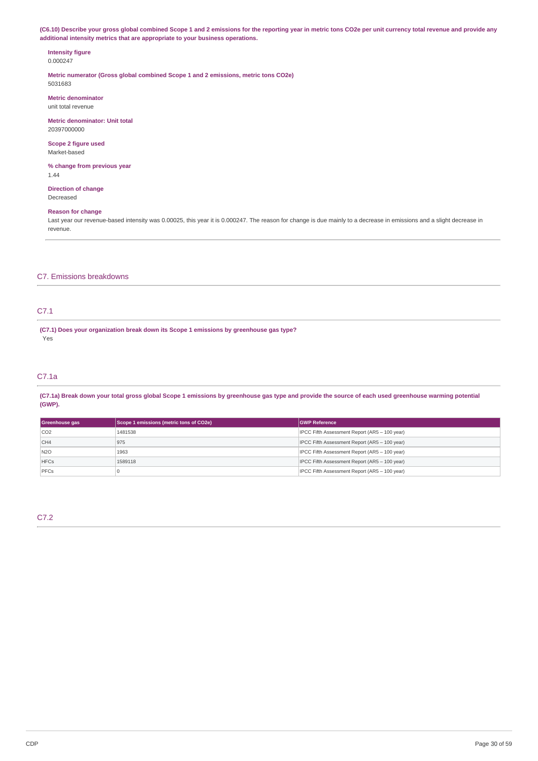**(C6.10) Describe your gross global combined Scope 1 and 2 emissions for the reporting year in metric tons CO2e per unit currency total revenue and provide any additional intensity metrics that are appropriate to your business operations.**

**Intensity figure**
0.000247

**Metric numerator (Gross global combined Scope 1 and 2 emissions, metric tons CO2e)**
5031683

**Metric denominator**
unit total revenue

**Metric denominator: Unit total**
20397000000

**Scope 2 figure used**
Market-based

**% change from previous year**
1.44

**Direction of change**
Decreased

**Reason for change**
Last year our revenue-based intensity was 0.00025, this year it is 0.000247. The reason for change is due mainly to a decrease in emissions and a slight decrease in revenue.

## C7. Emissions breakdowns

### C7.1

**(C7.1) Does your organization break down its Scope 1 emissions by greenhouse gas type?**
Yes

### C7.1a

**(C7.1a) Break down your total gross global Scope 1 emissions by greenhouse gas type and provide the source of each used greenhouse warming potential (GWP).**

| Greenhouse gas | Scope 1 emissions (metric tons of CO2e) | GWP Reference |
|---|---|---|
| CO2 | 1481538 | IPCC Fifth Assessment Report (AR5 – 100 year) |
| CH4 | 975 | IPCC Fifth Assessment Report (AR5 – 100 year) |
| N2O | 1963 | IPCC Fifth Assessment Report (AR5 – 100 year) |
| HFCs | 1589118 | IPCC Fifth Assessment Report (AR5 – 100 year) |
| PFCs | 0 | IPCC Fifth Assessment Report (AR5 – 100 year) |

### C7.2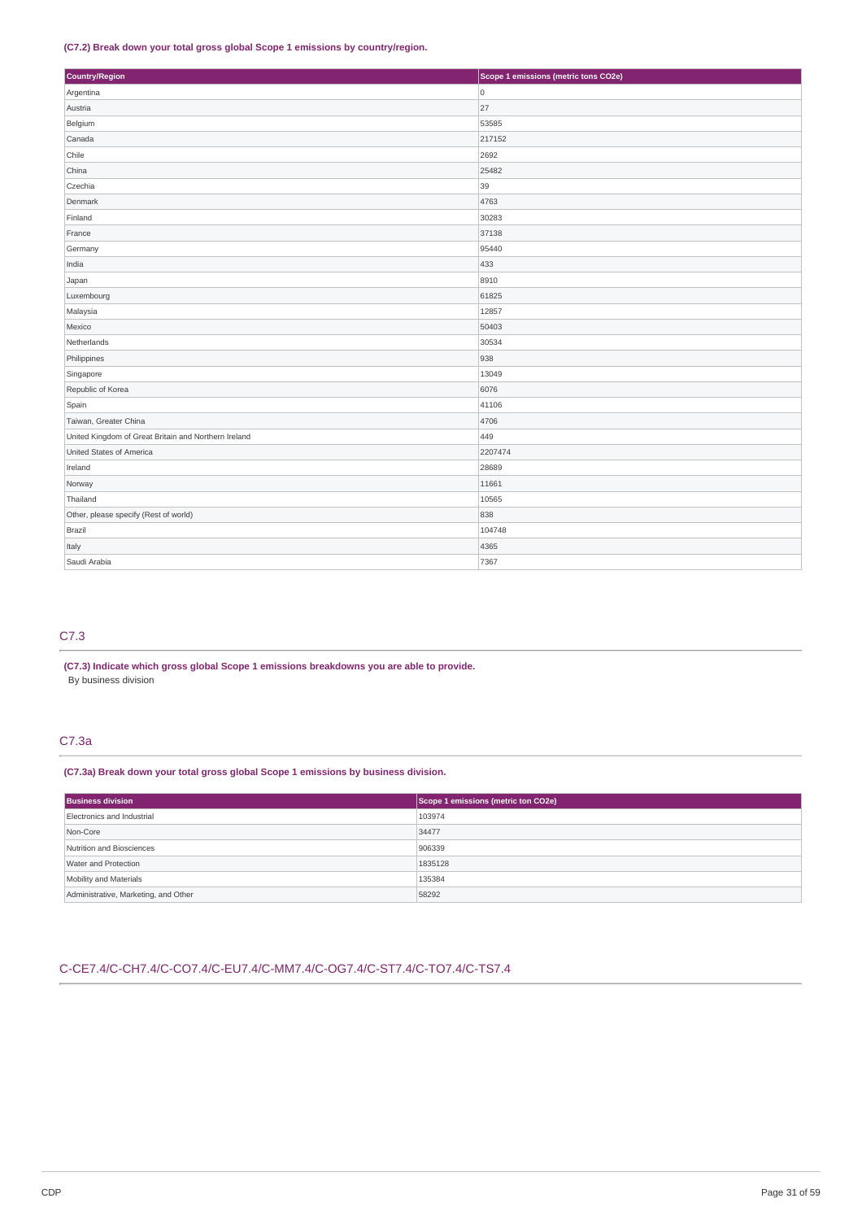**(C7.2) Break down your total gross global Scope 1 emissions by country/region.**

| Country/Region | Scope 1 emissions (metric tons CO2e) |
|---|---|
| Argentina | 0 |
| Austria | 27 |
| Belgium | 53585 |
| Canada | 217152 |
| Chile | 2692 |
| China | 25482 |
| Czechia | 39 |
| Denmark | 4763 |
| Finland | 30283 |
| France | 37138 |
| Germany | 95440 |
| India | 433 |
| Japan | 8910 |
| Luxembourg | 61825 |
| Malaysia | 12857 |
| Mexico | 50403 |
| Netherlands | 30534 |
| Philippines | 938 |
| Singapore | 13049 |
| Republic of Korea | 6076 |
| Spain | 41106 |
| Taiwan, Greater China | 4706 |
| United Kingdom of Great Britain and Northern Ireland | 449 |
| United States of America | 2207474 |
| Ireland | 28689 |
| Norway | 11661 |
| Thailand | 10565 |
| Other, please specify (Rest of world) | 838 |
| Brazil | 104748 |
| Italy | 4365 |
| Saudi Arabia | 7367 |

## C7.3

**(C7.3) Indicate which gross global Scope 1 emissions breakdowns you are able to provide.**

By business division

## C7.3a

**(C7.3a) Break down your total gross global Scope 1 emissions by business division.**

| Business division | Scope 1 emissions (metric ton CO2e) |
|---|---|
| Electronics and Industrial | 103974 |
| Non-Core | 34477 |
| Nutrition and Biosciences | 906339 |
| Water and Protection | 1835128 |
| Mobility and Materials | 135384 |
| Administrative, Marketing, and Other | 58292 |

## C-CE7.4/C-CH7.4/C-CO7.4/C-EU7.4/C-MM7.4/C-OG7.4/C-ST7.4/C-TO7.4/C-TS7.4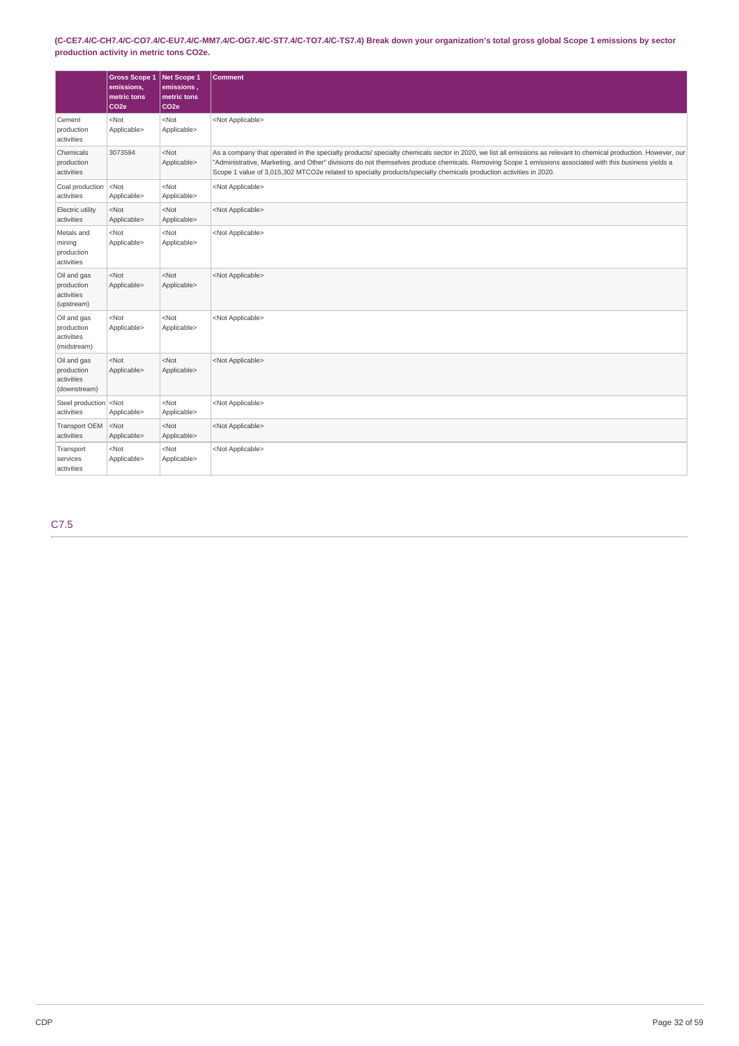**(C-CE7.4/C-CH7.4/C-CO7.4/C-EU7.4/C-MM7.4/C-OG7.4/C-ST7.4/C-TO7.4/C-TS7.4) Break down your organization's total gross global Scope 1 emissions by sector production activity in metric tons CO2e.**

| | Gross Scope 1 emissions, metric tons CO2e | Net Scope 1 emissions , metric tons CO2e | Comment |
|---|---|---|---|
| Cement production activities | <Not Applicable> | <Not Applicable> | <Not Applicable> |
| Chemicals production activities | 3073594 | <Not Applicable> | As a company that operated in the specialty products/ specialty chemicals sector in 2020, we list all emissions as relevant to chemical production. However, our "Administrative, Marketing, and Other" divisions do not themselves produce chemicals. Removing Scope 1 emissions associated with this business yields a Scope 1 value of 3,015,302 MTCO2e related to specialty products/specialty chemicals production activities in 2020. |
| Coal production activities | <Not Applicable> | <Not Applicable> | <Not Applicable> |
| Electric utility activities | <Not Applicable> | <Not Applicable> | <Not Applicable> |
| Metals and mining production activities | <Not Applicable> | <Not Applicable> | <Not Applicable> |
| Oil and gas production activities (upstream) | <Not Applicable> | <Not Applicable> | <Not Applicable> |
| Oil and gas production activities (midstream) | <Not Applicable> | <Not Applicable> | <Not Applicable> |
| Oil and gas production activities (downstream) | <Not Applicable> | <Not Applicable> | <Not Applicable> |
| Steel production activities | <Not Applicable> | <Not Applicable> | <Not Applicable> |
| Transport OEM activities | <Not Applicable> | <Not Applicable> | <Not Applicable> |
| Transport services activities | <Not Applicable> | <Not Applicable> | <Not Applicable> |

## C7.5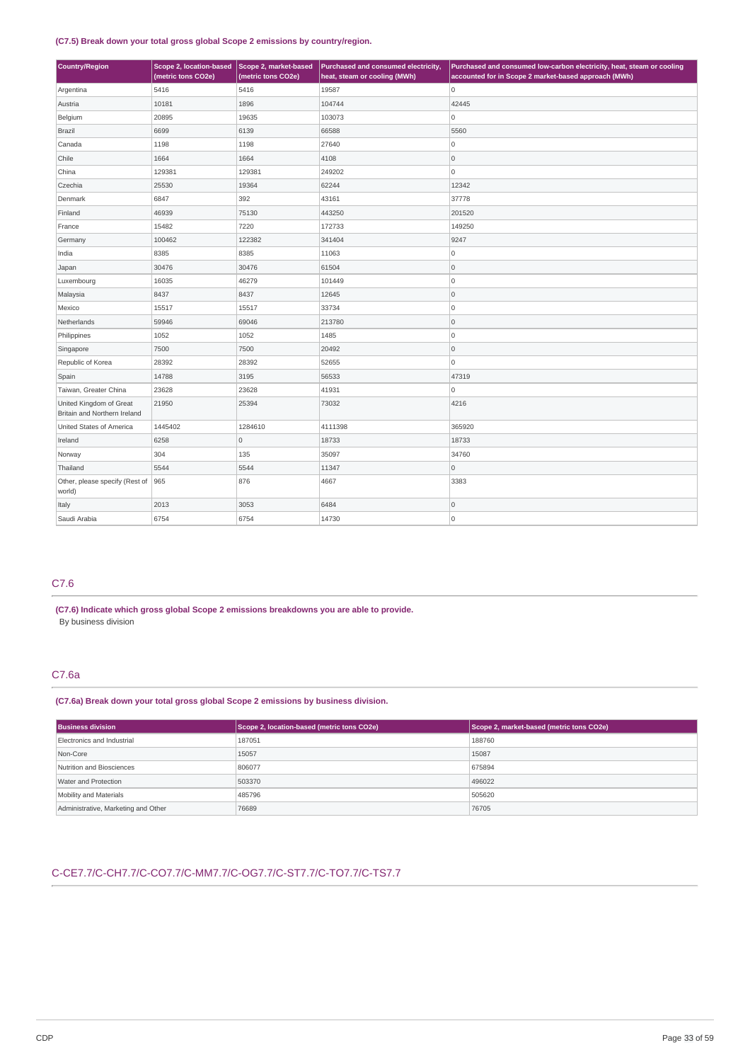**(C7.5) Break down your total gross global Scope 2 emissions by country/region.**

| Country/Region | Scope 2, location-based (metric tons CO2e) | Scope 2, market-based (metric tons CO2e) | Purchased and consumed electricity, heat, steam or cooling (MWh) | Purchased and consumed low-carbon electricity, heat, steam or cooling accounted for in Scope 2 market-based approach (MWh) |
|---|---|---|---|---|
| Argentina | 5416 | 5416 | 19587 | 0 |
| Austria | 10181 | 1896 | 104744 | 42445 |
| Belgium | 20895 | 19635 | 103073 | 0 |
| Brazil | 6699 | 6139 | 66588 | 5560 |
| Canada | 1198 | 1198 | 27640 | 0 |
| Chile | 1664 | 1664 | 4108 | 0 |
| China | 129381 | 129381 | 249202 | 0 |
| Czechia | 25530 | 19364 | 62244 | 12342 |
| Denmark | 6847 | 392 | 43161 | 37778 |
| Finland | 46939 | 75130 | 443250 | 201520 |
| France | 15482 | 7220 | 172733 | 149250 |
| Germany | 100462 | 122382 | 341404 | 9247 |
| India | 8385 | 8385 | 11063 | 0 |
| Japan | 30476 | 30476 | 61504 | 0 |
| Luxembourg | 16035 | 46279 | 101449 | 0 |
| Malaysia | 8437 | 8437 | 12645 | 0 |
| Mexico | 15517 | 15517 | 33734 | 0 |
| Netherlands | 59946 | 69046 | 213780 | 0 |
| Philippines | 1052 | 1052 | 1485 | 0 |
| Singapore | 7500 | 7500 | 20492 | 0 |
| Republic of Korea | 28392 | 28392 | 52655 | 0 |
| Spain | 14788 | 3195 | 56533 | 47319 |
| Taiwan, Greater China | 23628 | 23628 | 41931 | 0 |
| United Kingdom of Great Britain and Northern Ireland | 21950 | 25394 | 73032 | 4216 |
| United States of America | 1445402 | 1284610 | 4111398 | 365920 |
| Ireland | 6258 | 0 | 18733 | 18733 |
| Norway | 304 | 135 | 35097 | 34760 |
| Thailand | 5544 | 5544 | 11347 | 0 |
| Other, please specify (Rest of world) | 965 | 876 | 4667 | 3383 |
| Italy | 2013 | 3053 | 6484 | 0 |
| Saudi Arabia | 6754 | 6754 | 14730 | 0 |

## C7.6

**(C7.6) Indicate which gross global Scope 2 emissions breakdowns you are able to provide.**

By business division

## C7.6a

**(C7.6a) Break down your total gross global Scope 2 emissions by business division.**

| Business division | Scope 2, location-based (metric tons CO2e) | Scope 2, market-based (metric tons CO2e) |
|---|---|---|
| Electronics and Industrial | 187051 | 188760 |
| Non-Core | 15057 | 15087 |
| Nutrition and Biosciences | 806077 | 675894 |
| Water and Protection | 503370 | 496022 |
| Mobility and Materials | 485796 | 505620 |
| Administrative, Marketing and Other | 76689 | 76705 |

## C-CE7.7/C-CH7.7/C-CO7.7/C-MM7.7/C-OG7.7/C-ST7.7/C-TO7.7/C-TS7.7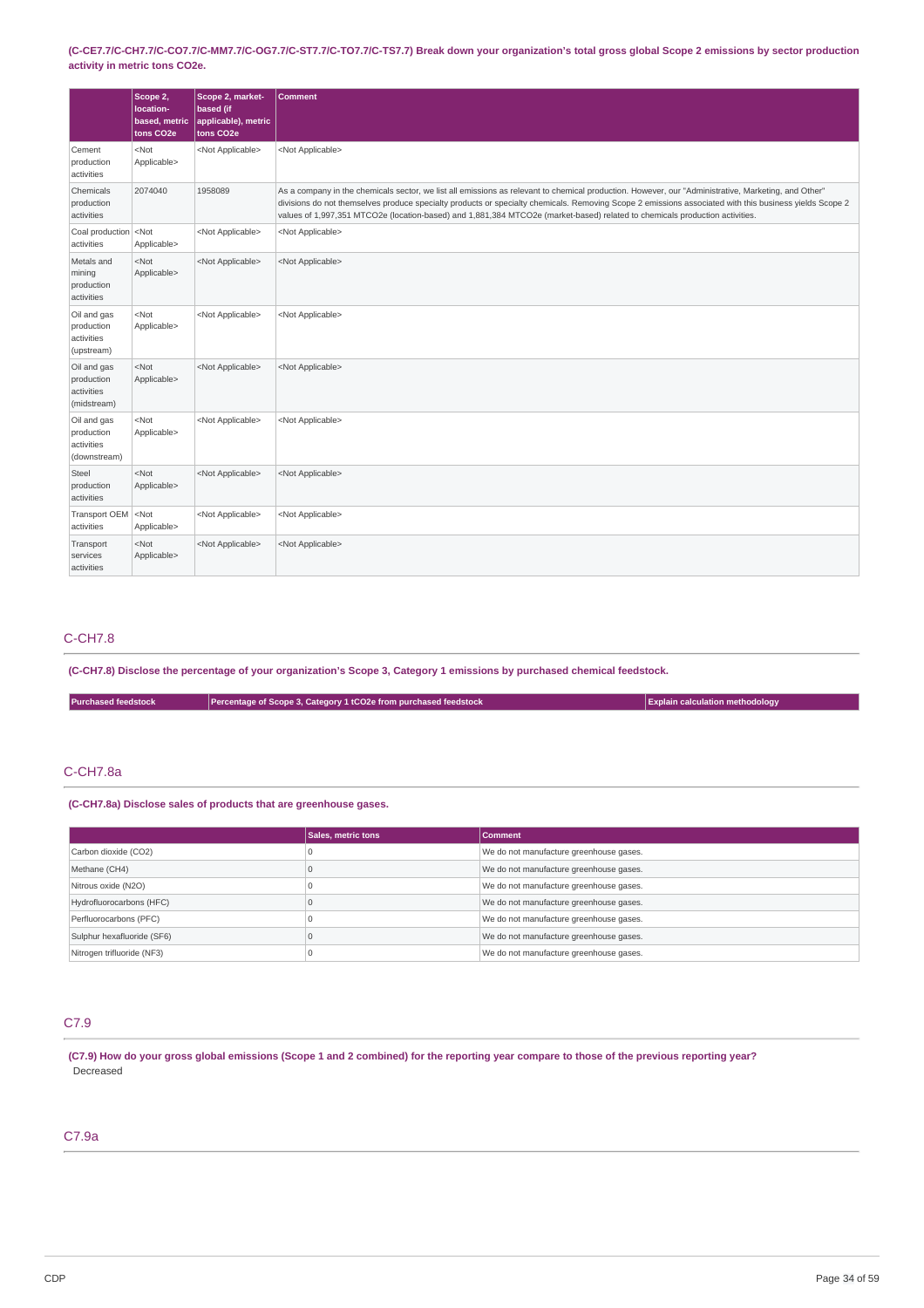**(C-CE7.7/C-CH7.7/C-CO7.7/C-MM7.7/C-OG7.7/C-ST7.7/C-TO7.7/C-TS7.7) Break down your organization's total gross global Scope 2 emissions by sector production activity in metric tons CO2e.**

| | Scope 2, location-based, metric tons CO2e | Scope 2, market-based (if applicable), metric tons CO2e | Comment |
|---|---|---|---|
| Cement production activities | <Not Applicable> | <Not Applicable> | <Not Applicable> |
| Chemicals production activities | 2074040 | 1958089 | As a company in the chemicals sector, we list all emissions as relevant to chemical production. However, our "Administrative, Marketing, and Other" divisions do not themselves produce specialty products or specialty chemicals. Removing Scope 2 emissions associated with this business yields Scope 2 values of 1,997,351 MTCO2e (location-based) and 1,881,384 MTCO2e (market-based) related to chemicals production activities. |
| Coal production activities | <Not Applicable> | <Not Applicable> | <Not Applicable> |
| Metals and mining production activities | <Not Applicable> | <Not Applicable> | <Not Applicable> |
| Oil and gas production activities (upstream) | <Not Applicable> | <Not Applicable> | <Not Applicable> |
| Oil and gas production activities (midstream) | <Not Applicable> | <Not Applicable> | <Not Applicable> |
| Oil and gas production activities (downstream) | <Not Applicable> | <Not Applicable> | <Not Applicable> |
| Steel production activities | <Not Applicable> | <Not Applicable> | <Not Applicable> |
| Transport OEM activities | <Not Applicable> | <Not Applicable> | <Not Applicable> |
| Transport services activities | <Not Applicable> | <Not Applicable> | <Not Applicable> |

## C-CH7.8

**(C-CH7.8) Disclose the percentage of your organization's Scope 3, Category 1 emissions by purchased chemical feedstock.**

| Purchased feedstock | Percentage of Scope 3, Category 1 tCO2e from purchased feedstock | Explain calculation methodology |
|---|---|---|

## C-CH7.8a

**(C-CH7.8a) Disclose sales of products that are greenhouse gases.**

| | Sales, metric tons | Comment |
|---|---|---|
| Carbon dioxide (CO2) | 0 | We do not manufacture greenhouse gases. |
| Methane (CH4) | 0 | We do not manufacture greenhouse gases. |
| Nitrous oxide (N2O) | 0 | We do not manufacture greenhouse gases. |
| Hydrofluorocarbons (HFC) | 0 | We do not manufacture greenhouse gases. |
| Perfluorocarbons (PFC) | 0 | We do not manufacture greenhouse gases. |
| Sulphur hexafluoride (SF6) | 0 | We do not manufacture greenhouse gases. |
| Nitrogen trifluoride (NF3) | 0 | We do not manufacture greenhouse gases. |

## C7.9

**(C7.9) How do your gross global emissions (Scope 1 and 2 combined) for the reporting year compare to those of the previous reporting year?**

Decreased

## C7.9a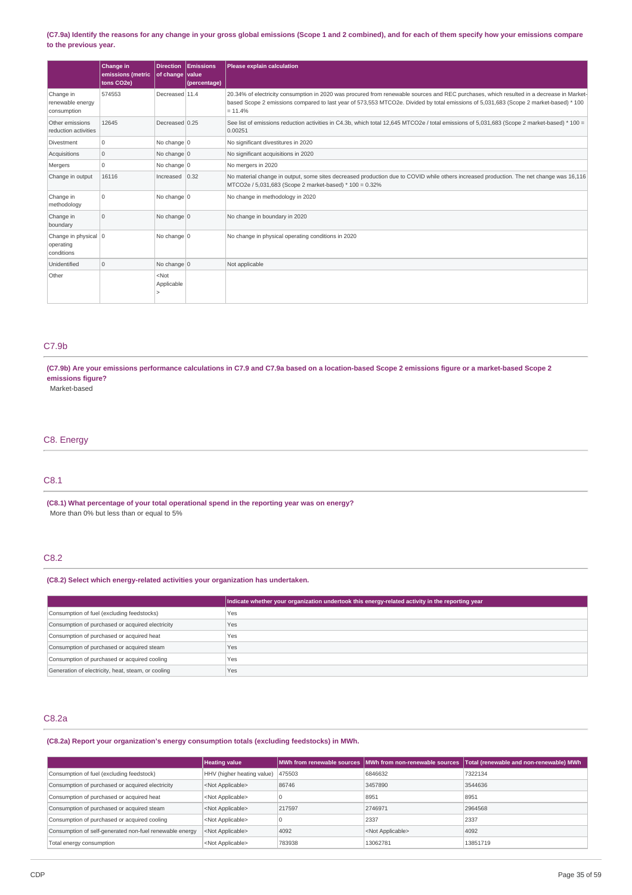**(C7.9a) Identify the reasons for any change in your gross global emissions (Scope 1 and 2 combined), and for each of them specify how your emissions compare to the previous year.**

| | Change in emissions (metric tons CO2e) | Direction of change | Emissions value (percentage) | Please explain calculation |
|---|---|---|---|---|
| Change in renewable energy consumption | 574553 | Decreased | 11.4 | 20.34% of electricity consumption in 2020 was procured from renewable sources and REC purchases, which resulted in a decrease in Market-based Scope 2 emissions compared to last year of 573,553 MTCO2e. Divided by total emissions of 5,031,683 (Scope 2 market-based) * 100 = 11.4% |
| Other emissions reduction activities | 12645 | Decreased | 0.25 | See list of emissions reduction activities in C4.3b, which total 12,645 MTCO2e / total emissions of 5,031,683 (Scope 2 market-based) * 100 = 0.00251 |
| Divestment | 0 | No change | 0 | No significant divestitures in 2020 |
| Acquisitions | 0 | No change | 0 | No significant acquisitions in 2020 |
| Mergers | 0 | No change | 0 | No mergers in 2020 |
| Change in output | 16116 | Increased | 0.32 | No material change in output, some sites decreased production due to COVID while others increased production. The net change was 16,116 MTCO2e / 5,031,683 (Scope 2 market-based) * 100 = 0.32% |
| Change in methodology | 0 | No change | 0 | No change in methodology in 2020 |
| Change in boundary | 0 | No change | 0 | No change in boundary in 2020 |
| Change in physical operating conditions | 0 | No change | 0 | No change in physical operating conditions in 2020 |
| Unidentified | 0 | No change | 0 | Not applicable |
| Other | | <Not Applicable> | | |

## C7.9b

**(C7.9b) Are your emissions performance calculations in C7.9 and C7.9a based on a location-based Scope 2 emissions figure or a market-based Scope 2 emissions figure?**

Market-based

# C8. Energy

## C8.1

**(C8.1) What percentage of your total operational spend in the reporting year was on energy?**

More than 0% but less than or equal to 5%

## C8.2

**(C8.2) Select which energy-related activities your organization has undertaken.**

| | Indicate whether your organization undertook this energy-related activity in the reporting year |
|---|---|
| Consumption of fuel (excluding feedstocks) | Yes |
| Consumption of purchased or acquired electricity | Yes |
| Consumption of purchased or acquired heat | Yes |
| Consumption of purchased or acquired steam | Yes |
| Consumption of purchased or acquired cooling | Yes |
| Generation of electricity, heat, steam, or cooling | Yes |

## C8.2a

**(C8.2a) Report your organization's energy consumption totals (excluding feedstocks) in MWh.**

| | Heating value | MWh from renewable sources | MWh from non-renewable sources | Total (renewable and non-renewable) MWh |
|---|---|---|---|---|
| Consumption of fuel (excluding feedstock) | HHV (higher heating value) | 475503 | 6846632 | 7322134 |
| Consumption of purchased or acquired electricity | <Not Applicable> | 86746 | 3457890 | 3544636 |
| Consumption of purchased or acquired heat | <Not Applicable> | 0 | 8951 | 8951 |
| Consumption of purchased or acquired steam | <Not Applicable> | 217597 | 2746971 | 2964568 |
| Consumption of purchased or acquired cooling | <Not Applicable> | 0 | 2337 | 2337 |
| Consumption of self-generated non-fuel renewable energy | <Not Applicable> | 4092 | <Not Applicable> | 4092 |
| Total energy consumption | <Not Applicable> | 783938 | 13062781 | 13851719 |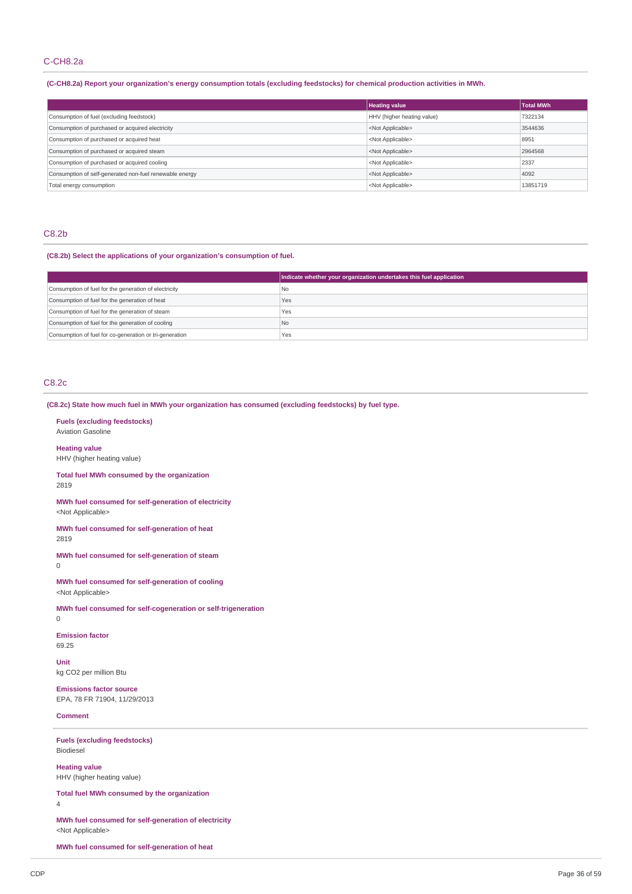## C-CH8.2a

**(C-CH8.2a) Report your organization's energy consumption totals (excluding feedstocks) for chemical production activities in MWh.**

| | Heating value | Total MWh |
|---|---|---|
| Consumption of fuel (excluding feedstock) | HHV (higher heating value) | 7322134 |
| Consumption of purchased or acquired electricity | <Not Applicable> | 3544636 |
| Consumption of purchased or acquired heat | <Not Applicable> | 8951 |
| Consumption of purchased or acquired steam | <Not Applicable> | 2964568 |
| Consumption of purchased or acquired cooling | <Not Applicable> | 2337 |
| Consumption of self-generated non-fuel renewable energy | <Not Applicable> | 4092 |
| Total energy consumption | <Not Applicable> | 13851719 |

## C8.2b

**(C8.2b) Select the applications of your organization's consumption of fuel.**

| | Indicate whether your organization undertakes this fuel application |
|---|---|
| Consumption of fuel for the generation of electricity | No |
| Consumption of fuel for the generation of heat | Yes |
| Consumption of fuel for the generation of steam | Yes |
| Consumption of fuel for the generation of cooling | No |
| Consumption of fuel for co-generation or tri-generation | Yes |

## C8.2c

**(C8.2c) State how much fuel in MWh your organization has consumed (excluding feedstocks) by fuel type.**

**Fuels (excluding feedstocks)**
Aviation Gasoline

**Heating value**
HHV (higher heating value)

**Total fuel MWh consumed by the organization**
2819

**MWh fuel consumed for self-generation of electricity**
<Not Applicable>

**MWh fuel consumed for self-generation of heat**
2819

**MWh fuel consumed for self-generation of steam**
0

**MWh fuel consumed for self-generation of cooling**
<Not Applicable>

**MWh fuel consumed for self-cogeneration or self-trigeneration**
0

**Emission factor**
69.25

**Unit**
kg CO2 per million Btu

**Emissions factor source**
EPA, 78 FR 71904, 11/29/2013

**Comment**

---

**Fuels (excluding feedstocks)**
Biodiesel

**Heating value**
HHV (higher heating value)

**Total fuel MWh consumed by the organization**
4

**MWh fuel consumed for self-generation of electricity**
<Not Applicable>

**MWh fuel consumed for self-generation of heat**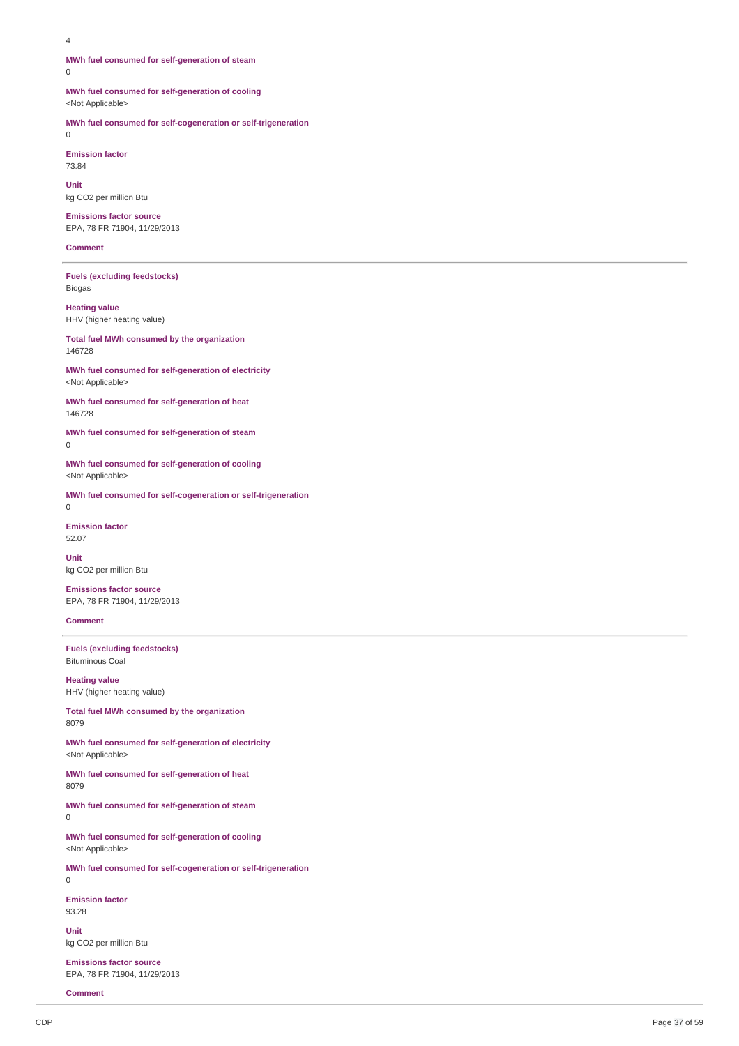4

**MWh fuel consumed for self-generation of steam**
0

**MWh fuel consumed for self-generation of cooling**
<Not Applicable>

**MWh fuel consumed for self-cogeneration or self-trigeneration**
0

**Emission factor**
73.84

**Unit**
kg CO2 per million Btu

**Emissions factor source**
EPA, 78 FR 71904, 11/29/2013

**Comment**

---

**Fuels (excluding feedstocks)**
Biogas

**Heating value**
HHV (higher heating value)

**Total fuel MWh consumed by the organization**
146728

**MWh fuel consumed for self-generation of electricity**
<Not Applicable>

**MWh fuel consumed for self-generation of heat**
146728

**MWh fuel consumed for self-generation of steam**
0

**MWh fuel consumed for self-generation of cooling**
<Not Applicable>

**MWh fuel consumed for self-cogeneration or self-trigeneration**
0

**Emission factor**
52.07

**Unit**
kg CO2 per million Btu

**Emissions factor source**
EPA, 78 FR 71904, 11/29/2013

**Comment**

---

**Fuels (excluding feedstocks)**
Bituminous Coal

**Heating value**
HHV (higher heating value)

**Total fuel MWh consumed by the organization**
8079

**MWh fuel consumed for self-generation of electricity**
<Not Applicable>

**MWh fuel consumed for self-generation of heat**
8079

**MWh fuel consumed for self-generation of steam**
0

**MWh fuel consumed for self-generation of cooling**
<Not Applicable>

**MWh fuel consumed for self-cogeneration or self-trigeneration**
0

**Emission factor**
93.28

**Unit**
kg CO2 per million Btu

**Emissions factor source**
EPA, 78 FR 71904, 11/29/2013

**Comment**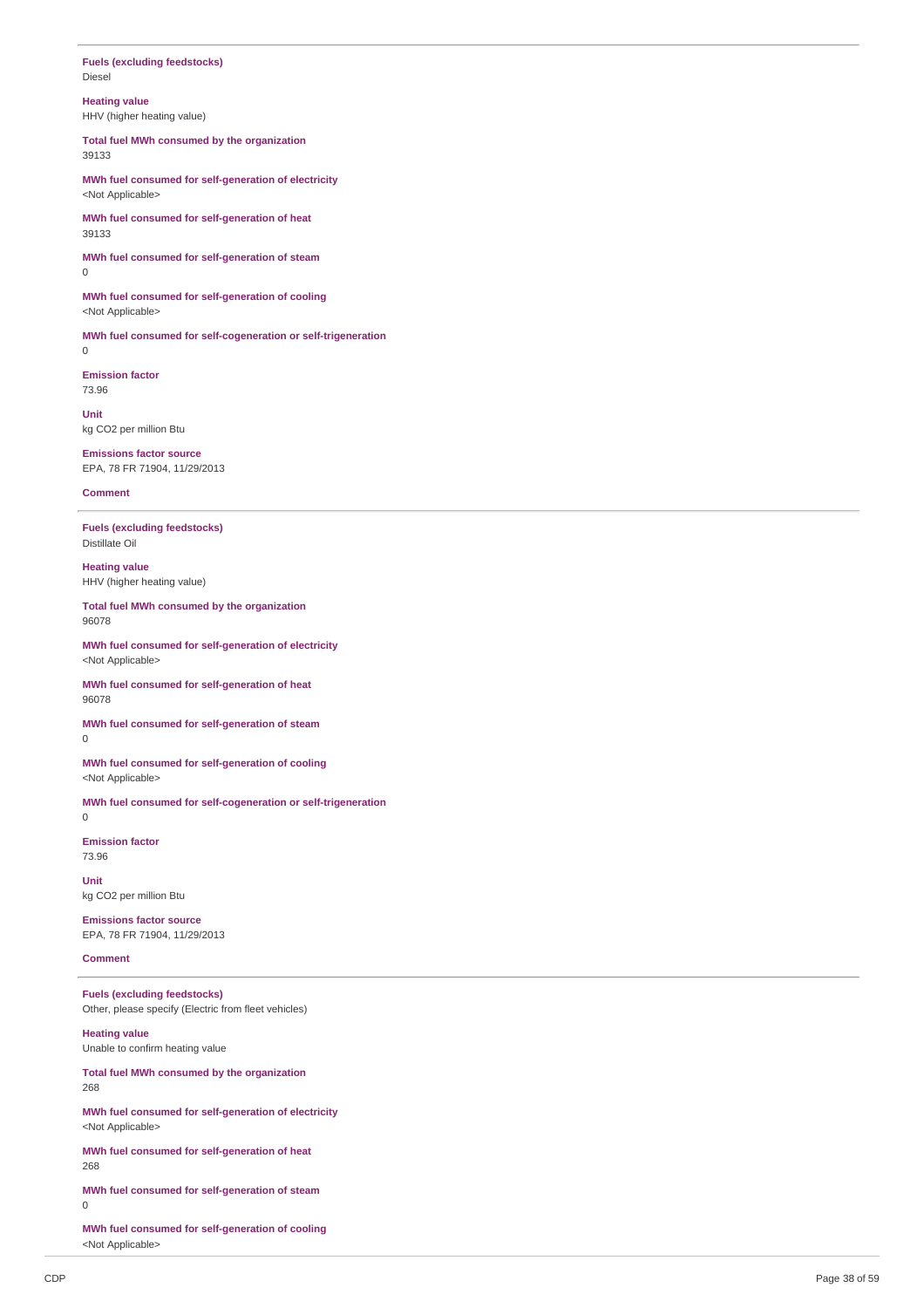**Fuels (excluding feedstocks)**
Diesel

**Heating value**
HHV (higher heating value)

**Total fuel MWh consumed by the organization**
39133

**MWh fuel consumed for self-generation of electricity**
<Not Applicable>

**MWh fuel consumed for self-generation of heat**
39133

**MWh fuel consumed for self-generation of steam**
0

**MWh fuel consumed for self-generation of cooling**
<Not Applicable>

**MWh fuel consumed for self-cogeneration or self-trigeneration**
0

**Emission factor**
73.96

**Unit**
kg CO2 per million Btu

**Emissions factor source**
EPA, 78 FR 71904, 11/29/2013

**Comment**

---

**Fuels (excluding feedstocks)**
Distillate Oil

**Heating value**
HHV (higher heating value)

**Total fuel MWh consumed by the organization**
96078

**MWh fuel consumed for self-generation of electricity**
<Not Applicable>

**MWh fuel consumed for self-generation of heat**
96078

**MWh fuel consumed for self-generation of steam**
0

**MWh fuel consumed for self-generation of cooling**
<Not Applicable>

**MWh fuel consumed for self-cogeneration or self-trigeneration**
0

**Emission factor**
73.96

**Unit**
kg CO2 per million Btu

**Emissions factor source**
EPA, 78 FR 71904, 11/29/2013

**Comment**

---

**Fuels (excluding feedstocks)**
Other, please specify (Electric from fleet vehicles)

**Heating value**
Unable to confirm heating value

**Total fuel MWh consumed by the organization**
268

**MWh fuel consumed for self-generation of electricity**
<Not Applicable>

**MWh fuel consumed for self-generation of heat**
268

**MWh fuel consumed for self-generation of steam**
0

**MWh fuel consumed for self-generation of cooling**
<Not Applicable>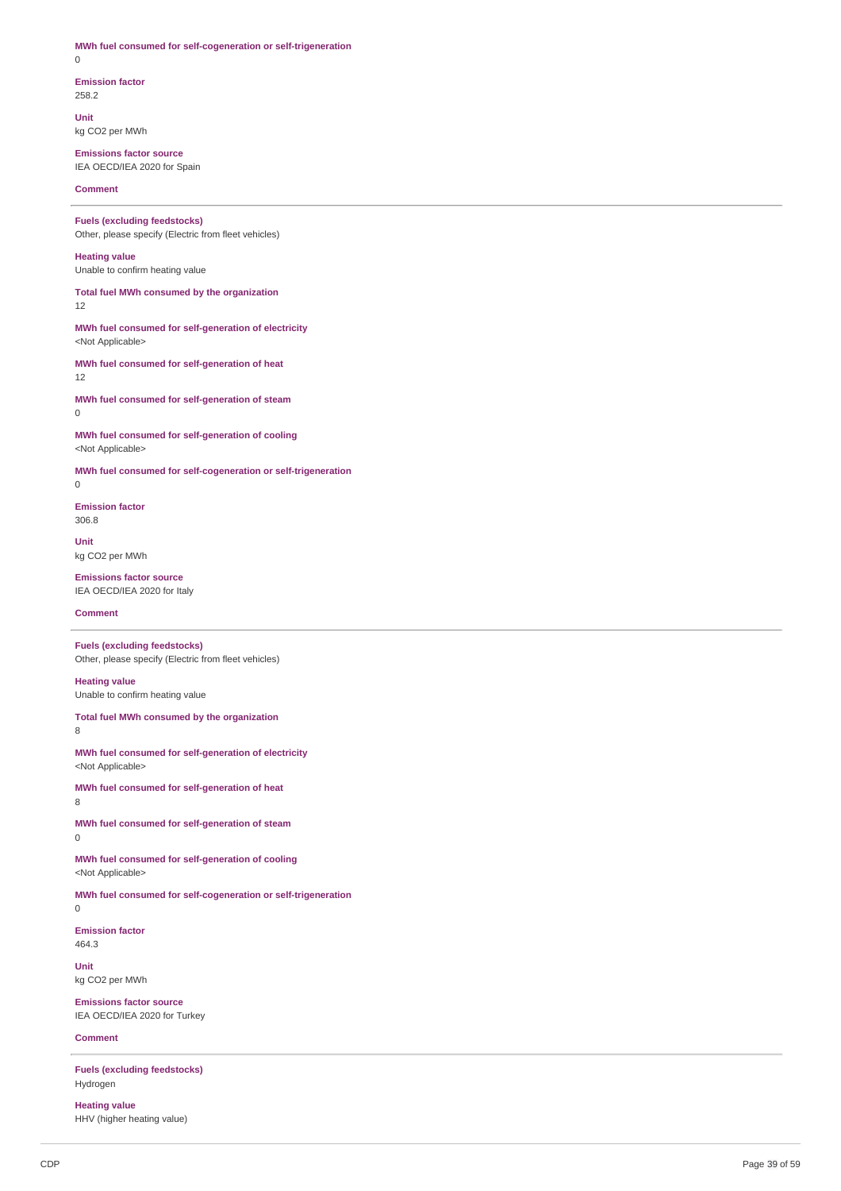**MWh fuel consumed for self-cogeneration or self-trigeneration**
0

**Emission factor**
258.2

**Unit**
kg CO2 per MWh

**Emissions factor source**
IEA OECD/IEA 2020 for Spain

**Comment**

---

**Fuels (excluding feedstocks)**
Other, please specify (Electric from fleet vehicles)

**Heating value**
Unable to confirm heating value

**Total fuel MWh consumed by the organization**
12

**MWh fuel consumed for self-generation of electricity**
<Not Applicable>

**MWh fuel consumed for self-generation of heat**
12

**MWh fuel consumed for self-generation of steam**
0

**MWh fuel consumed for self-generation of cooling**
<Not Applicable>

**MWh fuel consumed for self-cogeneration or self-trigeneration**
0

**Emission factor**
306.8

**Unit**
kg CO2 per MWh

**Emissions factor source**
IEA OECD/IEA 2020 for Italy

**Comment**

---

**Fuels (excluding feedstocks)**
Other, please specify (Electric from fleet vehicles)

**Heating value**
Unable to confirm heating value

**Total fuel MWh consumed by the organization**
8

**MWh fuel consumed for self-generation of electricity**
<Not Applicable>

**MWh fuel consumed for self-generation of heat**
8

**MWh fuel consumed for self-generation of steam**
0

**MWh fuel consumed for self-generation of cooling**
<Not Applicable>

**MWh fuel consumed for self-cogeneration or self-trigeneration**
0

**Emission factor**
464.3

**Unit**
kg CO2 per MWh

**Emissions factor source**
IEA OECD/IEA 2020 for Turkey

**Comment**

---

**Fuels (excluding feedstocks)**
Hydrogen

**Heating value**
HHV (higher heating value)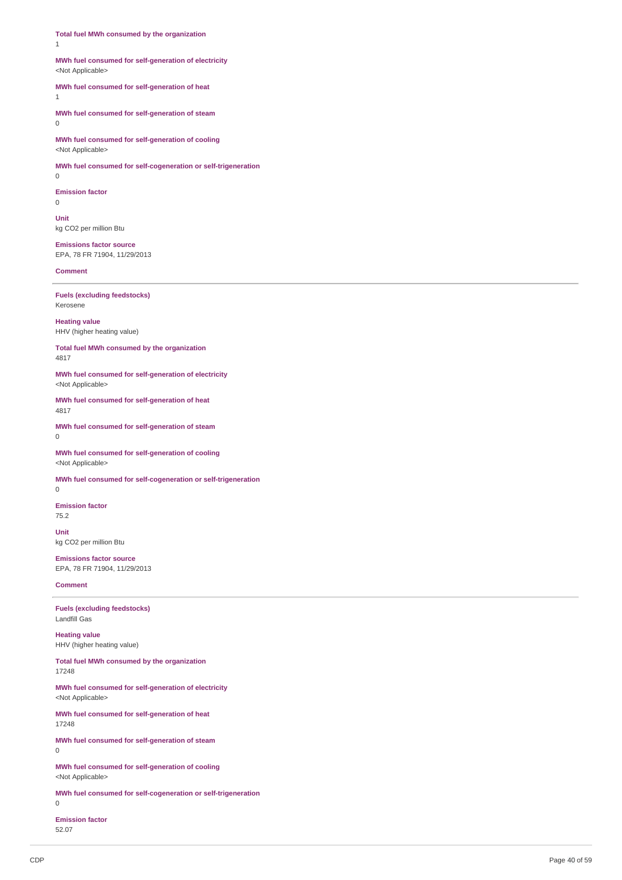**Total fuel MWh consumed by the organization**
1

**MWh fuel consumed for self-generation of electricity**
<Not Applicable>

**MWh fuel consumed for self-generation of heat**
1

**MWh fuel consumed for self-generation of steam**
0

**MWh fuel consumed for self-generation of cooling**
<Not Applicable>

**MWh fuel consumed for self-cogeneration or self-trigeneration**
0

**Emission factor**
0

**Unit**
kg CO2 per million Btu

**Emissions factor source**
EPA, 78 FR 71904, 11/29/2013

**Comment**

---

**Fuels (excluding feedstocks)**
Kerosene

**Heating value**
HHV (higher heating value)

**Total fuel MWh consumed by the organization**
4817

**MWh fuel consumed for self-generation of electricity**
<Not Applicable>

**MWh fuel consumed for self-generation of heat**
4817

**MWh fuel consumed for self-generation of steam**
0

**MWh fuel consumed for self-generation of cooling**
<Not Applicable>

**MWh fuel consumed for self-cogeneration or self-trigeneration**
0

**Emission factor**
75.2

**Unit**
kg CO2 per million Btu

**Emissions factor source**
EPA, 78 FR 71904, 11/29/2013

**Comment**

---

**Fuels (excluding feedstocks)**
Landfill Gas

**Heating value**
HHV (higher heating value)

**Total fuel MWh consumed by the organization**
17248

**MWh fuel consumed for self-generation of electricity**
<Not Applicable>

**MWh fuel consumed for self-generation of heat**
17248

**MWh fuel consumed for self-generation of steam**
0

**MWh fuel consumed for self-generation of cooling**
<Not Applicable>

**MWh fuel consumed for self-cogeneration or self-trigeneration**
0

**Emission factor**
52.07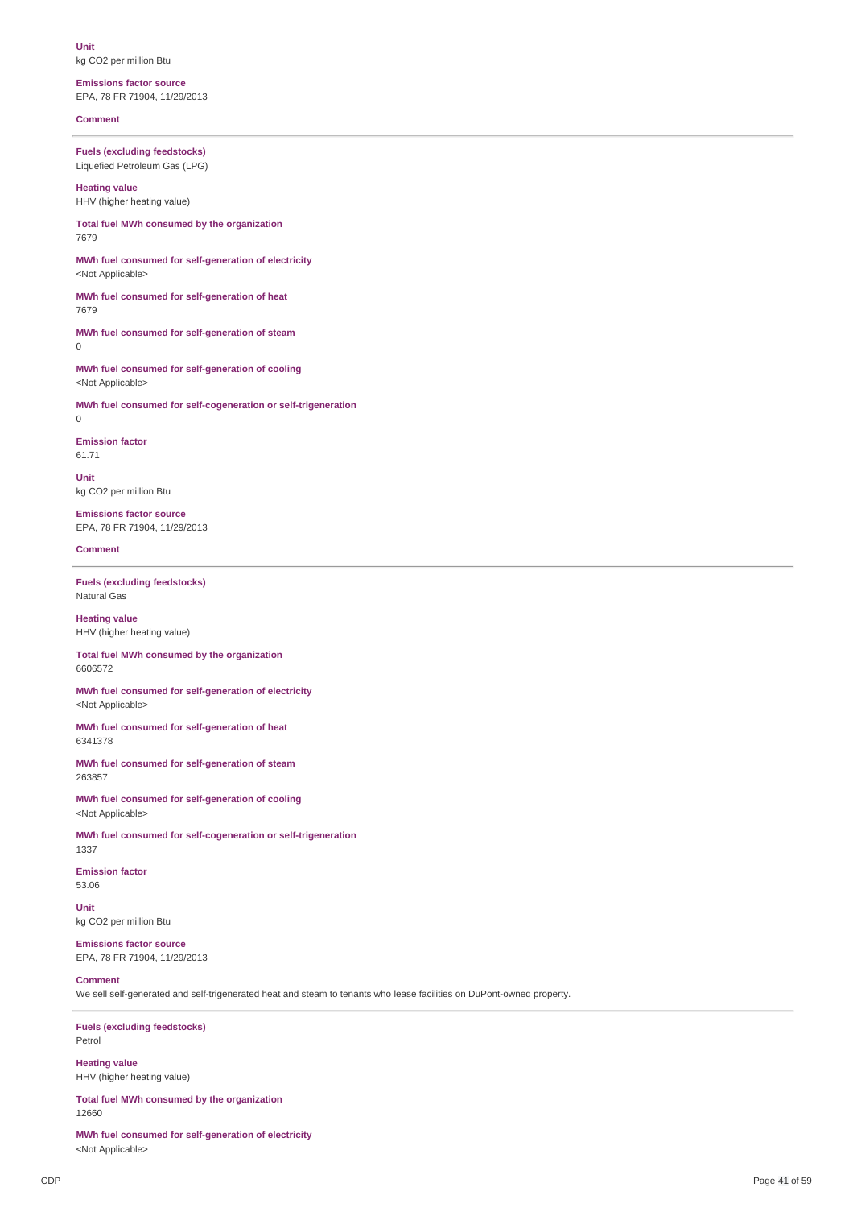**Unit**
kg CO2 per million Btu

**Emissions factor source**
EPA, 78 FR 71904, 11/29/2013

**Comment**

---

**Fuels (excluding feedstocks)**
Liquefied Petroleum Gas (LPG)

**Heating value**
HHV (higher heating value)

**Total fuel MWh consumed by the organization**
7679

**MWh fuel consumed for self-generation of electricity**
<Not Applicable>

**MWh fuel consumed for self-generation of heat**
7679

**MWh fuel consumed for self-generation of steam**
0

**MWh fuel consumed for self-generation of cooling**
<Not Applicable>

**MWh fuel consumed for self-cogeneration or self-trigeneration**
0

**Emission factor**
61.71

**Unit**
kg CO2 per million Btu

**Emissions factor source**
EPA, 78 FR 71904, 11/29/2013

**Comment**

---

**Fuels (excluding feedstocks)**
Natural Gas

**Heating value**
HHV (higher heating value)

**Total fuel MWh consumed by the organization**
6606572

**MWh fuel consumed for self-generation of electricity**
<Not Applicable>

**MWh fuel consumed for self-generation of heat**
6341378

**MWh fuel consumed for self-generation of steam**
263857

**MWh fuel consumed for self-generation of cooling**
<Not Applicable>

**MWh fuel consumed for self-cogeneration or self-trigeneration**
1337

**Emission factor**
53.06

**Unit**
kg CO2 per million Btu

**Emissions factor source**
EPA, 78 FR 71904, 11/29/2013

**Comment**
We sell self-generated and self-trigenerated heat and steam to tenants who lease facilities on DuPont-owned property.

---

**Fuels (excluding feedstocks)**
Petrol

**Heating value**
HHV (higher heating value)

**Total fuel MWh consumed by the organization**
12660

**MWh fuel consumed for self-generation of electricity**
<Not Applicable>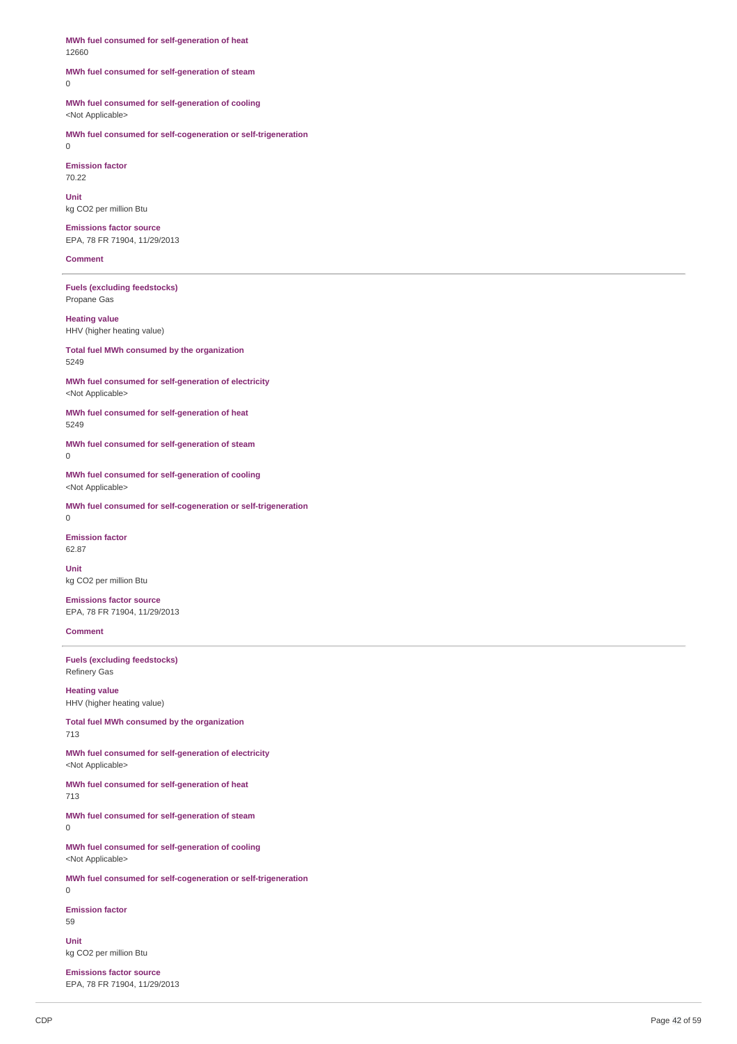**MWh fuel consumed for self-generation of heat**
12660

**MWh fuel consumed for self-generation of steam**
0

**MWh fuel consumed for self-generation of cooling**
<Not Applicable>

**MWh fuel consumed for self-cogeneration or self-trigeneration**
0

**Emission factor**
70.22

**Unit**
kg CO2 per million Btu

**Emissions factor source**
EPA, 78 FR 71904, 11/29/2013

**Comment**

---

**Fuels (excluding feedstocks)**
Propane Gas

**Heating value**
HHV (higher heating value)

**Total fuel MWh consumed by the organization**
5249

**MWh fuel consumed for self-generation of electricity**
<Not Applicable>

**MWh fuel consumed for self-generation of heat**
5249

**MWh fuel consumed for self-generation of steam**
0

**MWh fuel consumed for self-generation of cooling**
<Not Applicable>

**MWh fuel consumed for self-cogeneration or self-trigeneration**
0

**Emission factor**
62.87

**Unit**
kg CO2 per million Btu

**Emissions factor source**
EPA, 78 FR 71904, 11/29/2013

**Comment**

---

**Fuels (excluding feedstocks)**
Refinery Gas

**Heating value**
HHV (higher heating value)

**Total fuel MWh consumed by the organization**
713

**MWh fuel consumed for self-generation of electricity**
<Not Applicable>

**MWh fuel consumed for self-generation of heat**
713

**MWh fuel consumed for self-generation of steam**
0

**MWh fuel consumed for self-generation of cooling**
<Not Applicable>

**MWh fuel consumed for self-cogeneration or self-trigeneration**
0

**Emission factor**
59

**Unit**
kg CO2 per million Btu

**Emissions factor source**
EPA, 78 FR 71904, 11/29/2013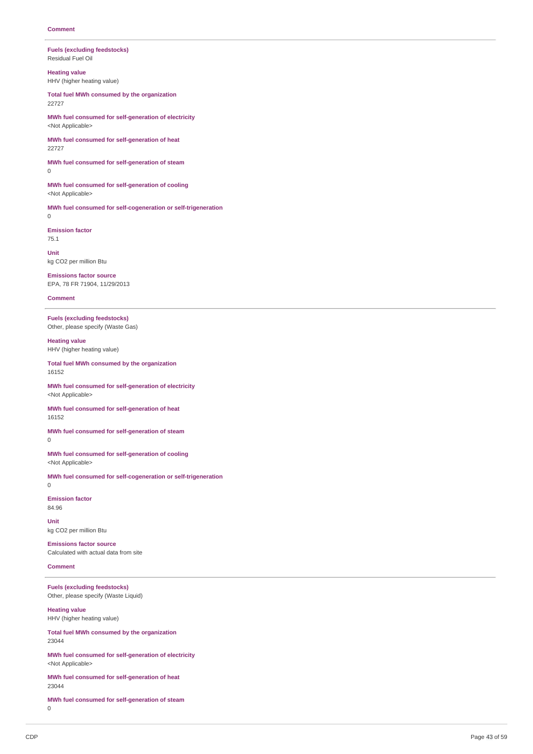**Comment**

---

**Fuels (excluding feedstocks)**
Residual Fuel Oil

**Heating value**
HHV (higher heating value)

**Total fuel MWh consumed by the organization**
22727

**MWh fuel consumed for self-generation of electricity**
<Not Applicable>

**MWh fuel consumed for self-generation of heat**
22727

**MWh fuel consumed for self-generation of steam**
0

**MWh fuel consumed for self-generation of cooling**
<Not Applicable>

**MWh fuel consumed for self-cogeneration or self-trigeneration**
0

**Emission factor**
75.1

**Unit**
kg CO2 per million Btu

**Emissions factor source**
EPA, 78 FR 71904, 11/29/2013

**Comment**

---

**Fuels (excluding feedstocks)**
Other, please specify (Waste Gas)

**Heating value**
HHV (higher heating value)

**Total fuel MWh consumed by the organization**
16152

**MWh fuel consumed for self-generation of electricity**
<Not Applicable>

**MWh fuel consumed for self-generation of heat**
16152

**MWh fuel consumed for self-generation of steam**
0

**MWh fuel consumed for self-generation of cooling**
<Not Applicable>

**MWh fuel consumed for self-cogeneration or self-trigeneration**
0

**Emission factor**
84.96

**Unit**
kg CO2 per million Btu

**Emissions factor source**
Calculated with actual data from site

**Comment**

---

**Fuels (excluding feedstocks)**
Other, please specify (Waste Liquid)

**Heating value**
HHV (higher heating value)

**Total fuel MWh consumed by the organization**
23044

**MWh fuel consumed for self-generation of electricity**
<Not Applicable>

**MWh fuel consumed for self-generation of heat**
23044

**MWh fuel consumed for self-generation of steam**
0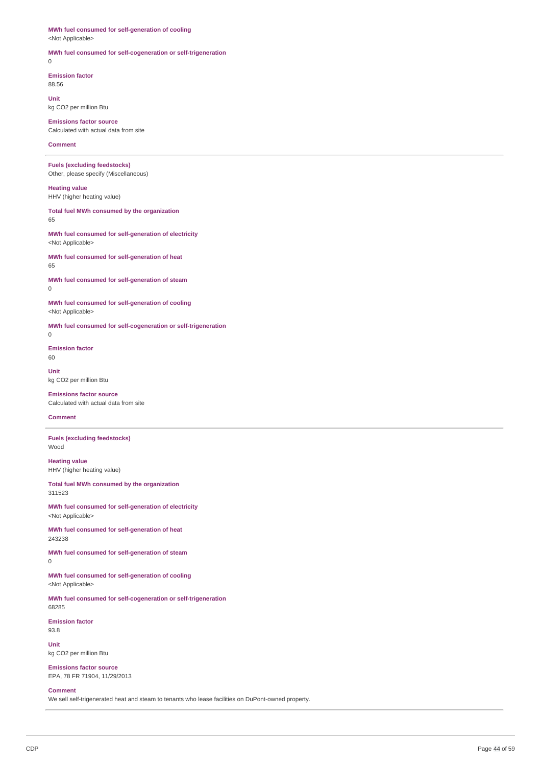**MWh fuel consumed for self-generation of cooling**
<Not Applicable>

**MWh fuel consumed for self-cogeneration or self-trigeneration**
0

**Emission factor**
88.56

**Unit**
kg CO2 per million Btu

**Emissions factor source**
Calculated with actual data from site

**Comment**

---

**Fuels (excluding feedstocks)**
Other, please specify (Miscellaneous)

**Heating value**
HHV (higher heating value)

**Total fuel MWh consumed by the organization**
65

**MWh fuel consumed for self-generation of electricity**
<Not Applicable>

**MWh fuel consumed for self-generation of heat**
65

**MWh fuel consumed for self-generation of steam**
0

**MWh fuel consumed for self-generation of cooling**
<Not Applicable>

**MWh fuel consumed for self-cogeneration or self-trigeneration**
0

**Emission factor**
60

**Unit**
kg CO2 per million Btu

**Emissions factor source**
Calculated with actual data from site

**Comment**

---

**Fuels (excluding feedstocks)**
Wood

**Heating value**
HHV (higher heating value)

**Total fuel MWh consumed by the organization**
311523

**MWh fuel consumed for self-generation of electricity**
<Not Applicable>

**MWh fuel consumed for self-generation of heat**
243238

**MWh fuel consumed for self-generation of steam**
0

**MWh fuel consumed for self-generation of cooling**
<Not Applicable>

**MWh fuel consumed for self-cogeneration or self-trigeneration**
68285

**Emission factor**
93.8

**Unit**
kg CO2 per million Btu

**Emissions factor source**
EPA, 78 FR 71904, 11/29/2013

**Comment**
We sell self-trigenerated heat and steam to tenants who lease facilities on DuPont-owned property.

---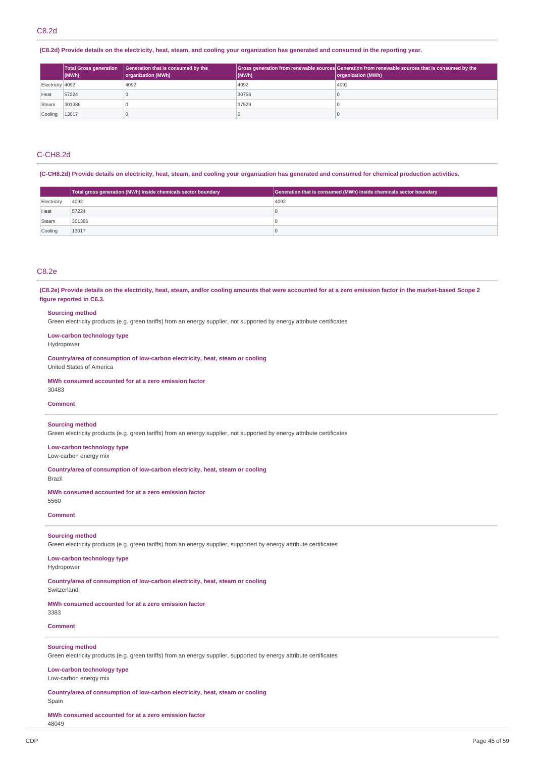## C8.2d

**(C8.2d) Provide details on the electricity, heat, steam, and cooling your organization has generated and consumed in the reporting year.**

| | Total Gross generation (MWh) | Generation that is consumed by the organization (MWh) | Gross generation from renewable sources (MWh) | Generation from renewable sources that is consumed by the organization (MWh) |
|---|---|---|---|---|
| Electricity | 4092 | 4092 | 4092 | 4092 |
| Heat | 57224 | 0 | 30756 | 0 |
| Steam | 301386 | 0 | 37529 | 0 |
| Cooling | 13017 | 0 | 0 | 0 |

## C-CH8.2d

**(C-CH8.2d) Provide details on electricity, heat, steam, and cooling your organization has generated and consumed for chemical production activities.**

| | Total gross generation (MWh) inside chemicals sector boundary | Generation that is consumed (MWh) inside chemicals sector boundary |
|---|---|---|
| Electricity | 4092 | 4092 |
| Heat | 57224 | 0 |
| Steam | 301386 | 0 |
| Cooling | 13017 | 0 |

## C8.2e

**(C8.2e) Provide details on the electricity, heat, steam, and/or cooling amounts that were accounted for at a zero emission factor in the market-based Scope 2 figure reported in C6.3.**

**Sourcing method**
Green electricity products (e.g. green tariffs) from an energy supplier, not supported by energy attribute certificates

**Low-carbon technology type**
Hydropower

**Country/area of consumption of low-carbon electricity, heat, steam or cooling**
United States of America

**MWh consumed accounted for at a zero emission factor**
30483

**Comment**

---

**Sourcing method**
Green electricity products (e.g. green tariffs) from an energy supplier, not supported by energy attribute certificates

**Low-carbon technology type**
Low-carbon energy mix

**Country/area of consumption of low-carbon electricity, heat, steam or cooling**
Brazil

**MWh consumed accounted for at a zero emission factor**
5560

**Comment**

---

**Sourcing method**
Green electricity products (e.g. green tariffs) from an energy supplier, supported by energy attribute certificates

**Low-carbon technology type**
Hydropower

**Country/area of consumption of low-carbon electricity, heat, steam or cooling**
Switzerland

**MWh consumed accounted for at a zero emission factor**
3383

**Comment**

---

**Sourcing method**
Green electricity products (e.g. green tariffs) from an energy supplier, supported by energy attribute certificates

**Low-carbon technology type**
Low-carbon energy mix

**Country/area of consumption of low-carbon electricity, heat, steam or cooling**
Spain

**MWh consumed accounted for at a zero emission factor**
48049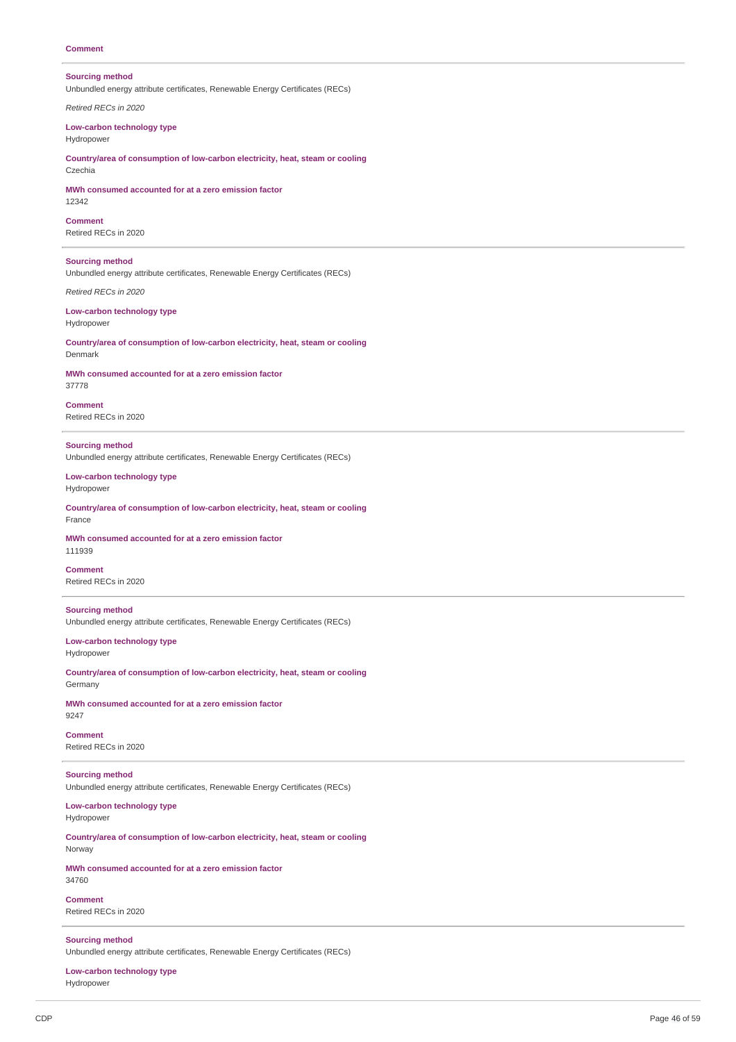**Comment**

---

**Sourcing method**
Unbundled energy attribute certificates, Renewable Energy Certificates (RECs)

*Retired RECs in 2020*

**Low-carbon technology type**
Hydropower

**Country/area of consumption of low-carbon electricity, heat, steam or cooling**
Czechia

**MWh consumed accounted for at a zero emission factor**
12342

**Comment**
Retired RECs in 2020

---

**Sourcing method**
Unbundled energy attribute certificates, Renewable Energy Certificates (RECs)

*Retired RECs in 2020*

**Low-carbon technology type**
Hydropower

**Country/area of consumption of low-carbon electricity, heat, steam or cooling**
Denmark

**MWh consumed accounted for at a zero emission factor**
37778

**Comment**
Retired RECs in 2020

---

**Sourcing method**
Unbundled energy attribute certificates, Renewable Energy Certificates (RECs)

**Low-carbon technology type**
Hydropower

**Country/area of consumption of low-carbon electricity, heat, steam or cooling**
France

**MWh consumed accounted for at a zero emission factor**
111939

**Comment**
Retired RECs in 2020

---

**Sourcing method**
Unbundled energy attribute certificates, Renewable Energy Certificates (RECs)

**Low-carbon technology type**
Hydropower

**Country/area of consumption of low-carbon electricity, heat, steam or cooling**
Germany

**MWh consumed accounted for at a zero emission factor**
9247

**Comment**
Retired RECs in 2020

---

**Sourcing method**
Unbundled energy attribute certificates, Renewable Energy Certificates (RECs)

**Low-carbon technology type**
Hydropower

**Country/area of consumption of low-carbon electricity, heat, steam or cooling**
Norway

**MWh consumed accounted for at a zero emission factor**
34760

**Comment**
Retired RECs in 2020

---

**Sourcing method**
Unbundled energy attribute certificates, Renewable Energy Certificates (RECs)

**Low-carbon technology type**
Hydropower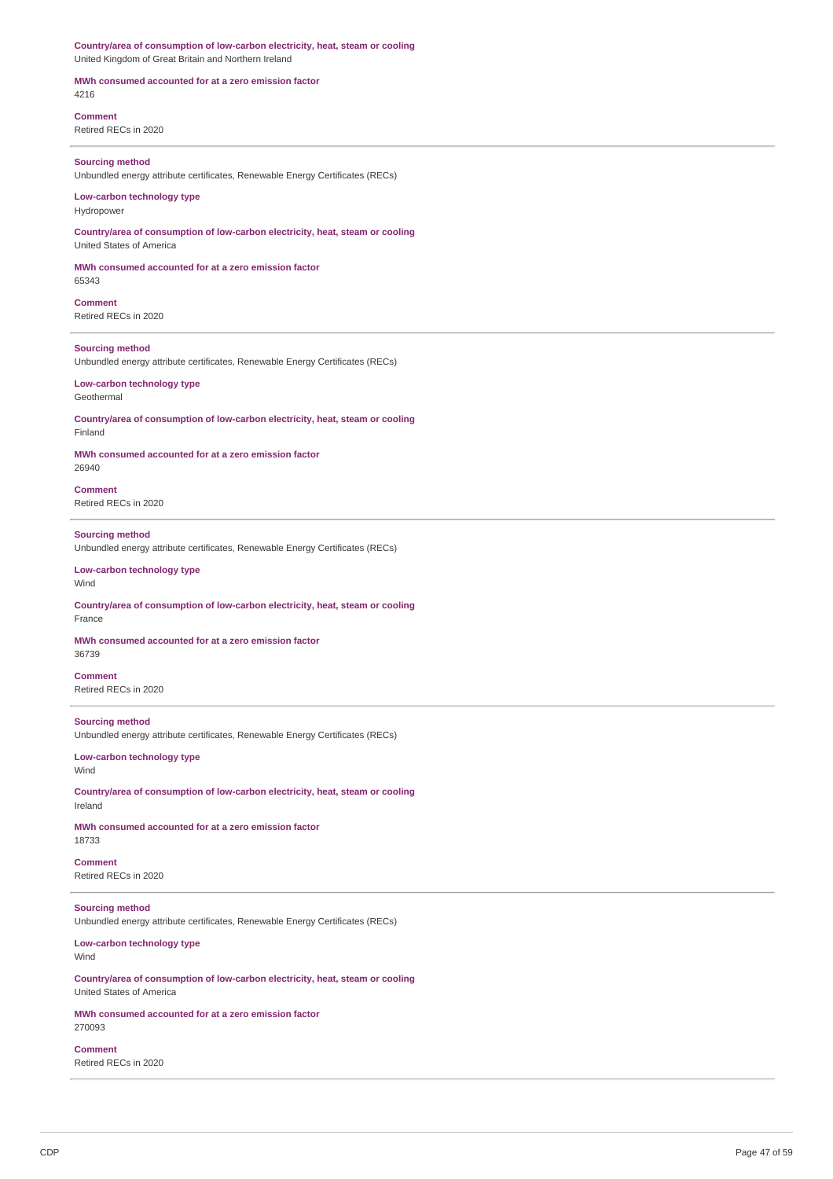**Country/area of consumption of low-carbon electricity, heat, steam or cooling**
United Kingdom of Great Britain and Northern Ireland

**MWh consumed accounted for at a zero emission factor**
4216

**Comment**
Retired RECs in 2020

---

**Sourcing method**
Unbundled energy attribute certificates, Renewable Energy Certificates (RECs)

**Low-carbon technology type**
Hydropower

**Country/area of consumption of low-carbon electricity, heat, steam or cooling**
United States of America

**MWh consumed accounted for at a zero emission factor**
65343

**Comment**
Retired RECs in 2020

---

**Sourcing method**
Unbundled energy attribute certificates, Renewable Energy Certificates (RECs)

**Low-carbon technology type**
Geothermal

**Country/area of consumption of low-carbon electricity, heat, steam or cooling**
Finland

**MWh consumed accounted for at a zero emission factor**
26940

**Comment**
Retired RECs in 2020

---

**Sourcing method**
Unbundled energy attribute certificates, Renewable Energy Certificates (RECs)

**Low-carbon technology type**
Wind

**Country/area of consumption of low-carbon electricity, heat, steam or cooling**
France

**MWh consumed accounted for at a zero emission factor**
36739

**Comment**
Retired RECs in 2020

---

**Sourcing method**
Unbundled energy attribute certificates, Renewable Energy Certificates (RECs)

**Low-carbon technology type**
Wind

**Country/area of consumption of low-carbon electricity, heat, steam or cooling**
Ireland

**MWh consumed accounted for at a zero emission factor**
18733

**Comment**
Retired RECs in 2020

---

**Sourcing method**
Unbundled energy attribute certificates, Renewable Energy Certificates (RECs)

**Low-carbon technology type**
Wind

**Country/area of consumption of low-carbon electricity, heat, steam or cooling**
United States of America

**MWh consumed accounted for at a zero emission factor**
270093

**Comment**
Retired RECs in 2020

---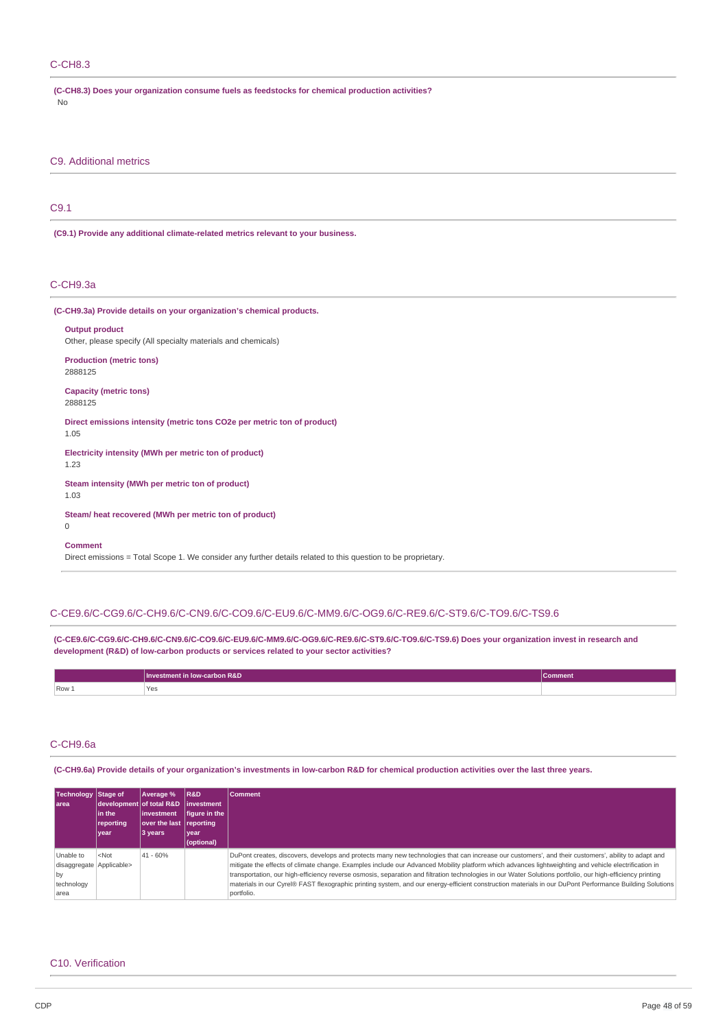## C-CH8.3

**(C-CH8.3) Does your organization consume fuels as feedstocks for chemical production activities?**

No

# C9. Additional metrics

## C9.1

**(C9.1) Provide any additional climate-related metrics relevant to your business.**

## C-CH9.3a

**(C-CH9.3a) Provide details on your organization's chemical products.**

**Output product**
Other, please specify (All specialty materials and chemicals)

**Production (metric tons)**
2888125

**Capacity (metric tons)**
2888125

**Direct emissions intensity (metric tons CO2e per metric ton of product)**
1.05

**Electricity intensity (MWh per metric ton of product)**
1.23

**Steam intensity (MWh per metric ton of product)**
1.03

**Steam/ heat recovered (MWh per metric ton of product)**
0

**Comment**
Direct emissions = Total Scope 1. We consider any further details related to this question to be proprietary.

## C-CE9.6/C-CG9.6/C-CH9.6/C-CN9.6/C-CO9.6/C-EU9.6/C-MM9.6/C-OG9.6/C-RE9.6/C-ST9.6/C-TO9.6/C-TS9.6

**(C-CE9.6/C-CG9.6/C-CH9.6/C-CN9.6/C-CO9.6/C-EU9.6/C-MM9.6/C-OG9.6/C-RE9.6/C-ST9.6/C-TO9.6/C-TS9.6) Does your organization invest in research and development (R&D) of low-carbon products or services related to your sector activities?**

| | Investment in low-carbon R&D | Comment |
|---|---|---|
| Row 1 | Yes | |

## C-CH9.6a

**(C-CH9.6a) Provide details of your organization's investments in low-carbon R&D for chemical production activities over the last three years.**

| Technology area | Stage of development in the reporting year | Average % of total R&D investment over the last 3 years | R&D investment figure in the reporting year (optional) | Comment |
|---|---|---|---|---|
| Unable to disaggregate by technology area | <Not Applicable> | 41 - 60% | | DuPont creates, discovers, develops and protects many new technologies that can increase our customers', and their customers', ability to adapt and mitigate the effects of climate change. Examples include our Advanced Mobility platform which advances lightweighting and vehicle electrification in transportation, our high-efficiency reverse osmosis, separation and filtration technologies in our Water Solutions portfolio, our high-efficiency printing materials in our Cyrel® FAST flexographic printing system, and our energy-efficient construction materials in our DuPont Performance Building Solutions portfolio. |

# C10. Verification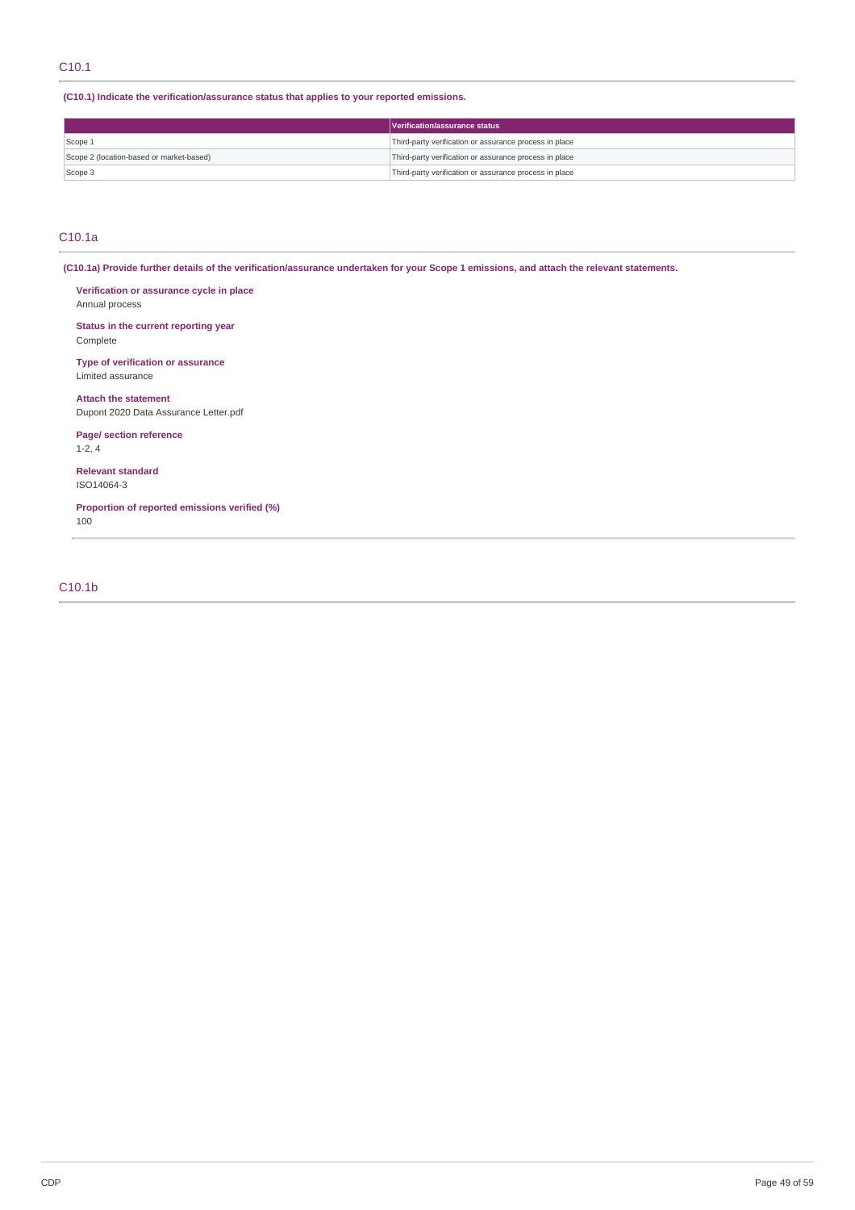## C10.1

**(C10.1) Indicate the verification/assurance status that applies to your reported emissions.**

| | Verification/assurance status |
|---|---|
| Scope 1 | Third-party verification or assurance process in place |
| Scope 2 (location-based or market-based) | Third-party verification or assurance process in place |
| Scope 3 | Third-party verification or assurance process in place |

## C10.1a

**(C10.1a) Provide further details of the verification/assurance undertaken for your Scope 1 emissions, and attach the relevant statements.**

**Verification or assurance cycle in place**
Annual process

**Status in the current reporting year**
Complete

**Type of verification or assurance**
Limited assurance

**Attach the statement**
Dupont 2020 Data Assurance Letter.pdf

**Page/ section reference**
1-2, 4

**Relevant standard**
ISO14064-3

**Proportion of reported emissions verified (%)**
100

## C10.1b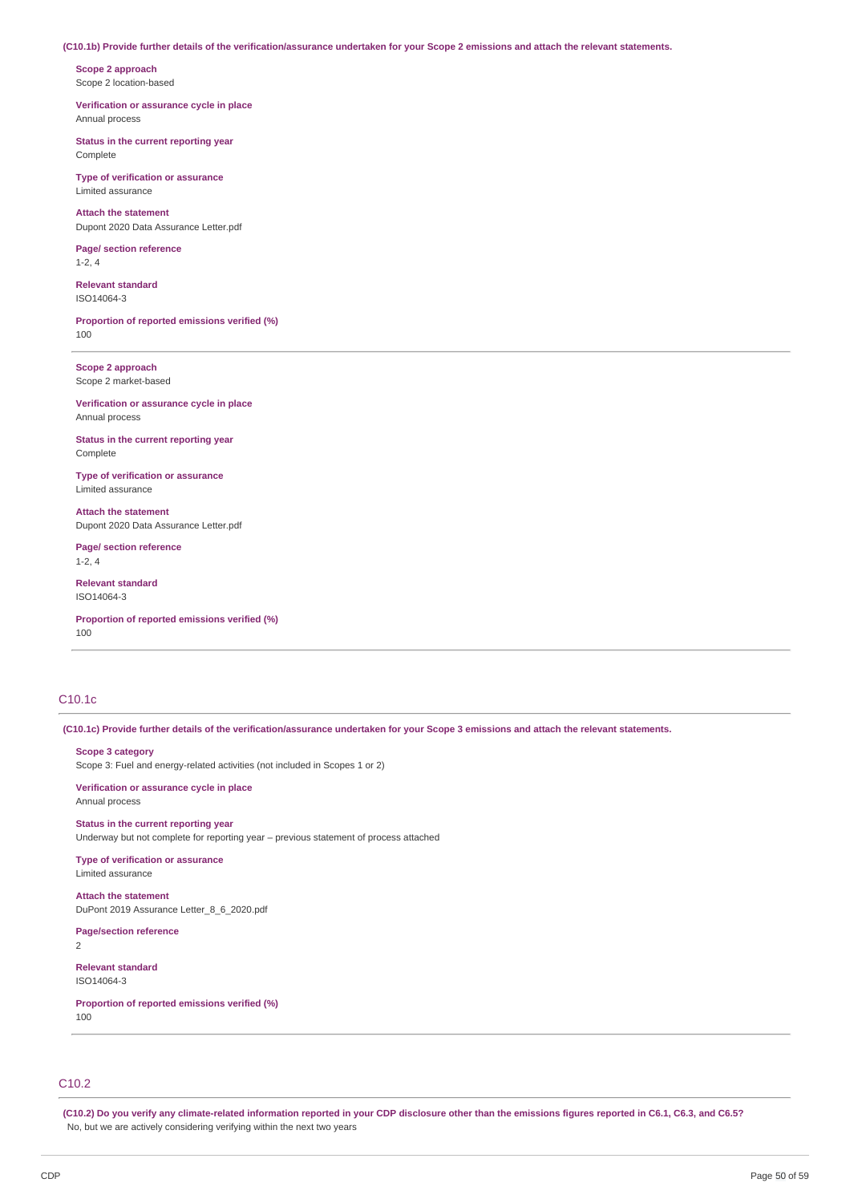**(C10.1b) Provide further details of the verification/assurance undertaken for your Scope 2 emissions and attach the relevant statements.**

**Scope 2 approach**
Scope 2 location-based

**Verification or assurance cycle in place**
Annual process

**Status in the current reporting year**
Complete

**Type of verification or assurance**
Limited assurance

**Attach the statement**
Dupont 2020 Data Assurance Letter.pdf

**Page/ section reference**
1-2, 4

**Relevant standard**
ISO14064-3

**Proportion of reported emissions verified (%)**
100

---

**Scope 2 approach**
Scope 2 market-based

**Verification or assurance cycle in place**
Annual process

**Status in the current reporting year**
Complete

**Type of verification or assurance**
Limited assurance

**Attach the statement**
Dupont 2020 Data Assurance Letter.pdf

**Page/ section reference**
1-2, 4

**Relevant standard**
ISO14064-3

**Proportion of reported emissions verified (%)**
100

---

## C10.1c

**(C10.1c) Provide further details of the verification/assurance undertaken for your Scope 3 emissions and attach the relevant statements.**

**Scope 3 category**
Scope 3: Fuel and energy-related activities (not included in Scopes 1 or 2)

**Verification or assurance cycle in place**
Annual process

**Status in the current reporting year**
Underway but not complete for reporting year – previous statement of process attached

**Type of verification or assurance**
Limited assurance

**Attach the statement**
DuPont 2019 Assurance Letter_8_6_2020.pdf

**Page/section reference**
2

**Relevant standard**
ISO14064-3

**Proportion of reported emissions verified (%)**
100

---

## C10.2

**(C10.2) Do you verify any climate-related information reported in your CDP disclosure other than the emissions figures reported in C6.1, C6.3, and C6.5?**
No, but we are actively considering verifying within the next two years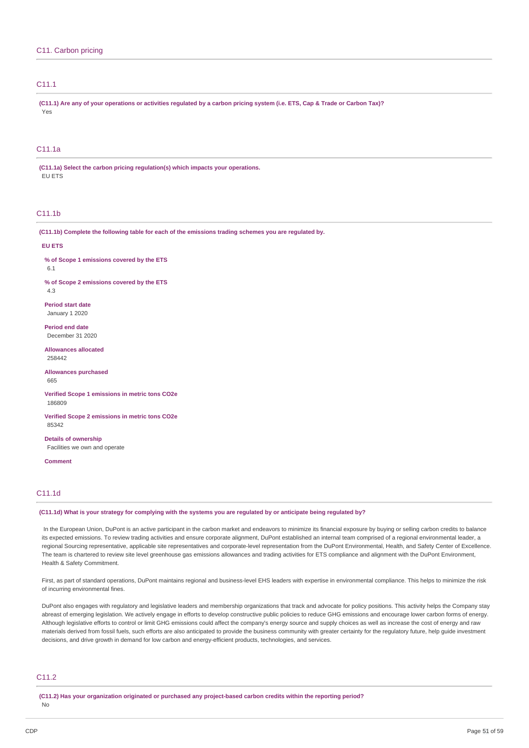## C11. Carbon pricing

### C11.1

**(C11.1) Are any of your operations or activities regulated by a carbon pricing system (i.e. ETS, Cap & Trade or Carbon Tax)?**

Yes

### C11.1a

**(C11.1a) Select the carbon pricing regulation(s) which impacts your operations.**

EU ETS

### C11.1b

**(C11.1b) Complete the following table for each of the emissions trading schemes you are regulated by.**

**EU ETS**

**% of Scope 1 emissions covered by the ETS**

6.1

**% of Scope 2 emissions covered by the ETS**

4.3

**Period start date**

January 1 2020

**Period end date**

December 31 2020

**Allowances allocated**

258442

**Allowances purchased**

665

**Verified Scope 1 emissions in metric tons CO2e**

186809

**Verified Scope 2 emissions in metric tons CO2e**

85342

**Details of ownership**

Facilities we own and operate

**Comment**

### C11.1d

**(C11.1d) What is your strategy for complying with the systems you are regulated by or anticipate being regulated by?**

In the European Union, DuPont is an active participant in the carbon market and endeavors to minimize its financial exposure by buying or selling carbon credits to balance its expected emissions. To review trading activities and ensure corporate alignment, DuPont established an internal team comprised of a regional environmental leader, a regional Sourcing representative, applicable site representatives and corporate-level representation from the DuPont Environmental, Health, and Safety Center of Excellence. The team is chartered to review site level greenhouse gas emissions allowances and trading activities for ETS compliance and alignment with the DuPont Environment, Health & Safety Commitment.

First, as part of standard operations, DuPont maintains regional and business-level EHS leaders with expertise in environmental compliance. This helps to minimize the risk of incurring environmental fines.

DuPont also engages with regulatory and legislative leaders and membership organizations that track and advocate for policy positions. This activity helps the Company stay abreast of emerging legislation. We actively engage in efforts to develop constructive public policies to reduce GHG emissions and encourage lower carbon forms of energy. Although legislative efforts to control or limit GHG emissions could affect the company's energy source and supply choices as well as increase the cost of energy and raw materials derived from fossil fuels, such efforts are also anticipated to provide the business community with greater certainty for the regulatory future, help guide investment decisions, and drive growth in demand for low carbon and energy-efficient products, technologies, and services.

### C11.2

**(C11.2) Has your organization originated or purchased any project-based carbon credits within the reporting period?**

No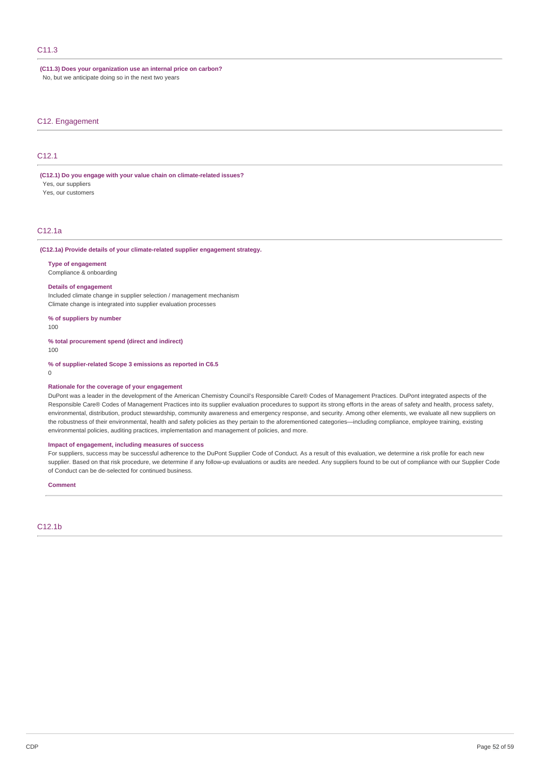## C11.3

**(C11.3) Does your organization use an internal price on carbon?**
No, but we anticipate doing so in the next two years

# C12. Engagement

## C12.1

**(C12.1) Do you engage with your value chain on climate-related issues?**
Yes, our suppliers
Yes, our customers

## C12.1a

**(C12.1a) Provide details of your climate-related supplier engagement strategy.**

**Type of engagement**
Compliance & onboarding

**Details of engagement**
Included climate change in supplier selection / management mechanism
Climate change is integrated into supplier evaluation processes

**% of suppliers by number**
100

**% total procurement spend (direct and indirect)**
100

**% of supplier-related Scope 3 emissions as reported in C6.5**
0

**Rationale for the coverage of your engagement**
DuPont was a leader in the development of the American Chemistry Council's Responsible Care® Codes of Management Practices. DuPont integrated aspects of the Responsible Care® Codes of Management Practices into its supplier evaluation procedures to support its strong efforts in the areas of safety and health, process safety, environmental, distribution, product stewardship, community awareness and emergency response, and security. Among other elements, we evaluate all new suppliers on the robustness of their environmental, health and safety policies as they pertain to the aforementioned categories—including compliance, employee training, existing environmental policies, auditing practices, implementation and management of policies, and more.

**Impact of engagement, including measures of success**
For suppliers, success may be successful adherence to the DuPont Supplier Code of Conduct. As a result of this evaluation, we determine a risk profile for each new supplier. Based on that risk procedure, we determine if any follow-up evaluations or audits are needed. Any suppliers found to be out of compliance with our Supplier Code of Conduct can be de-selected for continued business.

**Comment**

## C12.1b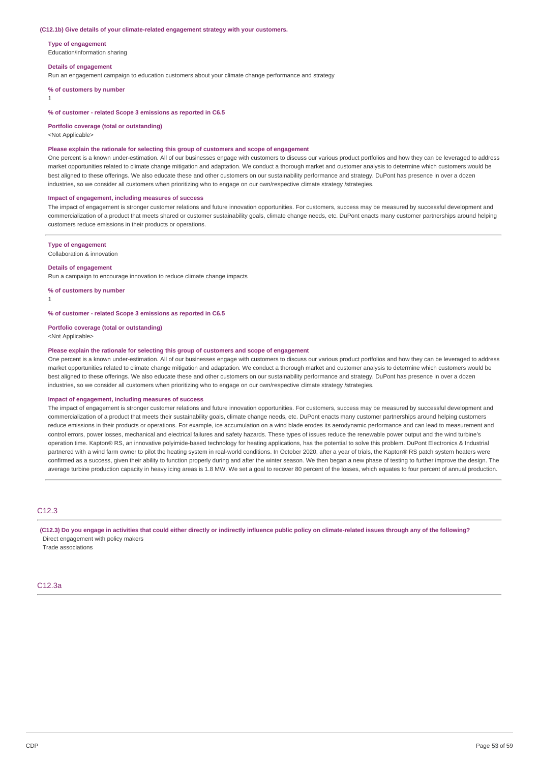**(C12.1b) Give details of your climate-related engagement strategy with your customers.**

**Type of engagement**
Education/information sharing

**Details of engagement**
Run an engagement campaign to education customers about your climate change performance and strategy

**% of customers by number**
1

**% of customer - related Scope 3 emissions as reported in C6.5**

**Portfolio coverage (total or outstanding)**
<Not Applicable>

**Please explain the rationale for selecting this group of customers and scope of engagement**
One percent is a known under-estimation. All of our businesses engage with customers to discuss our various product portfolios and how they can be leveraged to address market opportunities related to climate change mitigation and adaptation. We conduct a thorough market and customer analysis to determine which customers would be best aligned to these offerings. We also educate these and other customers on our sustainability performance and strategy. DuPont has presence in over a dozen industries, so we consider all customers when prioritizing who to engage on our own/respective climate strategy /strategies.

**Impact of engagement, including measures of success**
The impact of engagement is stronger customer relations and future innovation opportunities. For customers, success may be measured by successful development and commercialization of a product that meets shared or customer sustainability goals, climate change needs, etc. DuPont enacts many customer partnerships around helping customers reduce emissions in their products or operations.

---

**Type of engagement**
Collaboration & innovation

**Details of engagement**
Run a campaign to encourage innovation to reduce climate change impacts

**% of customers by number**
1

**% of customer - related Scope 3 emissions as reported in C6.5**

**Portfolio coverage (total or outstanding)**
<Not Applicable>

**Please explain the rationale for selecting this group of customers and scope of engagement**
One percent is a known under-estimation. All of our businesses engage with customers to discuss our various product portfolios and how they can be leveraged to address market opportunities related to climate change mitigation and adaptation. We conduct a thorough market and customer analysis to determine which customers would be best aligned to these offerings. We also educate these and other customers on our sustainability performance and strategy. DuPont has presence in over a dozen industries, so we consider all customers when prioritizing who to engage on our own/respective climate strategy /strategies.

**Impact of engagement, including measures of success**
The impact of engagement is stronger customer relations and future innovation opportunities. For customers, success may be measured by successful development and commercialization of a product that meets their sustainability goals, climate change needs, etc. DuPont enacts many customer partnerships around helping customers reduce emissions in their products or operations. For example, ice accumulation on a wind blade erodes its aerodynamic performance and can lead to measurement and control errors, power losses, mechanical and electrical failures and safety hazards. These types of issues reduce the renewable power output and the wind turbine's operation time. Kapton® RS, an innovative polyimide-based technology for heating applications, has the potential to solve this problem. DuPont Electronics & Industrial partnered with a wind farm owner to pilot the heating system in real-world conditions. In October 2020, after a year of trials, the Kapton® RS patch system heaters were confirmed as a success, given their ability to function properly during and after the winter season. We then began a new phase of testing to further improve the design. The average turbine production capacity in heavy icing areas is 1.8 MW. We set a goal to recover 80 percent of the losses, which equates to four percent of annual production.

## C12.3

**(C12.3) Do you engage in activities that could either directly or indirectly influence public policy on climate-related issues through any of the following?**
Direct engagement with policy makers
Trade associations

## C12.3a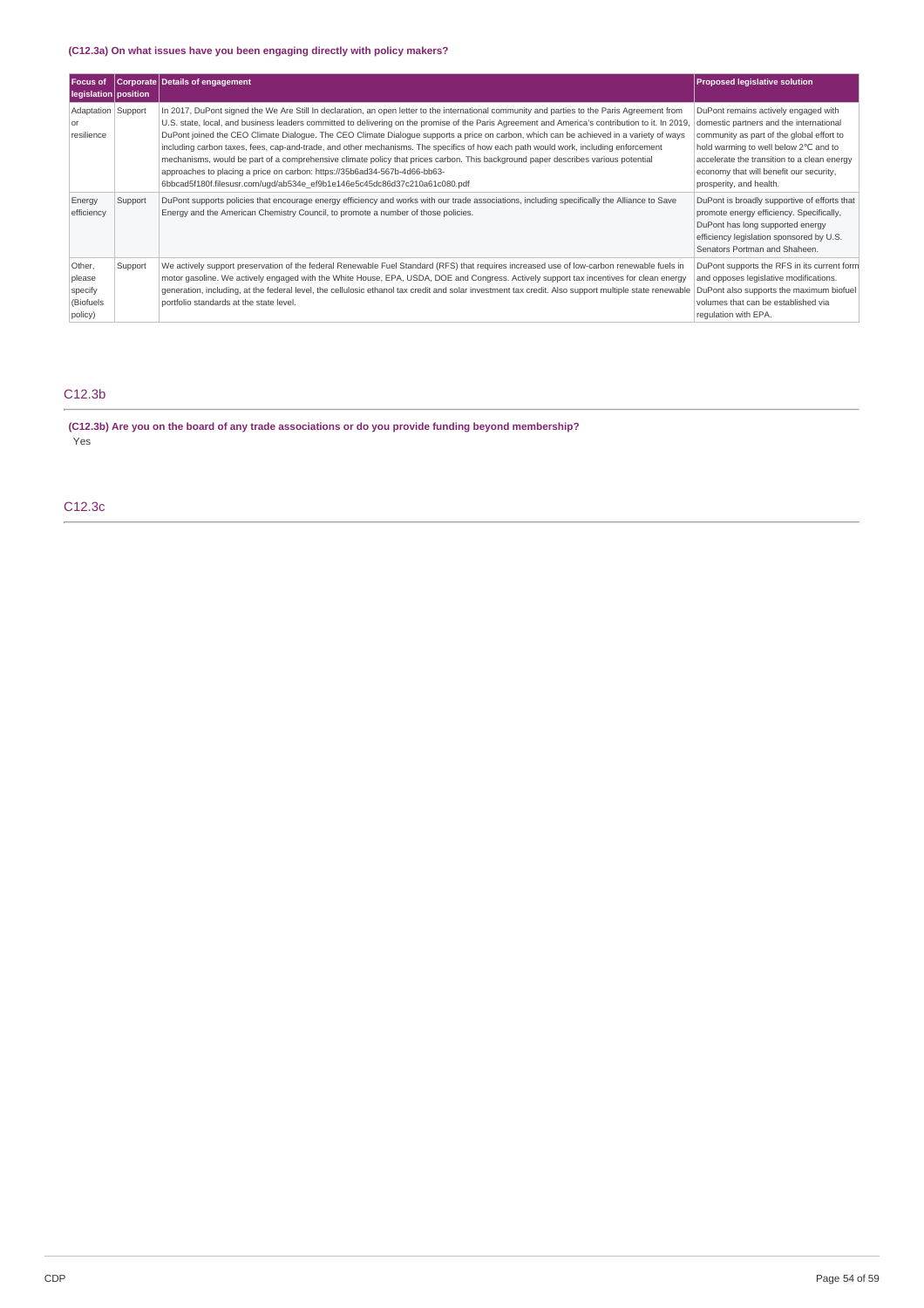**(C12.3a) On what issues have you been engaging directly with policy makers?**

| Focus of legislation | Corporate position | Details of engagement | Proposed legislative solution |
|---|---|---|---|
| Adaptation or resilience | Support | In 2017, DuPont signed the We Are Still In declaration, an open letter to the international community and parties to the Paris Agreement from U.S. state, local, and business leaders committed to delivering on the promise of the Paris Agreement and America's contribution to it. In 2019, DuPont joined the CEO Climate Dialogue. The CEO Climate Dialogue supports a price on carbon, which can be achieved in a variety of ways including carbon taxes, fees, cap-and-trade, and other mechanisms. The specifics of how each path would work, including enforcement mechanisms, would be part of a comprehensive climate policy that prices carbon. This background paper describes various potential approaches to placing a price on carbon: https://35b6ad34-567b-4d66-bb63-6bbcad5f180f.filesusr.com/ugd/ab534e_ef9b1e146e5c45dc86d37c210a61c080.pdf | DuPont remains actively engaged with domestic partners and the international community as part of the global effort to hold warming to well below 2°C and to accelerate the transition to a clean energy economy that will benefit our security, prosperity, and health. |
| Energy efficiency | Support | DuPont supports policies that encourage energy efficiency and works with our trade associations, including specifically the Alliance to Save Energy and the American Chemistry Council, to promote a number of those policies. | DuPont is broadly supportive of efforts that promote energy efficiency. Specifically, DuPont has long supported energy efficiency legislation sponsored by U.S. Senators Portman and Shaheen. |
| Other, please specify (Biofuels policy) | Support | We actively support preservation of the federal Renewable Fuel Standard (RFS) that requires increased use of low-carbon renewable fuels in motor gasoline. We actively engaged with the White House, EPA, USDA, DOE and Congress. Actively support tax incentives for clean energy generation, including, at the federal level, the cellulosic ethanol tax credit and solar investment tax credit. Also support multiple state renewable portfolio standards at the state level. | DuPont supports the RFS in its current form and opposes legislative modifications. DuPont also supports the maximum biofuel volumes that can be established via regulation with EPA. |

## C12.3b

**(C12.3b) Are you on the board of any trade associations or do you provide funding beyond membership?**

Yes

## C12.3c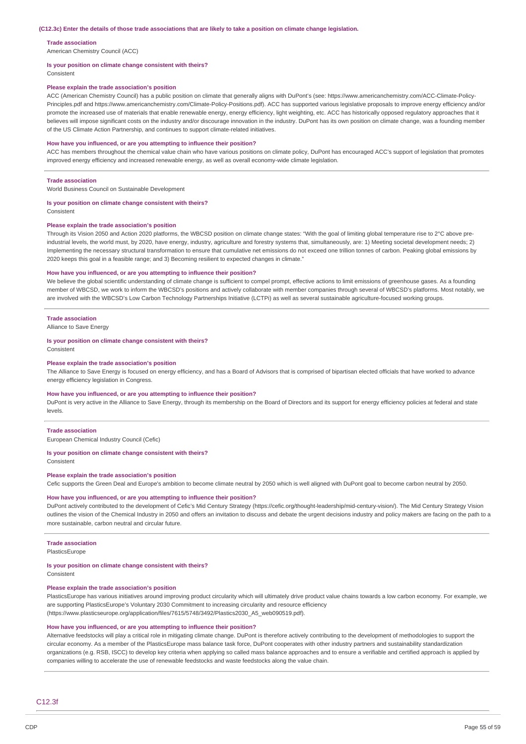**(C12.3c) Enter the details of those trade associations that are likely to take a position on climate change legislation.**

**Trade association**
American Chemistry Council (ACC)

**Is your position on climate change consistent with theirs?**
Consistent

**Please explain the trade association's position**
ACC (American Chemistry Council) has a public position on climate that generally aligns with DuPont's (see: https://www.americanchemistry.com/ACC-Climate-Policy-Principles.pdf and https://www.americanchemistry.com/Climate-Policy-Positions.pdf). ACC has supported various legislative proposals to improve energy efficiency and/or promote the increased use of materials that enable renewable energy, energy efficiency, light weighting, etc. ACC has historically opposed regulatory approaches that it believes will impose significant costs on the industry and/or discourage innovation in the industry. DuPont has its own position on climate change, was a founding member of the US Climate Action Partnership, and continues to support climate-related initiatives.

**How have you influenced, or are you attempting to influence their position?**
ACC has members throughout the chemical value chain who have various positions on climate policy, DuPont has encouraged ACC's support of legislation that promotes improved energy efficiency and increased renewable energy, as well as overall economy-wide climate legislation.

---

**Trade association**
World Business Council on Sustainable Development

**Is your position on climate change consistent with theirs?**
Consistent

**Please explain the trade association's position**
Through its Vision 2050 and Action 2020 platforms, the WBCSD position on climate change states: "With the goal of limiting global temperature rise to 2°C above pre-industrial levels, the world must, by 2020, have energy, industry, agriculture and forestry systems that, simultaneously, are: 1) Meeting societal development needs; 2) Implementing the necessary structural transformation to ensure that cumulative net emissions do not exceed one trillion tonnes of carbon. Peaking global emissions by 2020 keeps this goal in a feasible range; and 3) Becoming resilient to expected changes in climate."

**How have you influenced, or are you attempting to influence their position?**
We believe the global scientific understanding of climate change is sufficient to compel prompt, effective actions to limit emissions of greenhouse gases. As a founding member of WBCSD, we work to inform the WBCSD's positions and actively collaborate with member companies through several of WBCSD's platforms. Most notably, we are involved with the WBCSD's Low Carbon Technology Partnerships Initiative (LCTPi) as well as several sustainable agriculture-focused working groups.

---

**Trade association**
Alliance to Save Energy

**Is your position on climate change consistent with theirs?**
Consistent

**Please explain the trade association's position**
The Alliance to Save Energy is focused on energy efficiency, and has a Board of Advisors that is comprised of bipartisan elected officials that have worked to advance energy efficiency legislation in Congress.

**How have you influenced, or are you attempting to influence their position?**
DuPont is very active in the Alliance to Save Energy, through its membership on the Board of Directors and its support for energy efficiency policies at federal and state levels.

---

**Trade association**
European Chemical Industry Council (Cefic)

**Is your position on climate change consistent with theirs?**
Consistent

**Please explain the trade association's position**
Cefic supports the Green Deal and Europe's ambition to become climate neutral by 2050 which is well aligned with DuPont goal to become carbon neutral by 2050.

**How have you influenced, or are you attempting to influence their position?**
DuPont actively contributed to the development of Cefic's Mid Century Strategy (https://cefic.org/thought-leadership/mid-century-vision/). The Mid Century Strategy Vision outlines the vision of the Chemical Industry in 2050 and offers an invitation to discuss and debate the urgent decisions industry and policy makers are facing on the path to a more sustainable, carbon neutral and circular future.

---

**Trade association**
PlasticsEurope

**Is your position on climate change consistent with theirs?**
Consistent

**Please explain the trade association's position**
PlasticsEurope has various initiatives around improving product circularity which will ultimately drive product value chains towards a low carbon economy. For example, we are supporting PlasticsEurope's Voluntary 2030 Commitment to increasing circularity and resource efficiency (https://www.plasticseurope.org/application/files/7615/5748/3492/Plastics2030_A5_web090519.pdf).

**How have you influenced, or are you attempting to influence their position?**
Alternative feedstocks will play a critical role in mitigating climate change. DuPont is therefore actively contributing to the development of methodologies to support the circular economy. As a member of the PlasticsEurope mass balance task force, DuPont cooperates with other industry partners and sustainability standardization organizations (e.g. RSB, ISCC) to develop key criteria when applying so called mass balance approaches and to ensure a verifiable and certified approach is applied by companies willing to accelerate the use of renewable feedstocks and waste feedstocks along the value chain.

---

## C12.3f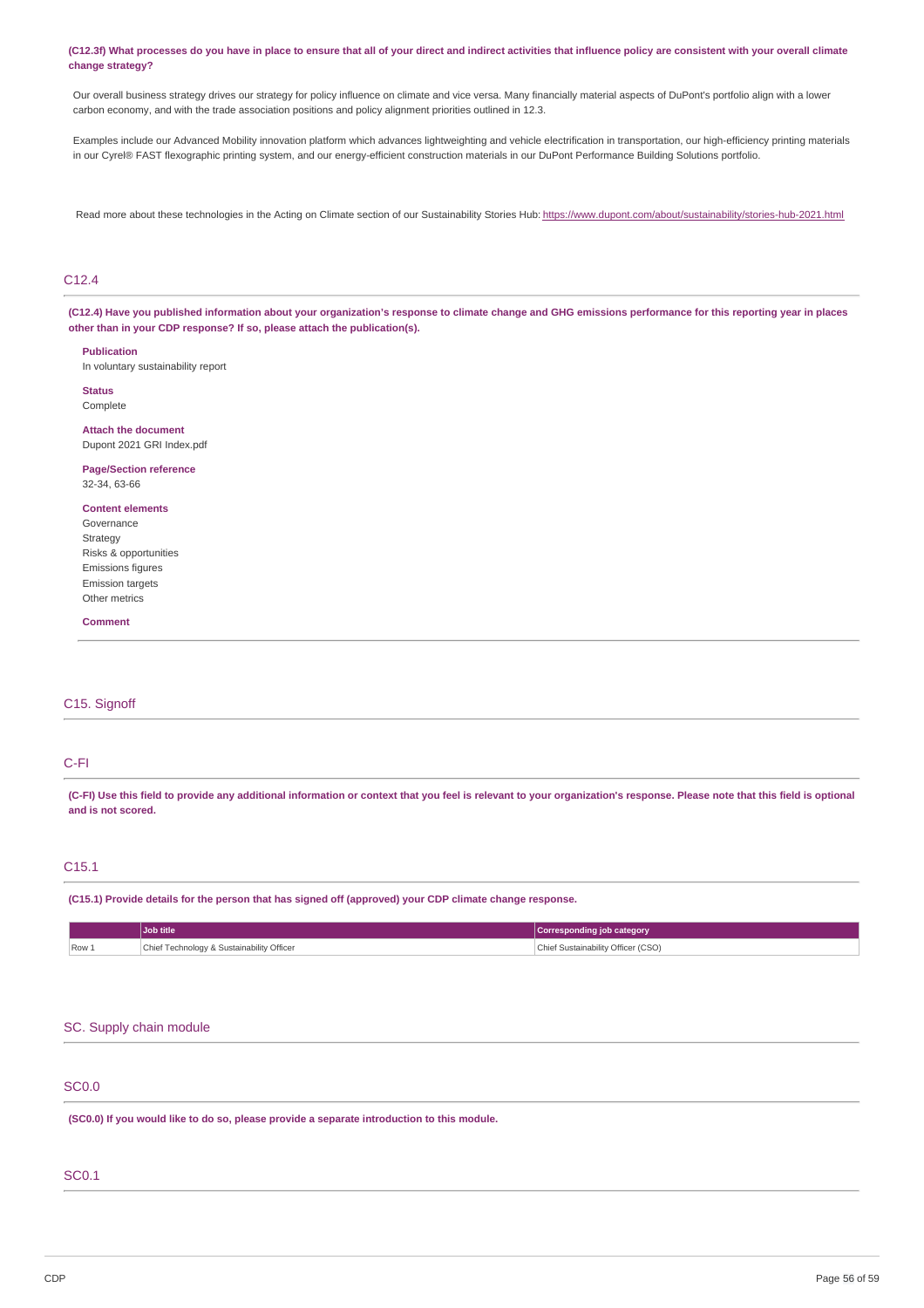**(C12.3f) What processes do you have in place to ensure that all of your direct and indirect activities that influence policy are consistent with your overall climate change strategy?**

Our overall business strategy drives our strategy for policy influence on climate and vice versa. Many financially material aspects of DuPont's portfolio align with a lower carbon economy, and with the trade association positions and policy alignment priorities outlined in 12.3.

Examples include our Advanced Mobility innovation platform which advances lightweighting and vehicle electrification in transportation, our high-efficiency printing materials in our Cyrel® FAST flexographic printing system, and our energy-efficient construction materials in our DuPont Performance Building Solutions portfolio.

Read more about these technologies in the Acting on Climate section of our Sustainability Stories Hub: https://www.dupont.com/about/sustainability/stories-hub-2021.html

## C12.4

**(C12.4) Have you published information about your organization's response to climate change and GHG emissions performance for this reporting year in places other than in your CDP response? If so, please attach the publication(s).**

**Publication**
In voluntary sustainability report

**Status**
Complete

**Attach the document**
Dupont 2021 GRI Index.pdf

**Page/Section reference**
32-34, 63-66

**Content elements**
Governance
Strategy
Risks & opportunities
Emissions figures
Emission targets
Other metrics

**Comment**

## C15. Signoff

## C-FI

**(C-FI) Use this field to provide any additional information or context that you feel is relevant to your organization's response. Please note that this field is optional and is not scored.**

## C15.1

**(C15.1) Provide details for the person that has signed off (approved) your CDP climate change response.**

| | Job title | Corresponding job category |
|---|---|---|
| Row 1 | Chief Technology & Sustainability Officer | Chief Sustainability Officer (CSO) |

## SC. Supply chain module

## SC0.0

**(SC0.0) If you would like to do so, please provide a separate introduction to this module.**

## SC0.1